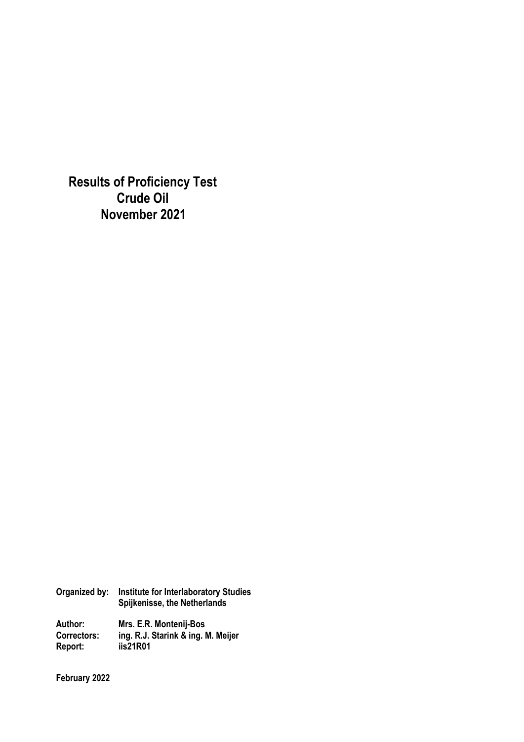# Results of Proficiency Test
# Crude Oil
# November 2021

**Organized by:** **Institute for Interlaboratory Studies**
**Spijkenisse, the Netherlands**

**Author:** **Mrs. E.R. Montenij-Bos**
**Correctors:** **ing. R.J. Starink & ing. M. Meijer**
**Report:** **iis21R01**

**February 2022**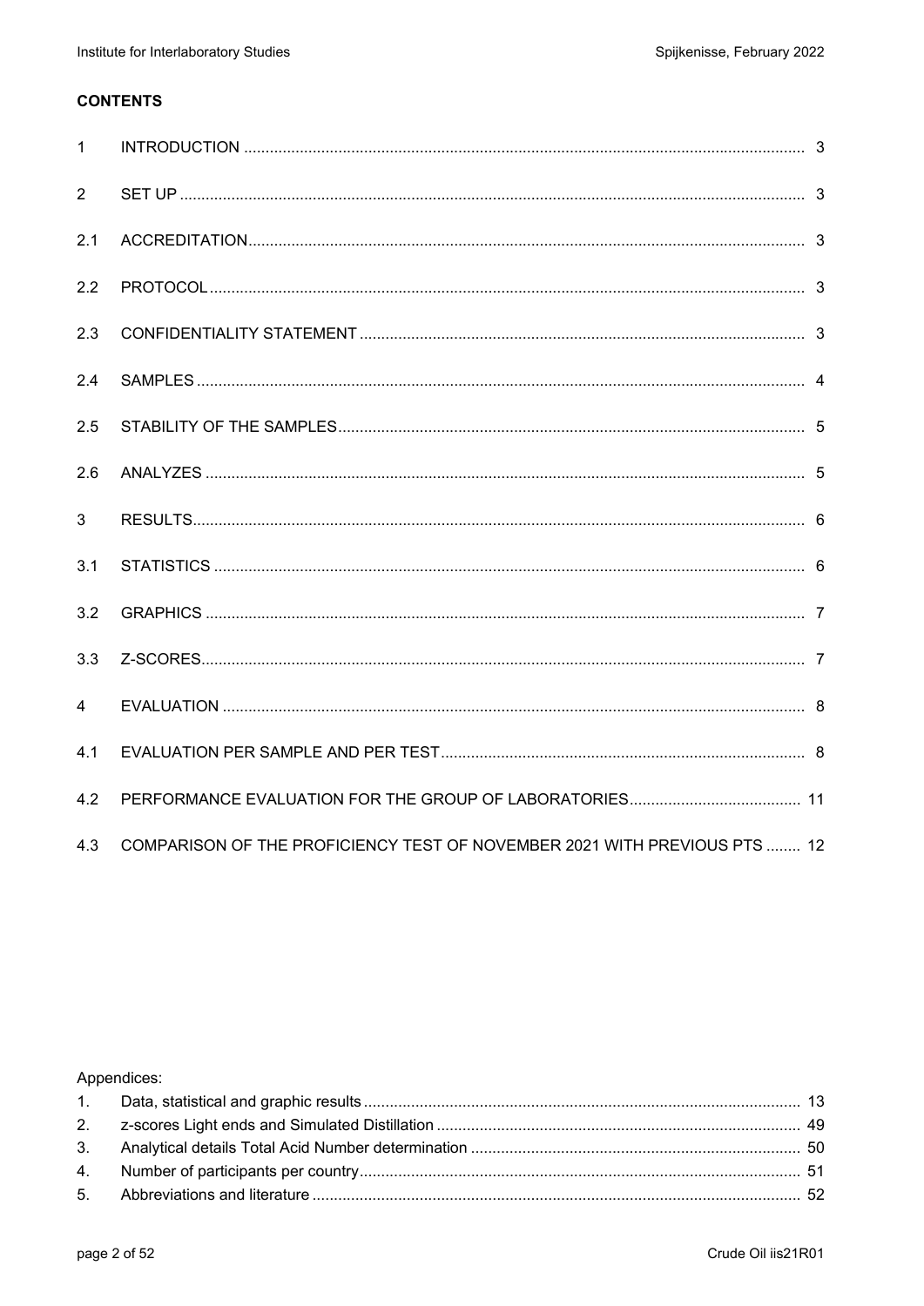**CONTENTS**

| | | |
|---|---|---|
| 1 | INTRODUCTION | 3 |
| 2 | SET UP | 3 |
| 2.1 | ACCREDITATION | 3 |
| 2.2 | PROTOCOL | 3 |
| 2.3 | CONFIDENTIALITY STATEMENT | 3 |
| 2.4 | SAMPLES | 4 |
| 2.5 | STABILITY OF THE SAMPLES | 5 |
| 2.6 | ANALYZES | 5 |
| 3 | RESULTS | 6 |
| 3.1 | STATISTICS | 6 |
| 3.2 | GRAPHICS | 7 |
| 3.3 | Z-SCORES | 7 |
| 4 | EVALUATION | 8 |
| 4.1 | EVALUATION PER SAMPLE AND PER TEST | 8 |
| 4.2 | PERFORMANCE EVALUATION FOR THE GROUP OF LABORATORIES | 11 |
| 4.3 | COMPARISON OF THE PROFICIENCY TEST OF NOVEMBER 2021 WITH PREVIOUS PTS | 12 |

Appendices:

| | | |
|---|---|---|
| 1. | Data, statistical and graphic results | 13 |
| 2. | z-scores Light ends and Simulated Distillation | 49 |
| 3. | Analytical details Total Acid Number determination | 50 |
| 4. | Number of participants per country | 51 |
| 5. | Abbreviations and literature | 52 |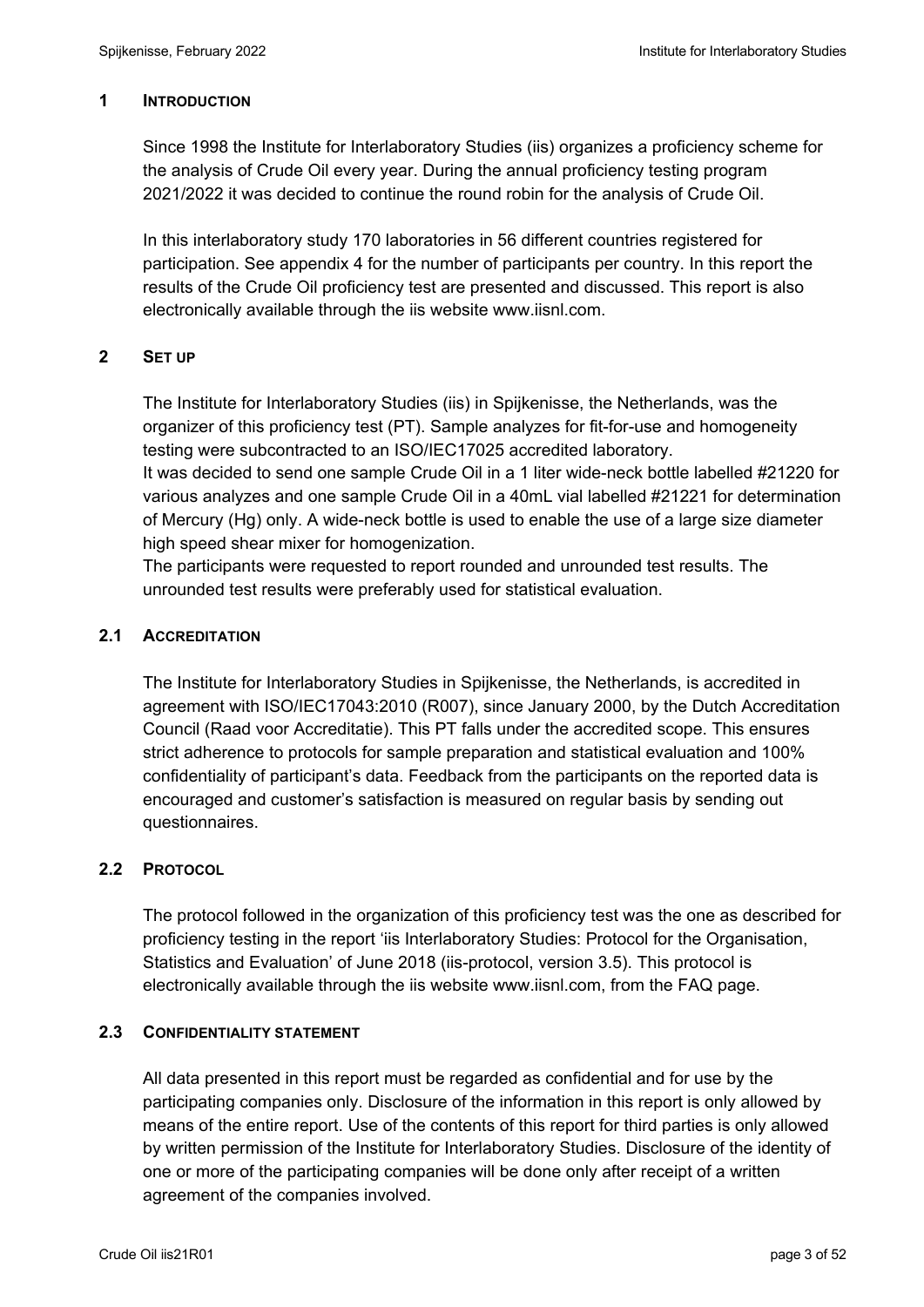## 1 INTRODUCTION

Since 1998 the Institute for Interlaboratory Studies (iis) organizes a proficiency scheme for the analysis of Crude Oil every year. During the annual proficiency testing program 2021/2022 it was decided to continue the round robin for the analysis of Crude Oil.

In this interlaboratory study 170 laboratories in 56 different countries registered for participation. See appendix 4 for the number of participants per country. In this report the results of the Crude Oil proficiency test are presented and discussed. This report is also electronically available through the iis website www.iisnl.com.

## 2 SET UP

The Institute for Interlaboratory Studies (iis) in Spijkenisse, the Netherlands, was the organizer of this proficiency test (PT). Sample analyzes for fit-for-use and homogeneity testing were subcontracted to an ISO/IEC17025 accredited laboratory.
It was decided to send one sample Crude Oil in a 1 liter wide-neck bottle labelled #21220 for various analyzes and one sample Crude Oil in a 40mL vial labelled #21221 for determination of Mercury (Hg) only. A wide-neck bottle is used to enable the use of a large size diameter high speed shear mixer for homogenization.
The participants were requested to report rounded and unrounded test results. The unrounded test results were preferably used for statistical evaluation.

### 2.1 ACCREDITATION

The Institute for Interlaboratory Studies in Spijkenisse, the Netherlands, is accredited in agreement with ISO/IEC17043:2010 (R007), since January 2000, by the Dutch Accreditation Council (Raad voor Accreditatie). This PT falls under the accredited scope. This ensures strict adherence to protocols for sample preparation and statistical evaluation and 100% confidentiality of participant's data. Feedback from the participants on the reported data is encouraged and customer's satisfaction is measured on regular basis by sending out questionnaires.

### 2.2 PROTOCOL

The protocol followed in the organization of this proficiency test was the one as described for proficiency testing in the report 'iis Interlaboratory Studies: Protocol for the Organisation, Statistics and Evaluation' of June 2018 (iis-protocol, version 3.5). This protocol is electronically available through the iis website www.iisnl.com, from the FAQ page.

### 2.3 CONFIDENTIALITY STATEMENT

All data presented in this report must be regarded as confidential and for use by the participating companies only. Disclosure of the information in this report is only allowed by means of the entire report. Use of the contents of this report for third parties is only allowed by written permission of the Institute for Interlaboratory Studies. Disclosure of the identity of one or more of the participating companies will be done only after receipt of a written agreement of the companies involved.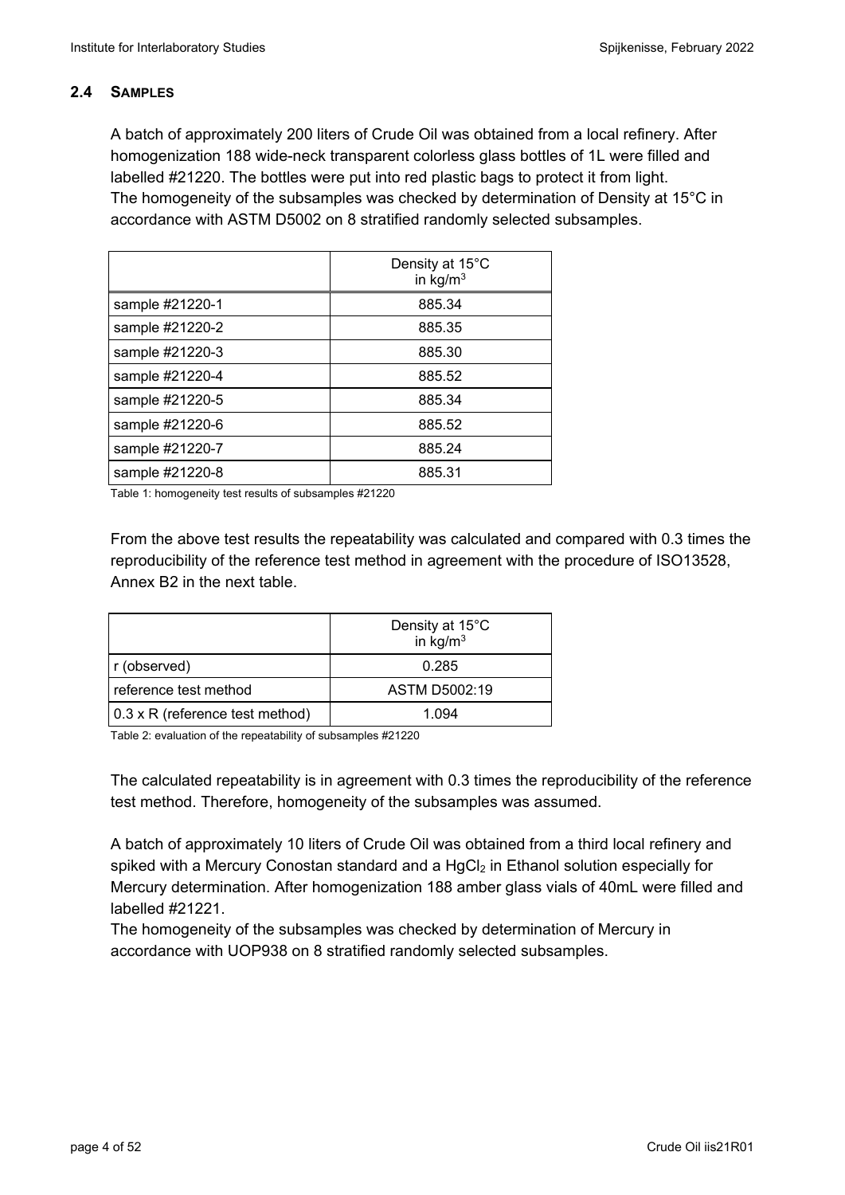## 2.4 SAMPLES

A batch of approximately 200 liters of Crude Oil was obtained from a local refinery. After homogenization 188 wide-neck transparent colorless glass bottles of 1L were filled and labelled #21220. The bottles were put into red plastic bags to protect it from light.
The homogeneity of the subsamples was checked by determination of Density at 15°C in accordance with ASTM D5002 on 8 stratified randomly selected subsamples.

| | Density at 15°C in kg/m$^3$ |
|---|---|
| sample #21220-1 | 885.34 |
| sample #21220-2 | 885.35 |
| sample #21220-3 | 885.30 |
| sample #21220-4 | 885.52 |
| sample #21220-5 | 885.34 |
| sample #21220-6 | 885.52 |
| sample #21220-7 | 885.24 |
| sample #21220-8 | 885.31 |

Table 1: homogeneity test results of subsamples #21220

From the above test results the repeatability was calculated and compared with 0.3 times the reproducibility of the reference test method in agreement with the procedure of ISO13528, Annex B2 in the next table.

| | Density at 15°C in kg/m$^3$ |
|---|---|
| r (observed) | 0.285 |
| reference test method | ASTM D5002:19 |
| 0.3 x R (reference test method) | 1.094 |

Table 2: evaluation of the repeatability of subsamples #21220

The calculated repeatability is in agreement with 0.3 times the reproducibility of the reference test method. Therefore, homogeneity of the subsamples was assumed.

A batch of approximately 10 liters of Crude Oil was obtained from a third local refinery and spiked with a Mercury Conostan standard and a $HgCl_2$ in Ethanol solution especially for Mercury determination. After homogenization 188 amber glass vials of 40mL were filled and labelled #21221.
The homogeneity of the subsamples was checked by determination of Mercury in accordance with UOP938 on 8 stratified randomly selected subsamples.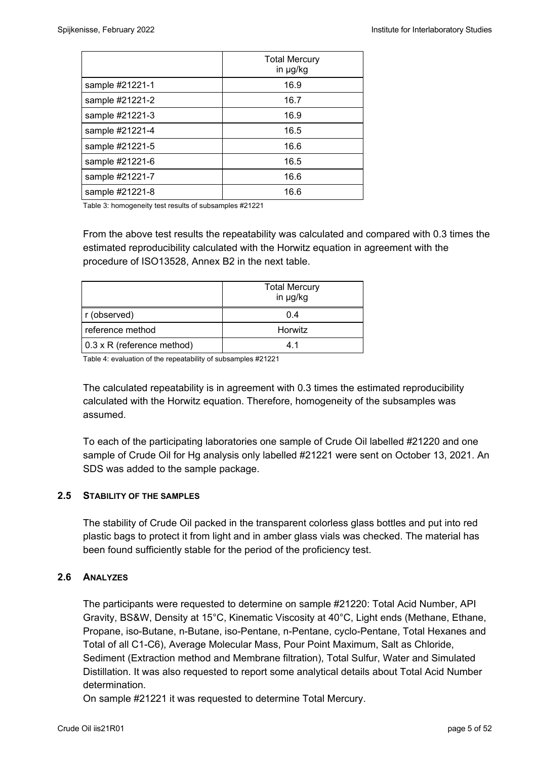| | Total Mercury in µg/kg |
|---|---|
| sample #21221-1 | 16.9 |
| sample #21221-2 | 16.7 |
| sample #21221-3 | 16.9 |
| sample #21221-4 | 16.5 |
| sample #21221-5 | 16.6 |
| sample #21221-6 | 16.5 |
| sample #21221-7 | 16.6 |
| sample #21221-8 | 16.6 |

Table 3: homogeneity test results of subsamples #21221

From the above test results the repeatability was calculated and compared with 0.3 times the estimated reproducibility calculated with the Horwitz equation in agreement with the procedure of ISO13528, Annex B2 in the next table.

| | Total Mercury in µg/kg |
|---|---|
| r (observed) | 0.4 |
| reference method | Horwitz |
| 0.3 x R (reference method) | 4.1 |

Table 4: evaluation of the repeatability of subsamples #21221

The calculated repeatability is in agreement with 0.3 times the estimated reproducibility calculated with the Horwitz equation. Therefore, homogeneity of the subsamples was assumed.

To each of the participating laboratories one sample of Crude Oil labelled #21220 and one sample of Crude Oil for Hg analysis only labelled #21221 were sent on October 13, 2021. An SDS was added to the sample package.

### 2.5 STABILITY OF THE SAMPLES

The stability of Crude Oil packed in the transparent colorless glass bottles and put into red plastic bags to protect it from light and in amber glass vials was checked. The material has been found sufficiently stable for the period of the proficiency test.

### 2.6 ANALYZES

The participants were requested to determine on sample #21220: Total Acid Number, API Gravity, BS&W, Density at 15°C, Kinematic Viscosity at 40°C, Light ends (Methane, Ethane, Propane, iso-Butane, n-Butane, iso-Pentane, n-Pentane, cyclo-Pentane, Total Hexanes and Total of all C1-C6), Average Molecular Mass, Pour Point Maximum, Salt as Chloride, Sediment (Extraction method and Membrane filtration), Total Sulfur, Water and Simulated Distillation. It was also requested to report some analytical details about Total Acid Number determination.
On sample #21221 it was requested to determine Total Mercury.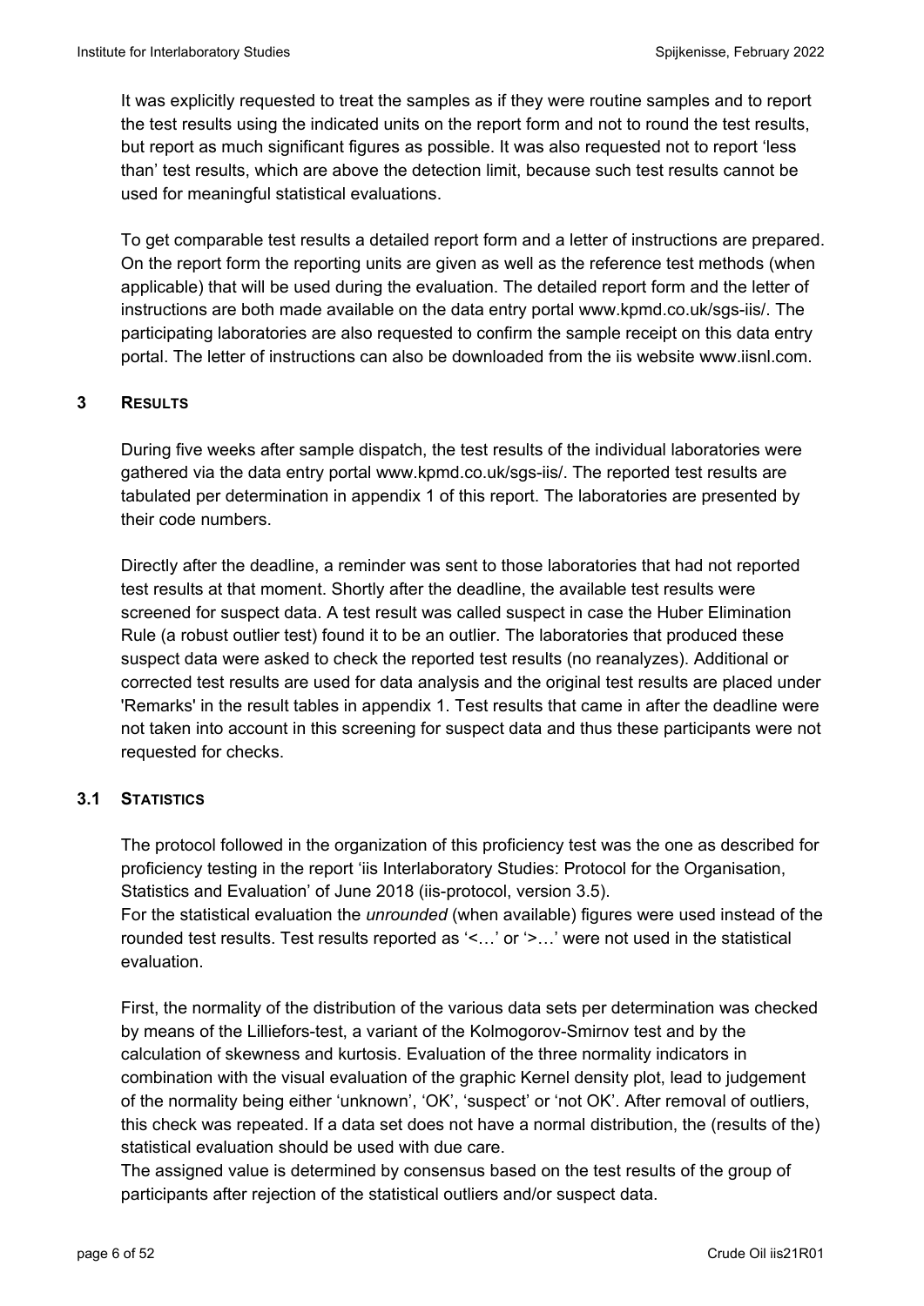It was explicitly requested to treat the samples as if they were routine samples and to report the test results using the indicated units on the report form and not to round the test results, but report as much significant figures as possible. It was also requested not to report 'less than' test results, which are above the detection limit, because such test results cannot be used for meaningful statistical evaluations.

To get comparable test results a detailed report form and a letter of instructions are prepared. On the report form the reporting units are given as well as the reference test methods (when applicable) that will be used during the evaluation. The detailed report form and the letter of instructions are both made available on the data entry portal www.kpmd.co.uk/sgs-iis/. The participating laboratories are also requested to confirm the sample receipt on this data entry portal. The letter of instructions can also be downloaded from the iis website www.iisnl.com.

## 3 RESULTS

During five weeks after sample dispatch, the test results of the individual laboratories were gathered via the data entry portal www.kpmd.co.uk/sgs-iis/. The reported test results are tabulated per determination in appendix 1 of this report. The laboratories are presented by their code numbers.

Directly after the deadline, a reminder was sent to those laboratories that had not reported test results at that moment. Shortly after the deadline, the available test results were screened for suspect data. A test result was called suspect in case the Huber Elimination Rule (a robust outlier test) found it to be an outlier. The laboratories that produced these suspect data were asked to check the reported test results (no reanalyzes). Additional or corrected test results are used for data analysis and the original test results are placed under 'Remarks' in the result tables in appendix 1. Test results that came in after the deadline were not taken into account in this screening for suspect data and thus these participants were not requested for checks.

### 3.1 STATISTICS

The protocol followed in the organization of this proficiency test was the one as described for proficiency testing in the report 'iis Interlaboratory Studies: Protocol for the Organisation, Statistics and Evaluation' of June 2018 (iis-protocol, version 3.5).
For the statistical evaluation the *unrounded* (when available) figures were used instead of the rounded test results. Test results reported as '<…' or '>…' were not used in the statistical evaluation.

First, the normality of the distribution of the various data sets per determination was checked by means of the Lilliefors-test, a variant of the Kolmogorov-Smirnov test and by the calculation of skewness and kurtosis. Evaluation of the three normality indicators in combination with the visual evaluation of the graphic Kernel density plot, lead to judgement of the normality being either 'unknown', 'OK', 'suspect' or 'not OK'. After removal of outliers, this check was repeated. If a data set does not have a normal distribution, the (results of the) statistical evaluation should be used with due care.
The assigned value is determined by consensus based on the test results of the group of participants after rejection of the statistical outliers and/or suspect data.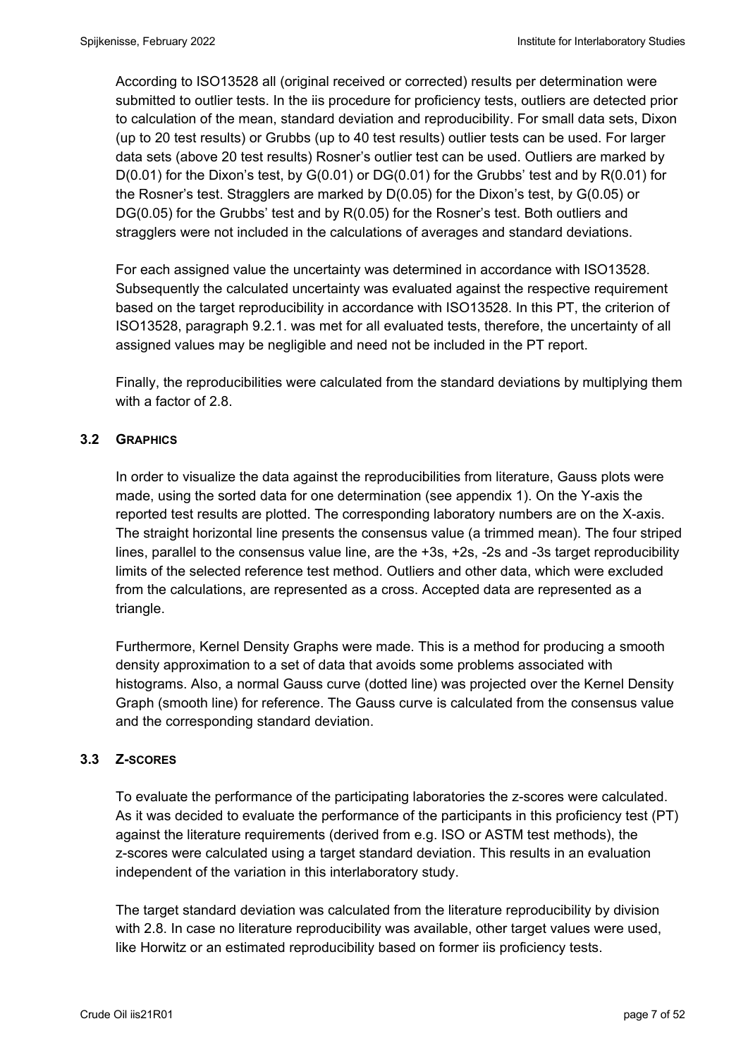According to ISO13528 all (original received or corrected) results per determination were submitted to outlier tests. In the iis procedure for proficiency tests, outliers are detected prior to calculation of the mean, standard deviation and reproducibility. For small data sets, Dixon (up to 20 test results) or Grubbs (up to 40 test results) outlier tests can be used. For larger data sets (above 20 test results) Rosner's outlier test can be used. Outliers are marked by D(0.01) for the Dixon's test, by G(0.01) or DG(0.01) for the Grubbs' test and by R(0.01) for the Rosner's test. Stragglers are marked by D(0.05) for the Dixon's test, by G(0.05) or DG(0.05) for the Grubbs' test and by R(0.05) for the Rosner's test. Both outliers and stragglers were not included in the calculations of averages and standard deviations.

For each assigned value the uncertainty was determined in accordance with ISO13528. Subsequently the calculated uncertainty was evaluated against the respective requirement based on the target reproducibility in accordance with ISO13528. In this PT, the criterion of ISO13528, paragraph 9.2.1. was met for all evaluated tests, therefore, the uncertainty of all assigned values may be negligible and need not be included in the PT report.

Finally, the reproducibilities were calculated from the standard deviations by multiplying them with a factor of 2.8.

### 3.2 GRAPHICS

In order to visualize the data against the reproducibilities from literature, Gauss plots were made, using the sorted data for one determination (see appendix 1). On the Y-axis the reported test results are plotted. The corresponding laboratory numbers are on the X-axis. The straight horizontal line presents the consensus value (a trimmed mean). The four striped lines, parallel to the consensus value line, are the +3s, +2s, -2s and -3s target reproducibility limits of the selected reference test method. Outliers and other data, which were excluded from the calculations, are represented as a cross. Accepted data are represented as a triangle.

Furthermore, Kernel Density Graphs were made. This is a method for producing a smooth density approximation to a set of data that avoids some problems associated with histograms. Also, a normal Gauss curve (dotted line) was projected over the Kernel Density Graph (smooth line) for reference. The Gauss curve is calculated from the consensus value and the corresponding standard deviation.

### 3.3 Z-SCORES

To evaluate the performance of the participating laboratories the z-scores were calculated. As it was decided to evaluate the performance of the participants in this proficiency test (PT) against the literature requirements (derived from e.g. ISO or ASTM test methods), the z-scores were calculated using a target standard deviation. This results in an evaluation independent of the variation in this interlaboratory study.

The target standard deviation was calculated from the literature reproducibility by division with 2.8. In case no literature reproducibility was available, other target values were used, like Horwitz or an estimated reproducibility based on former iis proficiency tests.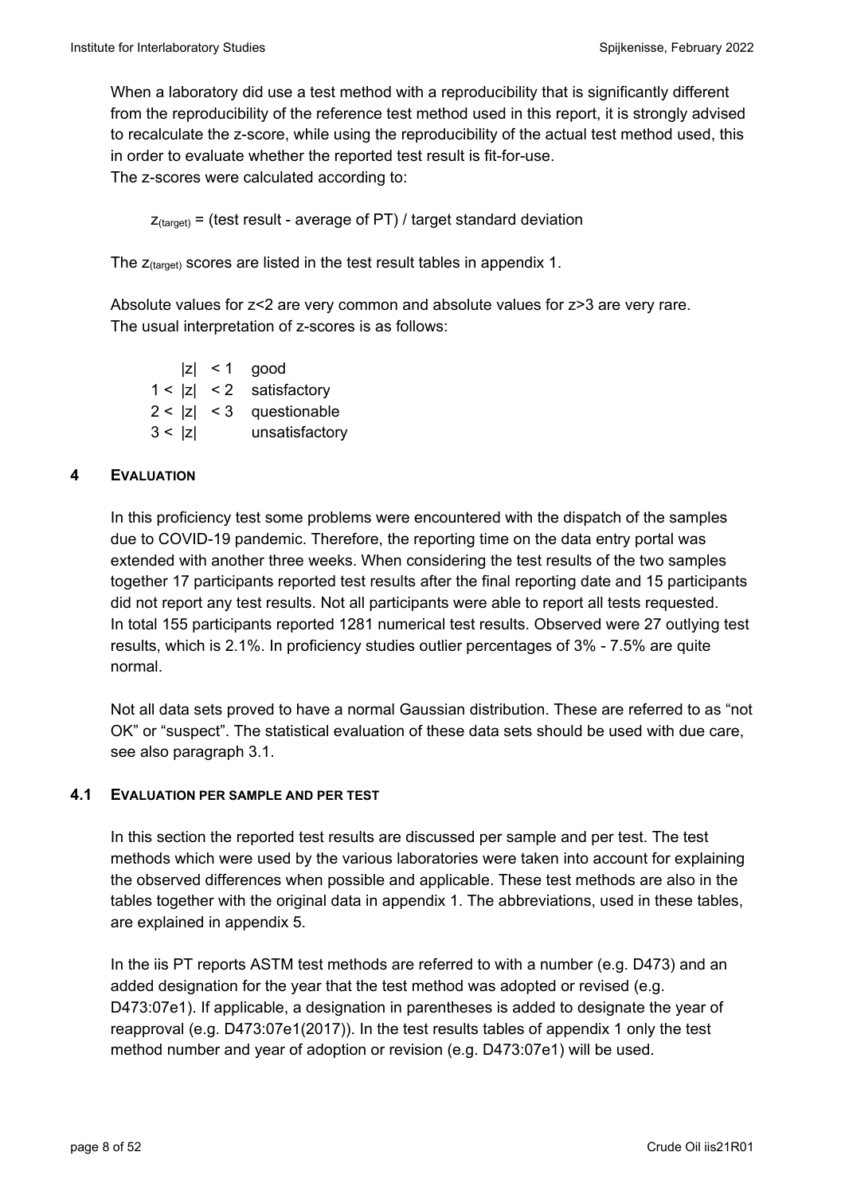When a laboratory did use a test method with a reproducibility that is significantly different from the reproducibility of the reference test method used in this report, it is strongly advised to recalculate the z-score, while using the reproducibility of the actual test method used, this in order to evaluate whether the reported test result is fit-for-use.
The z-scores were calculated according to:

$$z_{(target)} = \text{(test result - average of PT) / target standard deviation}$$

The $z_{(target)}$ scores are listed in the test result tables in appendix 1.

Absolute values for z<2 are very common and absolute values for z>3 are very rare.
The usual interpretation of z-scores is as follows:

| | | |
|---|---|---|
| \|z\| | < 1 | good |
| 1 < \|z\| | < 2 | satisfactory |
| 2 < \|z\| | < 3 | questionable |
| 3 < \|z\| | | unsatisfactory |

## 4 EVALUATION

In this proficiency test some problems were encountered with the dispatch of the samples due to COVID-19 pandemic. Therefore, the reporting time on the data entry portal was extended with another three weeks. When considering the test results of the two samples together 17 participants reported test results after the final reporting date and 15 participants did not report any test results. Not all participants were able to report all tests requested.
In total 155 participants reported 1281 numerical test results. Observed were 27 outlying test results, which is 2.1%. In proficiency studies outlier percentages of 3% - 7.5% are quite normal.

Not all data sets proved to have a normal Gaussian distribution. These are referred to as "not OK" or "suspect". The statistical evaluation of these data sets should be used with due care, see also paragraph 3.1.

### 4.1 EVALUATION PER SAMPLE AND PER TEST

In this section the reported test results are discussed per sample and per test. The test methods which were used by the various laboratories were taken into account for explaining the observed differences when possible and applicable. These test methods are also in the tables together with the original data in appendix 1. The abbreviations, used in these tables, are explained in appendix 5.

In the iis PT reports ASTM test methods are referred to with a number (e.g. D473) and an added designation for the year that the test method was adopted or revised (e.g. D473:07e1). If applicable, a designation in parentheses is added to designate the year of reapproval (e.g. D473:07e1(2017)). In the test results tables of appendix 1 only the test method number and year of adoption or revision (e.g. D473:07e1) will be used.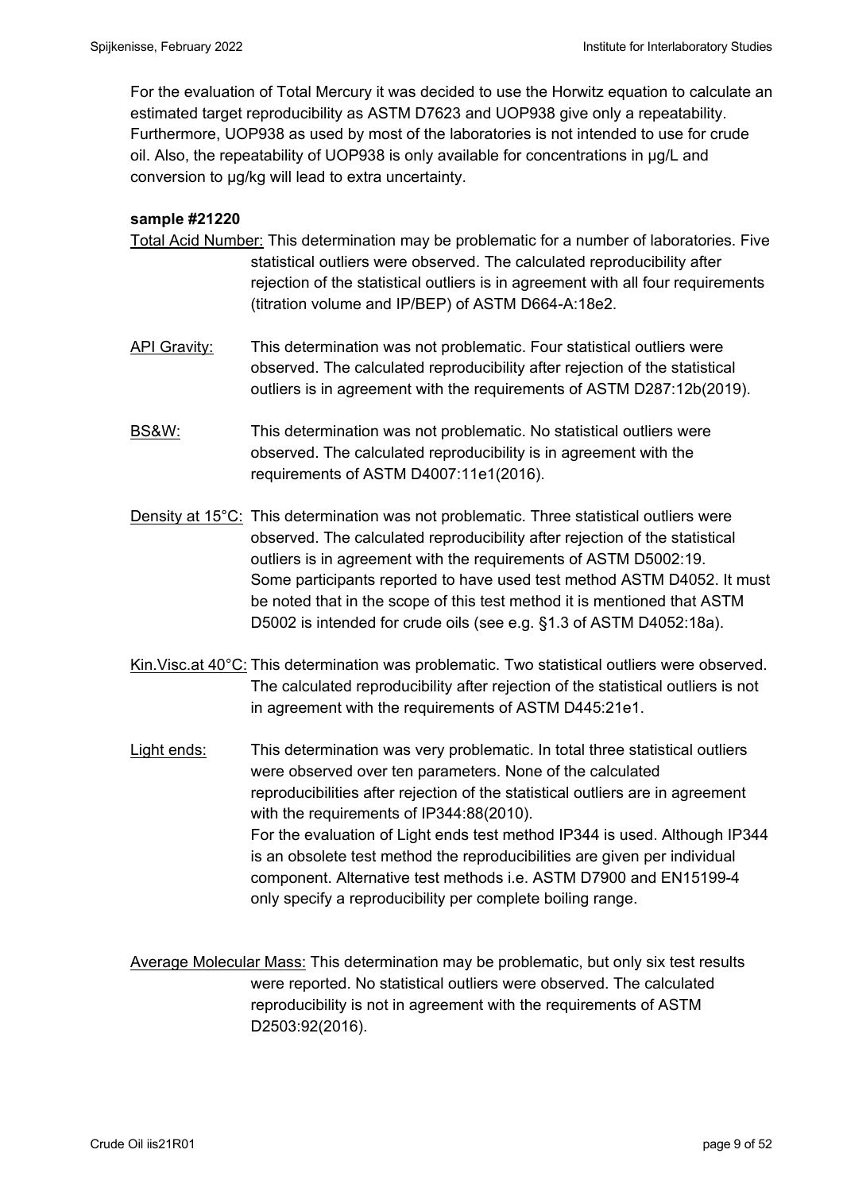For the evaluation of Total Mercury it was decided to use the Horwitz equation to calculate an estimated target reproducibility as ASTM D7623 and UOP938 give only a repeatability. Furthermore, UOP938 as used by most of the laboratories is not intended to use for crude oil. Also, the repeatability of UOP938 is only available for concentrations in µg/L and conversion to µg/kg will lead to extra uncertainty.

**sample #21220**

Total Acid Number: This determination may be problematic for a number of laboratories. Five statistical outliers were observed. The calculated reproducibility after rejection of the statistical outliers is in agreement with all four requirements (titration volume and IP/BEP) of ASTM D664-A:18e2.

API Gravity: This determination was not problematic. Four statistical outliers were observed. The calculated reproducibility after rejection of the statistical outliers is in agreement with the requirements of ASTM D287:12b(2019).

BS&W: This determination was not problematic. No statistical outliers were observed. The calculated reproducibility is in agreement with the requirements of ASTM D4007:11e1(2016).

Density at 15°C: This determination was not problematic. Three statistical outliers were observed. The calculated reproducibility after rejection of the statistical outliers is in agreement with the requirements of ASTM D5002:19. Some participants reported to have used test method ASTM D4052. It must be noted that in the scope of this test method it is mentioned that ASTM D5002 is intended for crude oils (see e.g. §1.3 of ASTM D4052:18a).

Kin.Visc.at 40°C: This determination was problematic. Two statistical outliers were observed. The calculated reproducibility after rejection of the statistical outliers is not in agreement with the requirements of ASTM D445:21e1.

Light ends: This determination was very problematic. In total three statistical outliers were observed over ten parameters. None of the calculated reproducibilities after rejection of the statistical outliers are in agreement with the requirements of IP344:88(2010). For the evaluation of Light ends test method IP344 is used. Although IP344 is an obsolete test method the reproducibilities are given per individual component. Alternative test methods i.e. ASTM D7900 and EN15199-4 only specify a reproducibility per complete boiling range.

Average Molecular Mass: This determination may be problematic, but only six test results were reported. No statistical outliers were observed. The calculated reproducibility is not in agreement with the requirements of ASTM D2503:92(2016).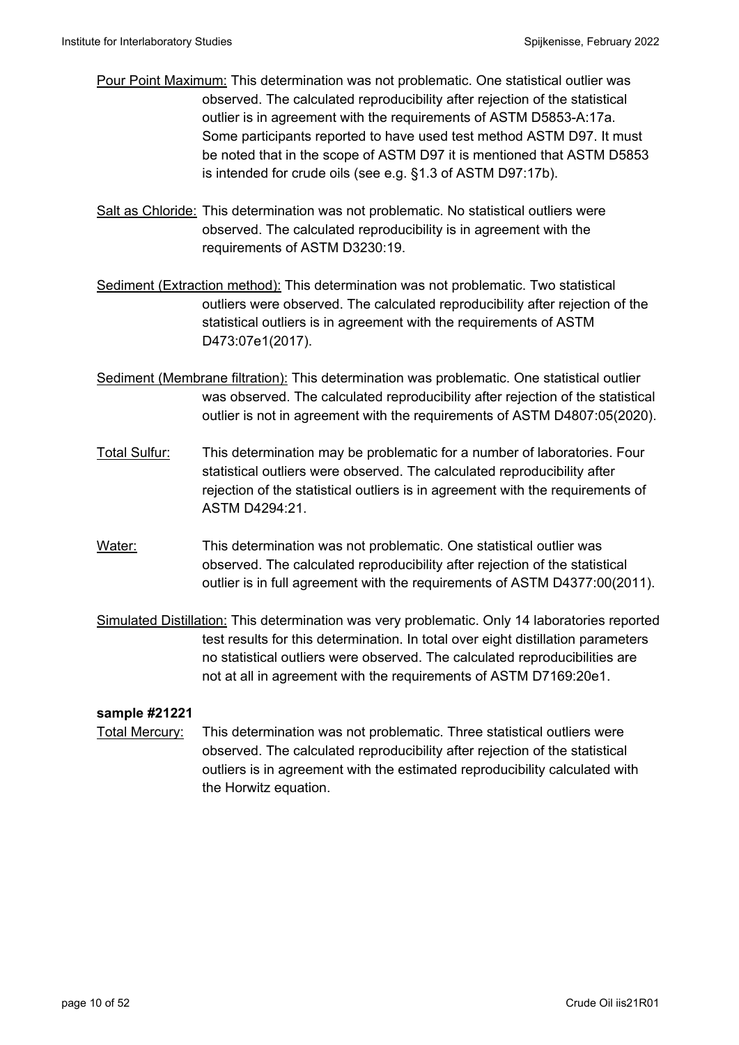Pour Point Maximum: This determination was not problematic. One statistical outlier was observed. The calculated reproducibility after rejection of the statistical outlier is in agreement with the requirements of ASTM D5853-A:17a. Some participants reported to have used test method ASTM D97. It must be noted that in the scope of ASTM D97 it is mentioned that ASTM D5853 is intended for crude oils (see e.g. §1.3 of ASTM D97:17b).

Salt as Chloride: This determination was not problematic. No statistical outliers were observed. The calculated reproducibility is in agreement with the requirements of ASTM D3230:19.

Sediment (Extraction method): This determination was not problematic. Two statistical outliers were observed. The calculated reproducibility after rejection of the statistical outliers is in agreement with the requirements of ASTM D473:07e1(2017).

Sediment (Membrane filtration): This determination was problematic. One statistical outlier was observed. The calculated reproducibility after rejection of the statistical outlier is not in agreement with the requirements of ASTM D4807:05(2020).

Total Sulfur: This determination may be problematic for a number of laboratories. Four statistical outliers were observed. The calculated reproducibility after rejection of the statistical outliers is in agreement with the requirements of ASTM D4294:21.

Water: This determination was not problematic. One statistical outlier was observed. The calculated reproducibility after rejection of the statistical outlier is in full agreement with the requirements of ASTM D4377:00(2011).

Simulated Distillation: This determination was very problematic. Only 14 laboratories reported test results for this determination. In total over eight distillation parameters no statistical outliers were observed. The calculated reproducibilities are not at all in agreement with the requirements of ASTM D7169:20e1.

**sample #21221**

Total Mercury: This determination was not problematic. Three statistical outliers were observed. The calculated reproducibility after rejection of the statistical outliers is in agreement with the estimated reproducibility calculated with the Horwitz equation.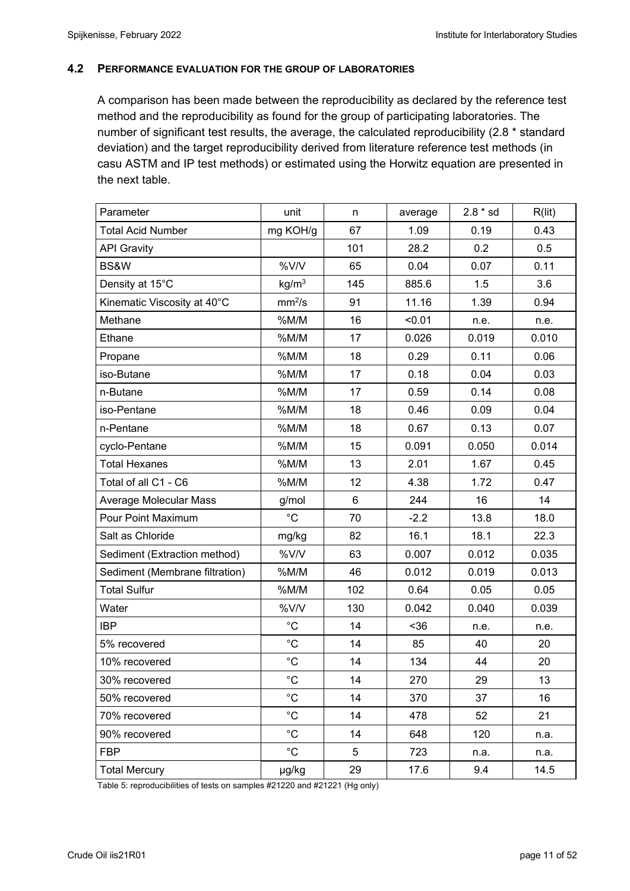## 4.2 PERFORMANCE EVALUATION FOR THE GROUP OF LABORATORIES

A comparison has been made between the reproducibility as declared by the reference test method and the reproducibility as found for the group of participating laboratories. The number of significant test results, the average, the calculated reproducibility (2.8 * standard deviation) and the target reproducibility derived from literature reference test methods (in casu ASTM and IP test methods) or estimated using the Horwitz equation are presented in the next table.

| Parameter | unit | n | average | 2.8 * sd | R(lit) |
|---|---|---|---|---|---|
| Total Acid Number | mg KOH/g | 67 | 1.09 | 0.19 | 0.43 |
| API Gravity | | 101 | 28.2 | 0.2 | 0.5 |
| BS&W | %V/V | 65 | 0.04 | 0.07 | 0.11 |
| Density at 15°C | kg/m$^3$ | 145 | 885.6 | 1.5 | 3.6 |
| Kinematic Viscosity at 40°C | mm$^2$/s | 91 | 11.16 | 1.39 | 0.94 |
| Methane | %M/M | 16 | <0.01 | n.e. | n.e. |
| Ethane | %M/M | 17 | 0.026 | 0.019 | 0.010 |
| Propane | %M/M | 18 | 0.29 | 0.11 | 0.06 |
| iso-Butane | %M/M | 17 | 0.18 | 0.04 | 0.03 |
| n-Butane | %M/M | 17 | 0.59 | 0.14 | 0.08 |
| iso-Pentane | %M/M | 18 | 0.46 | 0.09 | 0.04 |
| n-Pentane | %M/M | 18 | 0.67 | 0.13 | 0.07 |
| cyclo-Pentane | %M/M | 15 | 0.091 | 0.050 | 0.014 |
| Total Hexanes | %M/M | 13 | 2.01 | 1.67 | 0.45 |
| Total of all C1 - C6 | %M/M | 12 | 4.38 | 1.72 | 0.47 |
| Average Molecular Mass | g/mol | 6 | 244 | 16 | 14 |
| Pour Point Maximum | °C | 70 | -2.2 | 13.8 | 18.0 |
| Salt as Chloride | mg/kg | 82 | 16.1 | 18.1 | 22.3 |
| Sediment (Extraction method) | %V/V | 63 | 0.007 | 0.012 | 0.035 |
| Sediment (Membrane filtration) | %M/M | 46 | 0.012 | 0.019 | 0.013 |
| Total Sulfur | %M/M | 102 | 0.64 | 0.05 | 0.05 |
| Water | %V/V | 130 | 0.042 | 0.040 | 0.039 |
| IBP | °C | 14 | <36 | n.e. | n.e. |
| 5% recovered | °C | 14 | 85 | 40 | 20 |
| 10% recovered | °C | 14 | 134 | 44 | 20 |
| 30% recovered | °C | 14 | 270 | 29 | 13 |
| 50% recovered | °C | 14 | 370 | 37 | 16 |
| 70% recovered | °C | 14 | 478 | 52 | 21 |
| 90% recovered | °C | 14 | 648 | 120 | n.a. |
| FBP | °C | 5 | 723 | n.a. | n.a. |
| Total Mercury | µg/kg | 29 | 17.6 | 9.4 | 14.5 |

Table 5: reproducibilities of tests on samples #21220 and #21221 (Hg only)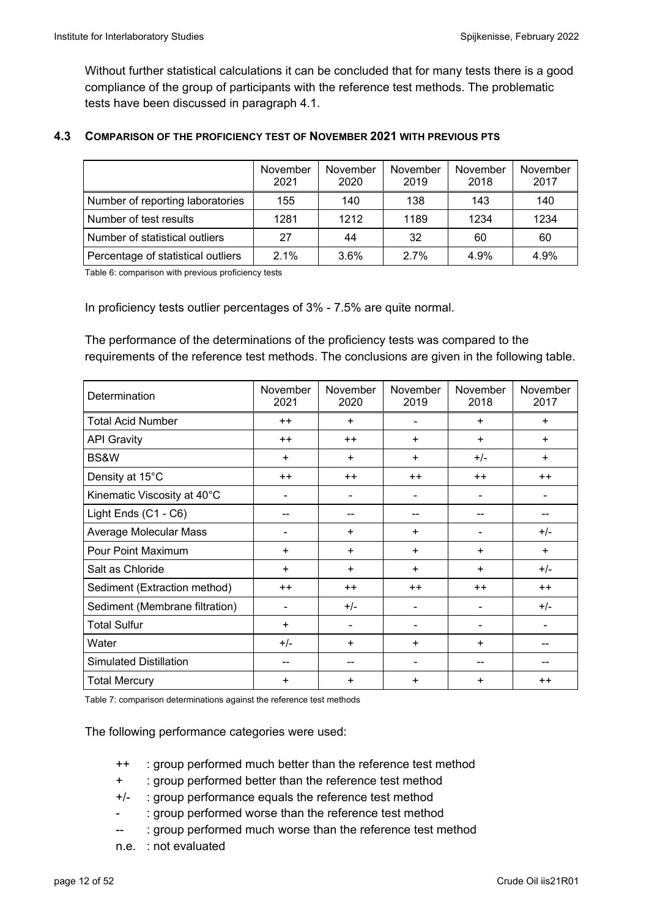Without further statistical calculations it can be concluded that for many tests there is a good compliance of the group of participants with the reference test methods. The problematic tests have been discussed in paragraph 4.1.

### 4.3 COMPARISON OF THE PROFICIENCY TEST OF NOVEMBER 2021 WITH PREVIOUS PTS

| | November 2021 | November 2020 | November 2019 | November 2018 | November 2017 |
|---|---|---|---|---|---|
| Number of reporting laboratories | 155 | 140 | 138 | 143 | 140 |
| Number of test results | 1281 | 1212 | 1189 | 1234 | 1234 |
| Number of statistical outliers | 27 | 44 | 32 | 60 | 60 |
| Percentage of statistical outliers | 2.1% | 3.6% | 2.7% | 4.9% | 4.9% |

Table 6: comparison with previous proficiency tests

In proficiency tests outlier percentages of 3% - 7.5% are quite normal.

The performance of the determinations of the proficiency tests was compared to the requirements of the reference test methods. The conclusions are given in the following table.

| Determination | November 2021 | November 2020 | November 2019 | November 2018 | November 2017 |
|---|---|---|---|---|---|
| Total Acid Number | ++ | + | - | + | + |
| API Gravity | ++ | ++ | + | + | + |
| BS&W | + | + | + | +/- | + |
| Density at 15°C | ++ | ++ | ++ | ++ | ++ |
| Kinematic Viscosity at 40°C | - | - | - | - | - |
| Light Ends (C1 - C6) | -- | -- | -- | -- | -- |
| Average Molecular Mass | - | + | + | - | +/- |
| Pour Point Maximum | + | + | + | + | + |
| Salt as Chloride | + | + | + | + | +/- |
| Sediment (Extraction method) | ++ | ++ | ++ | ++ | ++ |
| Sediment (Membrane filtration) | - | +/- | - | - | +/- |
| Total Sulfur | + | - | - | - | - |
| Water | +/- | + | + | + | -- |
| Simulated Distillation | -- | -- | - | -- | -- |
| Total Mercury | + | + | + | + | ++ |

Table 7: comparison determinations against the reference test methods

The following performance categories were used:

- ++ : group performed much better than the reference test method
- \+ : group performed better than the reference test method
- +/- : group performance equals the reference test method
- \- : group performed worse than the reference test method
- -- : group performed much worse than the reference test method
- n.e. : not evaluated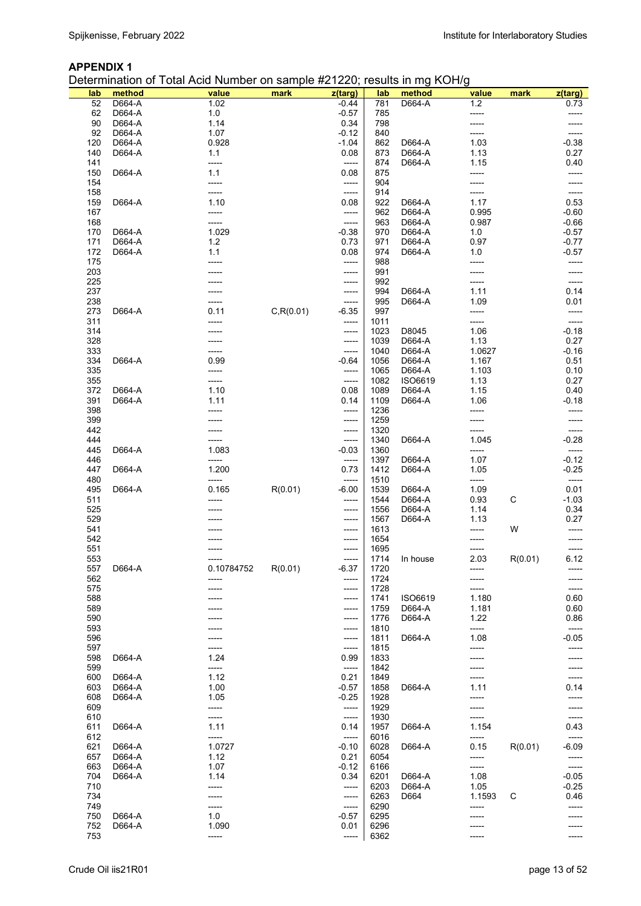## APPENDIX 1

Determination of Total Acid Number on sample #21220; results in mg KOH/g

| lab | method | value | mark | z(targ) | lab | method | value | mark | z(targ) |
|---|---|---|---|---|---|---|---|---|---|
| 52 | D664-A | 1.02 | | -0.44 | 781 | D664-A | 1.2 | | 0.73 |
| 62 | D664-A | 1.0 | | -0.57 | 785 | | ----- | | ----- |
| 90 | D664-A | 1.14 | | 0.34 | 798 | | ----- | | ----- |
| 92 | D664-A | 1.07 | | -0.12 | 840 | | ----- | | ----- |
| 120 | D664-A | 0.928 | | -1.04 | 862 | D664-A | 1.03 | | -0.38 |
| 140 | D664-A | 1.1 | | 0.08 | 873 | D664-A | 1.13 | | 0.27 |
| 141 | | ----- | | ----- | 874 | D664-A | 1.15 | | 0.40 |
| 150 | D664-A | 1.1 | | 0.08 | 875 | | ----- | | ----- |
| 154 | | ----- | | ----- | 904 | | ----- | | ----- |
| 158 | | ----- | | ----- | 914 | | ----- | | ----- |
| 159 | D664-A | 1.10 | | 0.08 | 922 | D664-A | 1.17 | | 0.53 |
| 167 | | ----- | | ----- | 962 | D664-A | 0.995 | | -0.60 |
| 168 | | ----- | | ----- | 963 | D664-A | 0.987 | | -0.66 |
| 170 | D664-A | 1.029 | | -0.38 | 970 | D664-A | 1.0 | | -0.57 |
| 171 | D664-A | 1.2 | | 0.73 | 971 | D664-A | 0.97 | | -0.77 |
| 172 | D664-A | 1.1 | | 0.08 | 974 | D664-A | 1.0 | | -0.57 |
| 175 | | ----- | | ----- | 988 | | ----- | | ----- |
| 203 | | ----- | | ----- | 991 | | ----- | | ----- |
| 225 | | ----- | | ----- | 992 | | ----- | | ----- |
| 237 | | ----- | | ----- | 994 | D664-A | 1.11 | | 0.14 |
| 238 | | ----- | | ----- | 995 | D664-A | 1.09 | | 0.01 |
| 273 | D664-A | 0.11 | C,R(0.01) | -6.35 | 997 | | ----- | | ----- |
| 311 | | ----- | | ----- | 1011 | | ----- | | ----- |
| 314 | | ----- | | ----- | 1023 | D8045 | 1.06 | | -0.18 |
| 328 | | ----- | | ----- | 1039 | D664-A | 1.13 | | 0.27 |
| 333 | | ----- | | ----- | 1040 | D664-A | 1.0627 | | -0.16 |
| 334 | D664-A | 0.99 | | -0.64 | 1056 | D664-A | 1.167 | | 0.51 |
| 335 | | ----- | | ----- | 1065 | D664-A | 1.103 | | 0.10 |
| 355 | | ----- | | ----- | 1082 | ISO6619 | 1.13 | | 0.27 |
| 372 | D664-A | 1.10 | | 0.08 | 1089 | D664-A | 1.15 | | 0.40 |
| 391 | D664-A | 1.11 | | 0.14 | 1109 | D664-A | 1.06 | | -0.18 |
| 398 | | ----- | | ----- | 1236 | | ----- | | ----- |
| 399 | | ----- | | ----- | 1259 | | ----- | | ----- |
| 442 | | ----- | | ----- | 1320 | | ----- | | ----- |
| 444 | | ----- | | ----- | 1340 | D664-A | 1.045 | | -0.28 |
| 445 | D664-A | 1.083 | | -0.03 | 1360 | | ----- | | ----- |
| 446 | | ----- | | ----- | 1397 | D664-A | 1.07 | | -0.12 |
| 447 | D664-A | 1.200 | | 0.73 | 1412 | D664-A | 1.05 | | -0.25 |
| 480 | | ----- | | ----- | 1510 | | ----- | | ----- |
| 495 | D664-A | 0.165 | R(0.01) | -6.00 | 1539 | D664-A | 1.09 | | 0.01 |
| 511 | | ----- | | ----- | 1544 | D664-A | 0.93 | C | -1.03 |
| 525 | | ----- | | ----- | 1556 | D664-A | 1.14 | | 0.34 |
| 529 | | ----- | | ----- | 1567 | D664-A | 1.13 | | 0.27 |
| 541 | | ----- | | ----- | 1613 | | ----- | W | ----- |
| 542 | | ----- | | ----- | 1654 | | ----- | | ----- |
| 551 | | ----- | | ----- | 1695 | | ----- | | ----- |
| 553 | | ----- | | ----- | 1714 | In house | 2.03 | R(0.01) | 6.12 |
| 557 | D664-A | 0.10784752 | R(0.01) | -6.37 | 1720 | | ----- | | ----- |
| 562 | | ----- | | ----- | 1724 | | ----- | | ----- |
| 575 | | ----- | | ----- | 1728 | | ----- | | ----- |
| 588 | | ----- | | ----- | 1741 | ISO6619 | 1.180 | | 0.60 |
| 589 | | ----- | | ----- | 1759 | D664-A | 1.181 | | 0.60 |
| 590 | | ----- | | ----- | 1776 | D664-A | 1.22 | | 0.86 |
| 593 | | ----- | | ----- | 1810 | | ----- | | ----- |
| 596 | | ----- | | ----- | 1811 | D664-A | 1.08 | | -0.05 |
| 597 | | ----- | | ----- | 1815 | | ----- | | ----- |
| 598 | D664-A | 1.24 | | 0.99 | 1833 | | ----- | | ----- |
| 599 | | ----- | | ----- | 1842 | | ----- | | ----- |
| 600 | D664-A | 1.12 | | 0.21 | 1849 | | ----- | | ----- |
| 603 | D664-A | 1.00 | | -0.57 | 1858 | D664-A | 1.11 | | 0.14 |
| 608 | D664-A | 1.05 | | -0.25 | 1928 | | ----- | | ----- |
| 609 | | ----- | | ----- | 1929 | | ----- | | ----- |
| 610 | | ----- | | ----- | 1930 | | ----- | | ----- |
| 611 | D664-A | 1.11 | | 0.14 | 1957 | D664-A | 1.154 | | 0.43 |
| 612 | | ----- | | ----- | 6016 | | ----- | | ----- |
| 621 | D664-A | 1.0727 | | -0.10 | 6028 | D664-A | 0.15 | R(0.01) | -6.09 |
| 657 | D664-A | 1.12 | | 0.21 | 6054 | | ----- | | ----- |
| 663 | D664-A | 1.07 | | -0.12 | 6166 | | ----- | | ----- |
| 704 | D664-A | 1.14 | | 0.34 | 6201 | D664-A | 1.08 | | -0.05 |
| 710 | | ----- | | ----- | 6203 | D664-A | 1.05 | | -0.25 |
| 734 | | ----- | | ----- | 6263 | D664 | 1.1593 | C | 0.46 |
| 749 | | ----- | | ----- | 6290 | | ----- | | ----- |
| 750 | D664-A | 1.0 | | -0.57 | 6295 | | ----- | | ----- |
| 752 | D664-A | 1.090 | | 0.01 | 6296 | | ----- | | ----- |
| 753 | | ----- | | ----- | 6362 | | ----- | | ----- |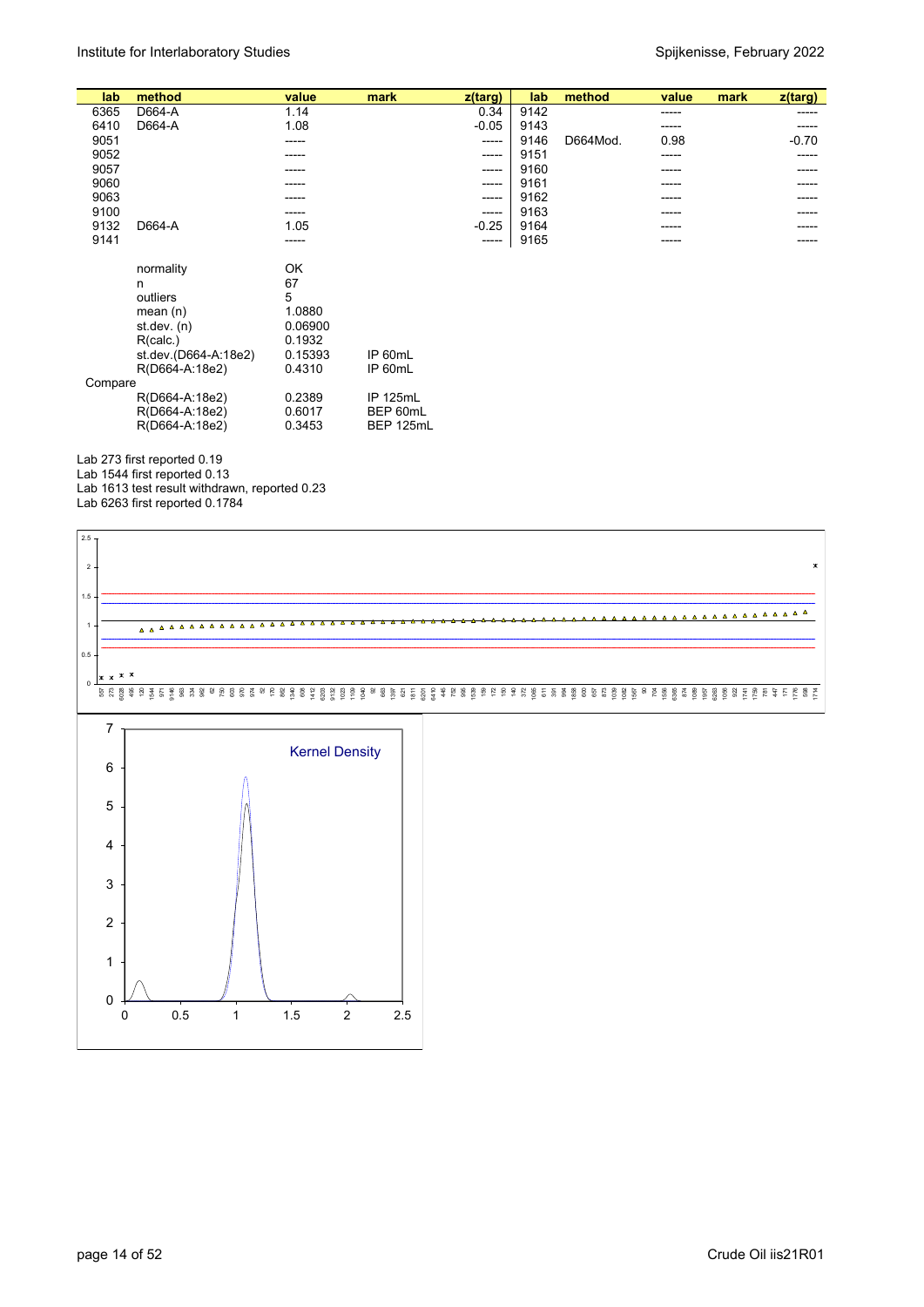| lab | method | value | mark | z(targ) | lab | method | value | mark | z(targ) |
|---|---|---|---|---|---|---|---|---|---|
| 6365 | D664-A | 1.14 | | 0.34 | 9142 | | ----- | | ----- |
| 6410 | D664-A | 1.08 | | -0.05 | 9143 | | ----- | | ----- |
| 9051 | | ----- | | ----- | 9146 | D664Mod. | 0.98 | | -0.70 |
| 9052 | | ----- | | ----- | 9151 | | ----- | | ----- |
| 9057 | | ----- | | ----- | 9160 | | ----- | | ----- |
| 9060 | | ----- | | ----- | 9161 | | ----- | | ----- |
| 9063 | | ----- | | ----- | 9162 | | ----- | | ----- |
| 9100 | | ----- | | ----- | 9163 | | ----- | | ----- |
| 9132 | D664-A | 1.05 | | -0.25 | 9164 | | ----- | | ----- |
| 9141 | | ----- | | ----- | 9165 | | ----- | | ----- |

| | | | |
|---|---|---|---|
| | normality | OK | |
| | n | 67 | |
| | outliers | 5 | |
| | mean (n) | 1.0880 | |
| | st.dev. (n) | 0.06900 | |
| | R(calc.) | 0.1932 | |
| | st.dev.(D664-A:18e2) | 0.15393 | IP 60mL |
| | R(D664-A:18e2) | 0.4310 | IP 60mL |
| Compare | | | |
| | R(D664-A:18e2) | 0.2389 | IP 125mL |
| | R(D664-A:18e2) | 0.6017 | BEP 60mL |
| | R(D664-A:18e2) | 0.3453 | BEP 125mL |

Lab 273 first reported 0.19
Lab 1544 first reported 0.13
Lab 1613 test result withdrawn, reported 0.23
Lab 6263 first reported 0.1784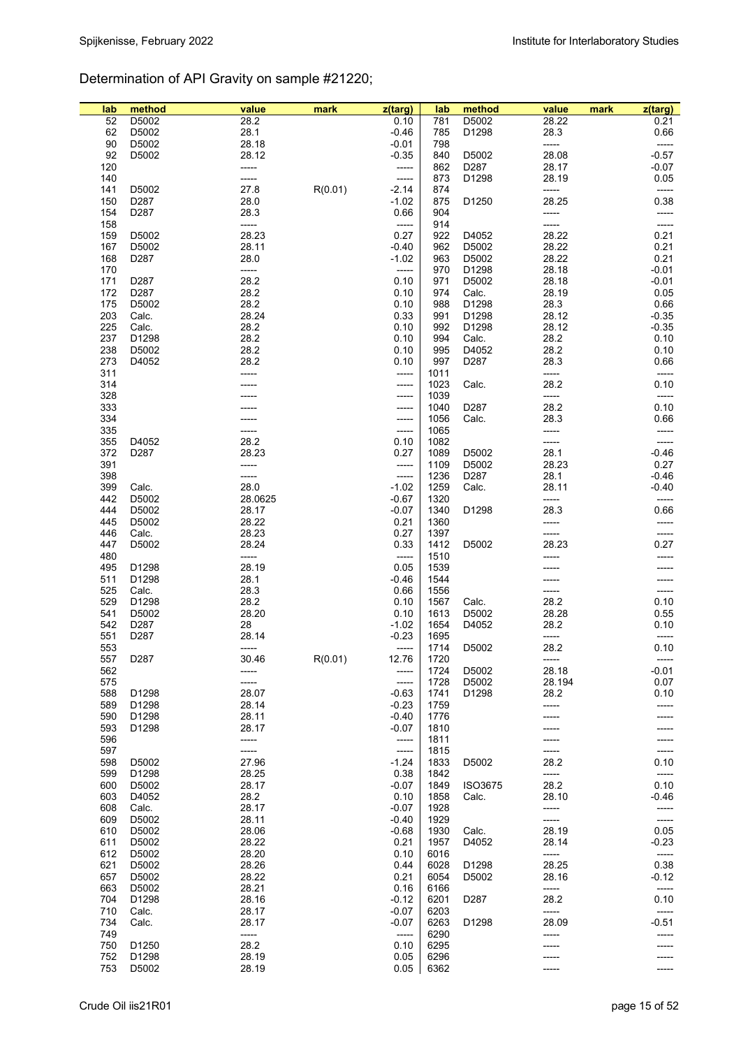# Determination of API Gravity on sample #21220;

| lab | method | value | mark | z(targ) | lab | method | value | mark | z(targ) |
|---|---|---|---|---|---|---|---|---|---|
| 52 | D5002 | 28.2 | | 0.10 | 781 | D5002 | 28.22 | | 0.21 |
| 62 | D5002 | 28.1 | | -0.46 | 785 | D1298 | 28.3 | | 0.66 |
| 90 | D5002 | 28.18 | | -0.01 | 798 | | ----- | | ----- |
| 92 | D5002 | 28.12 | | -0.35 | 840 | D5002 | 28.08 | | -0.57 |
| 120 | | ----- | | ----- | 862 | D287 | 28.17 | | -0.07 |
| 140 | | ----- | | ----- | 873 | D1298 | 28.19 | | 0.05 |
| 141 | D5002 | 27.8 | R(0.01) | -2.14 | 874 | | ----- | | ----- |
| 150 | D287 | 28.0 | | -1.02 | 875 | D1250 | 28.25 | | 0.38 |
| 154 | D287 | 28.3 | | 0.66 | 904 | | ----- | | ----- |
| 158 | | ----- | | ----- | 914 | | ----- | | ----- |
| 159 | D5002 | 28.23 | | 0.27 | 922 | D4052 | 28.22 | | 0.21 |
| 167 | D5002 | 28.11 | | -0.40 | 962 | D5002 | 28.22 | | 0.21 |
| 168 | D287 | 28.0 | | -1.02 | 963 | D5002 | 28.22 | | 0.21 |
| 170 | | ----- | | ----- | 970 | D1298 | 28.18 | | -0.01 |
| 171 | D287 | 28.2 | | 0.10 | 971 | D5002 | 28.18 | | -0.01 |
| 172 | D287 | 28.2 | | 0.10 | 974 | Calc. | 28.19 | | 0.05 |
| 175 | D5002 | 28.2 | | 0.10 | 988 | D1298 | 28.3 | | 0.66 |
| 203 | Calc. | 28.24 | | 0.33 | 991 | D1298 | 28.12 | | -0.35 |
| 225 | Calc. | 28.2 | | 0.10 | 992 | D1298 | 28.12 | | -0.35 |
| 237 | D1298 | 28.2 | | 0.10 | 994 | Calc. | 28.2 | | 0.10 |
| 238 | D5002 | 28.2 | | 0.10 | 995 | D4052 | 28.2 | | 0.10 |
| 273 | D4052 | 28.2 | | 0.10 | 997 | D287 | 28.3 | | 0.66 |
| 311 | | ----- | | ----- | 1011 | | ----- | | ----- |
| 314 | | ----- | | ----- | 1023 | Calc. | 28.2 | | 0.10 |
| 328 | | ----- | | ----- | 1039 | | ----- | | ----- |
| 333 | | ----- | | ----- | 1040 | D287 | 28.2 | | 0.10 |
| 334 | | ----- | | ----- | 1056 | Calc. | 28.3 | | 0.66 |
| 335 | | ----- | | ----- | 1065 | | ----- | | ----- |
| 355 | D4052 | 28.2 | | 0.10 | 1082 | | ----- | | ----- |
| 372 | D287 | 28.23 | | 0.27 | 1089 | D5002 | 28.1 | | -0.46 |
| 391 | | ----- | | ----- | 1109 | D5002 | 28.23 | | 0.27 |
| 398 | | ----- | | ----- | 1236 | D287 | 28.1 | | -0.46 |
| 399 | Calc. | 28.0 | | -1.02 | 1259 | Calc. | 28.11 | | -0.40 |
| 442 | D5002 | 28.0625 | | -0.67 | 1320 | | ----- | | ----- |
| 444 | D5002 | 28.17 | | -0.07 | 1340 | D1298 | 28.3 | | 0.66 |
| 445 | D5002 | 28.22 | | 0.21 | 1360 | | ----- | | ----- |
| 446 | Calc. | 28.23 | | 0.27 | 1397 | | ----- | | ----- |
| 447 | D5002 | 28.24 | | 0.33 | 1412 | D5002 | 28.23 | | 0.27 |
| 480 | | ----- | | ----- | 1510 | | ----- | | ----- |
| 495 | D1298 | 28.19 | | 0.05 | 1539 | | ----- | | ----- |
| 511 | D1298 | 28.1 | | -0.46 | 1544 | | ----- | | ----- |
| 525 | Calc. | 28.3 | | 0.66 | 1556 | | ----- | | ----- |
| 529 | D1298 | 28.2 | | 0.10 | 1567 | Calc. | 28.2 | | 0.10 |
| 541 | D5002 | 28.20 | | 0.10 | 1613 | D5002 | 28.28 | | 0.55 |
| 542 | D287 | 28 | | -1.02 | 1654 | D4052 | 28.2 | | 0.10 |
| 551 | D287 | 28.14 | | -0.23 | 1695 | | ----- | | ----- |
| 553 | | ----- | | ----- | 1714 | D5002 | 28.2 | | 0.10 |
| 557 | D287 | 30.46 | R(0.01) | 12.76 | 1720 | | ----- | | ----- |
| 562 | | ----- | | ----- | 1724 | D5002 | 28.18 | | -0.01 |
| 575 | | ----- | | ----- | 1728 | D5002 | 28.194 | | 0.07 |
| 588 | D1298 | 28.07 | | -0.63 | 1741 | D1298 | 28.2 | | 0.10 |
| 589 | D1298 | 28.14 | | -0.23 | 1759 | | ----- | | ----- |
| 590 | D1298 | 28.11 | | -0.40 | 1776 | | ----- | | ----- |
| 593 | D1298 | 28.17 | | -0.07 | 1810 | | ----- | | ----- |
| 596 | | ----- | | ----- | 1811 | | ----- | | ----- |
| 597 | | ----- | | ----- | 1815 | | ----- | | ----- |
| 598 | D5002 | 27.96 | | -1.24 | 1833 | D5002 | 28.2 | | 0.10 |
| 599 | D1298 | 28.25 | | 0.38 | 1842 | | ----- | | ----- |
| 600 | D5002 | 28.17 | | -0.07 | 1849 | ISO3675 | 28.2 | | 0.10 |
| 603 | D4052 | 28.2 | | 0.10 | 1858 | Calc. | 28.10 | | -0.46 |
| 608 | Calc. | 28.17 | | -0.07 | 1928 | | ----- | | ----- |
| 609 | D5002 | 28.11 | | -0.40 | 1929 | | ----- | | ----- |
| 610 | D5002 | 28.06 | | -0.68 | 1930 | Calc. | 28.19 | | 0.05 |
| 611 | D5002 | 28.22 | | 0.21 | 1957 | D4052 | 28.14 | | -0.23 |
| 612 | D5002 | 28.20 | | 0.10 | 6016 | | ----- | | ----- |
| 621 | D5002 | 28.26 | | 0.44 | 6028 | D1298 | 28.25 | | 0.38 |
| 657 | D5002 | 28.22 | | 0.21 | 6054 | D5002 | 28.16 | | -0.12 |
| 663 | D5002 | 28.21 | | 0.16 | 6166 | | ----- | | ----- |
| 704 | D1298 | 28.16 | | -0.12 | 6201 | D287 | 28.2 | | 0.10 |
| 710 | Calc. | 28.17 | | -0.07 | 6203 | | ----- | | ----- |
| 734 | Calc. | 28.17 | | -0.07 | 6263 | D1298 | 28.09 | | -0.51 |
| 749 | | ----- | | ----- | 6290 | | ----- | | ----- |
| 750 | D1250 | 28.2 | | 0.10 | 6295 | | ----- | | ----- |
| 752 | D1298 | 28.19 | | 0.05 | 6296 | | ----- | | ----- |
| 753 | D5002 | 28.19 | | 0.05 | 6362 | | ----- | | ----- |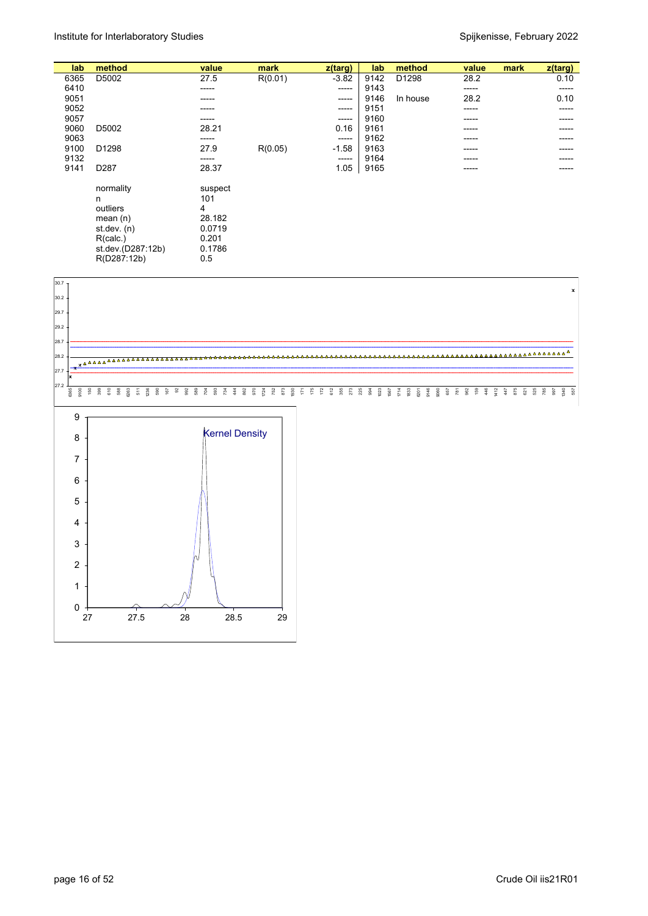| lab | method | value | mark | z(targ) | lab | method | value | mark | z(targ) |
|---|---|---|---|---|---|---|---|---|---|
| 6365 | D5002 | 27.5 | R(0.01) | -3.82 | 9142 | D1298 | 28.2 | | 0.10 |
| 6410 | | ----- | | ----- | 9143 | | ----- | | ----- |
| 9051 | | ----- | | ----- | 9146 | In house | 28.2 | | 0.10 |
| 9052 | | ----- | | ----- | 9151 | | ----- | | ----- |
| 9057 | | ----- | | ----- | 9160 | | ----- | | ----- |
| 9060 | D5002 | 28.21 | | 0.16 | 9161 | | ----- | | ----- |
| 9063 | | ----- | | ----- | 9162 | | ----- | | ----- |
| 9100 | D1298 | 27.9 | R(0.05) | -1.58 | 9163 | | ----- | | ----- |
| 9132 | | ----- | | ----- | 9164 | | ----- | | ----- |
| 9141 | D287 | 28.37 | | 1.05 | 9165 | | ----- | | ----- |

| | |
|---|---|
| normality | suspect |
| n | 101 |
| outliers | 4 |
| mean (n) | 28.182 |
| st.dev. (n) | 0.0719 |
| R(calc.) | 0.201 |
| st.dev.(D287:12b) | 0.1786 |
| R(D287:12b) | 0.5 |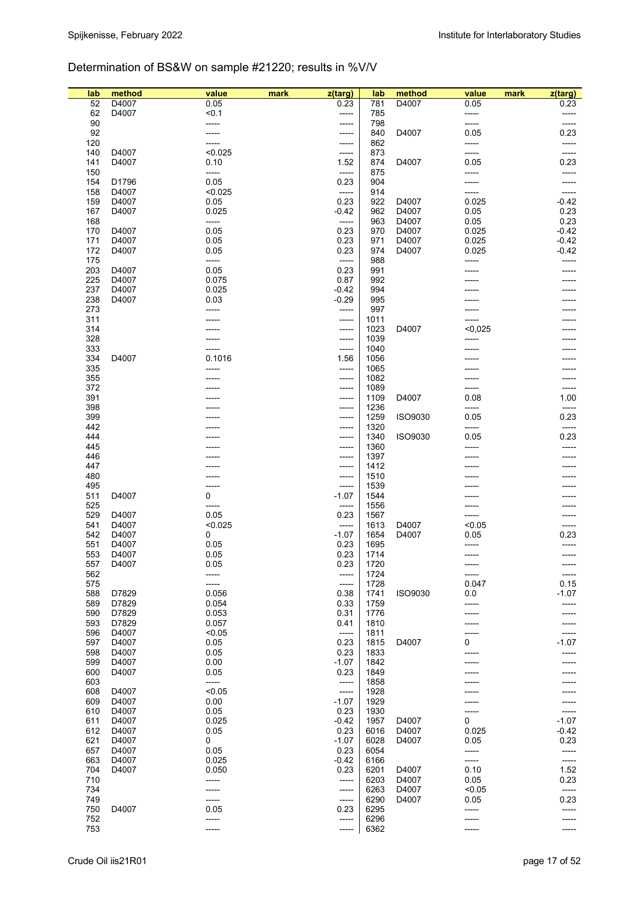## Determination of BS&W on sample #21220; results in %V/V

| lab | method | value | mark | z(targ) | lab | method | value | mark | z(targ) |
|---|---|---|---|---|---|---|---|---|---|
| 52 | D4007 | 0.05 | | 0.23 | 781 | D4007 | 0.05 | | 0.23 |
| 62 | D4007 | <0.1 | | ----- | 785 | | ----- | | ----- |
| 90 | | ----- | | ----- | 798 | | ----- | | ----- |
| 92 | | ----- | | ----- | 840 | D4007 | 0.05 | | 0.23 |
| 120 | | ----- | | ----- | 862 | | ----- | | ----- |
| 140 | D4007 | <0.025 | | ----- | 873 | | ----- | | ----- |
| 141 | D4007 | 0.10 | | 1.52 | 874 | D4007 | 0.05 | | 0.23 |
| 150 | | ----- | | ----- | 875 | | ----- | | ----- |
| 154 | D1796 | 0.05 | | 0.23 | 904 | | ----- | | ----- |
| 158 | D4007 | <0.025 | | ----- | 914 | | ----- | | ----- |
| 159 | D4007 | 0.05 | | 0.23 | 922 | D4007 | 0.025 | | -0.42 |
| 167 | D4007 | 0.025 | | -0.42 | 962 | D4007 | 0.05 | | 0.23 |
| 168 | | ----- | | ----- | 963 | D4007 | 0.05 | | 0.23 |
| 170 | D4007 | 0.05 | | 0.23 | 970 | D4007 | 0.025 | | -0.42 |
| 171 | D4007 | 0.05 | | 0.23 | 971 | D4007 | 0.025 | | -0.42 |
| 172 | D4007 | 0.05 | | 0.23 | 974 | D4007 | 0.025 | | -0.42 |
| 175 | | ----- | | ----- | 988 | | ----- | | ----- |
| 203 | D4007 | 0.05 | | 0.23 | 991 | | ----- | | ----- |
| 225 | D4007 | 0.075 | | 0.87 | 992 | | ----- | | ----- |
| 237 | D4007 | 0.025 | | -0.42 | 994 | | ----- | | ----- |
| 238 | D4007 | 0.03 | | -0.29 | 995 | | ----- | | ----- |
| 273 | | ----- | | ----- | 997 | | ----- | | ----- |
| 311 | | ----- | | ----- | 1011 | | ----- | | ----- |
| 314 | | ----- | | ----- | 1023 | D4007 | <0,025 | | ----- |
| 328 | | ----- | | ----- | 1039 | | ----- | | ----- |
| 333 | | ----- | | ----- | 1040 | | ----- | | ----- |
| 334 | D4007 | 0.1016 | | 1.56 | 1056 | | ----- | | ----- |
| 335 | | ----- | | ----- | 1065 | | ----- | | ----- |
| 355 | | ----- | | ----- | 1082 | | ----- | | ----- |
| 372 | | ----- | | ----- | 1089 | | ----- | | ----- |
| 391 | | ----- | | ----- | 1109 | D4007 | 0.08 | | 1.00 |
| 398 | | ----- | | ----- | 1236 | | ----- | | ----- |
| 399 | | ----- | | ----- | 1259 | ISO9030 | 0.05 | | 0.23 |
| 442 | | ----- | | ----- | 1320 | | ----- | | ----- |
| 444 | | ----- | | ----- | 1340 | ISO9030 | 0.05 | | 0.23 |
| 445 | | ----- | | ----- | 1360 | | ----- | | ----- |
| 446 | | ----- | | ----- | 1397 | | ----- | | ----- |
| 447 | | ----- | | ----- | 1412 | | ----- | | ----- |
| 480 | | ----- | | ----- | 1510 | | ----- | | ----- |
| 495 | | ----- | | ----- | 1539 | | ----- | | ----- |
| 511 | D4007 | 0 | | -1.07 | 1544 | | ----- | | ----- |
| 525 | | ----- | | ----- | 1556 | | ----- | | ----- |
| 529 | D4007 | 0.05 | | 0.23 | 1567 | | ----- | | ----- |
| 541 | D4007 | <0.025 | | ----- | 1613 | D4007 | <0.05 | | ----- |
| 542 | D4007 | 0 | | -1.07 | 1654 | D4007 | 0.05 | | 0.23 |
| 551 | D4007 | 0.05 | | 0.23 | 1695 | | ----- | | ----- |
| 553 | D4007 | 0.05 | | 0.23 | 1714 | | ----- | | ----- |
| 557 | D4007 | 0.05 | | 0.23 | 1720 | | ----- | | ----- |
| 562 | | ----- | | ----- | 1724 | | ----- | | ----- |
| 575 | | ----- | | ----- | 1728 | | 0.047 | | 0.15 |
| 588 | D7829 | 0.056 | | 0.38 | 1741 | ISO9030 | 0.0 | | -1.07 |
| 589 | D7829 | 0.054 | | 0.33 | 1759 | | ----- | | ----- |
| 590 | D7829 | 0.053 | | 0.31 | 1776 | | ----- | | ----- |
| 593 | D7829 | 0.057 | | 0.41 | 1810 | | ----- | | ----- |
| 596 | D4007 | <0.05 | | ----- | 1811 | | ----- | | ----- |
| 597 | D4007 | 0.05 | | 0.23 | 1815 | D4007 | 0 | | -1.07 |
| 598 | D4007 | 0.05 | | 0.23 | 1833 | | ----- | | ----- |
| 599 | D4007 | 0.00 | | -1.07 | 1842 | | ----- | | ----- |
| 600 | D4007 | 0.05 | | 0.23 | 1849 | | ----- | | ----- |
| 603 | | ----- | | ----- | 1858 | | ----- | | ----- |
| 608 | D4007 | <0.05 | | ----- | 1928 | | ----- | | ----- |
| 609 | D4007 | 0.00 | | -1.07 | 1929 | | ----- | | ----- |
| 610 | D4007 | 0.05 | | 0.23 | 1930 | | ----- | | ----- |
| 611 | D4007 | 0.025 | | -0.42 | 1957 | D4007 | 0 | | -1.07 |
| 612 | D4007 | 0.05 | | 0.23 | 6016 | D4007 | 0.025 | | -0.42 |
| 621 | D4007 | 0 | | -1.07 | 6028 | D4007 | 0.05 | | 0.23 |
| 657 | D4007 | 0.05 | | 0.23 | 6054 | | ----- | | ----- |
| 663 | D4007 | 0.025 | | -0.42 | 6166 | | ----- | | ----- |
| 704 | D4007 | 0.050 | | 0.23 | 6201 | D4007 | 0.10 | | 1.52 |
| 710 | | ----- | | ----- | 6203 | D4007 | 0.05 | | 0.23 |
| 734 | | ----- | | ----- | 6263 | D4007 | <0.05 | | ----- |
| 749 | | ----- | | ----- | 6290 | D4007 | 0.05 | | 0.23 |
| 750 | D4007 | 0.05 | | 0.23 | 6295 | | ----- | | ----- |
| 752 | | ----- | | ----- | 6296 | | ----- | | ----- |
| 753 | | ----- | | ----- | 6362 | | ----- | | ----- |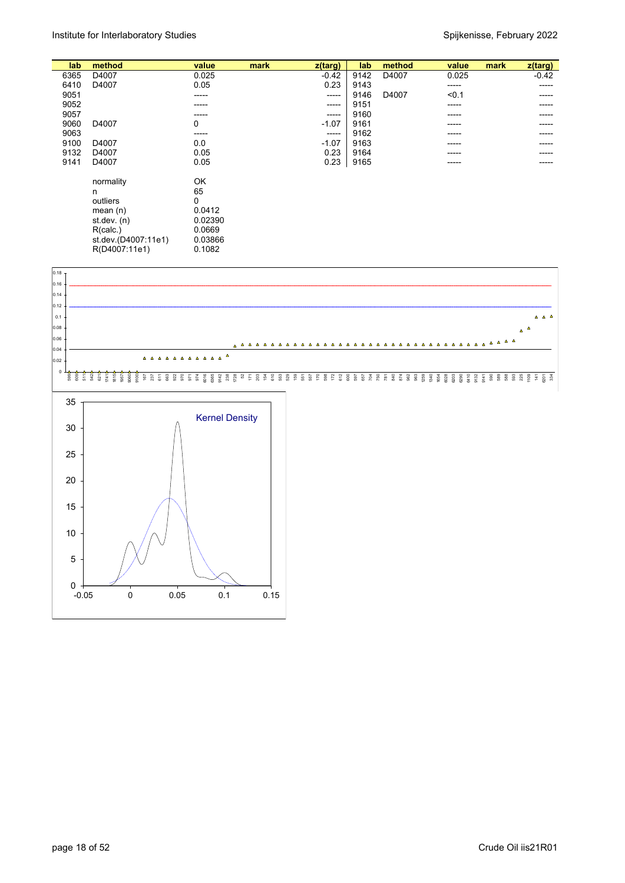| lab | method | value | mark | z(targ) | lab | method | value | mark | z(targ) |
|---|---|---|---|---|---|---|---|---|---|
| 6365 | D4007 | 0.025 | | -0.42 | 9142 | D4007 | 0.025 | | -0.42 |
| 6410 | D4007 | 0.05 | | 0.23 | 9143 | | ----- | | ----- |
| 9051 | | ----- | | ----- | 9146 | D4007 | <0.1 | | ----- |
| 9052 | | ----- | | ----- | 9151 | | ----- | | ----- |
| 9057 | | ----- | | ----- | 9160 | | ----- | | ----- |
| 9060 | D4007 | 0 | | -1.07 | 9161 | | ----- | | ----- |
| 9063 | | ----- | | ----- | 9162 | | ----- | | ----- |
| 9100 | D4007 | 0.0 | | -1.07 | 9163 | | ----- | | ----- |
| 9132 | D4007 | 0.05 | | 0.23 | 9164 | | ----- | | ----- |
| 9141 | D4007 | 0.05 | | 0.23 | 9165 | | ----- | | ----- |

| | |
|---|---|
| normality | OK |
| n | 65 |
| outliers | 0 |
| mean (n) | 0.0412 |
| st.dev. (n) | 0.02390 |
| R(calc.) | 0.0669 |
| st.dev.(D4007:11e1) | 0.03866 |
| R(D4007:11e1) | 0.1082 |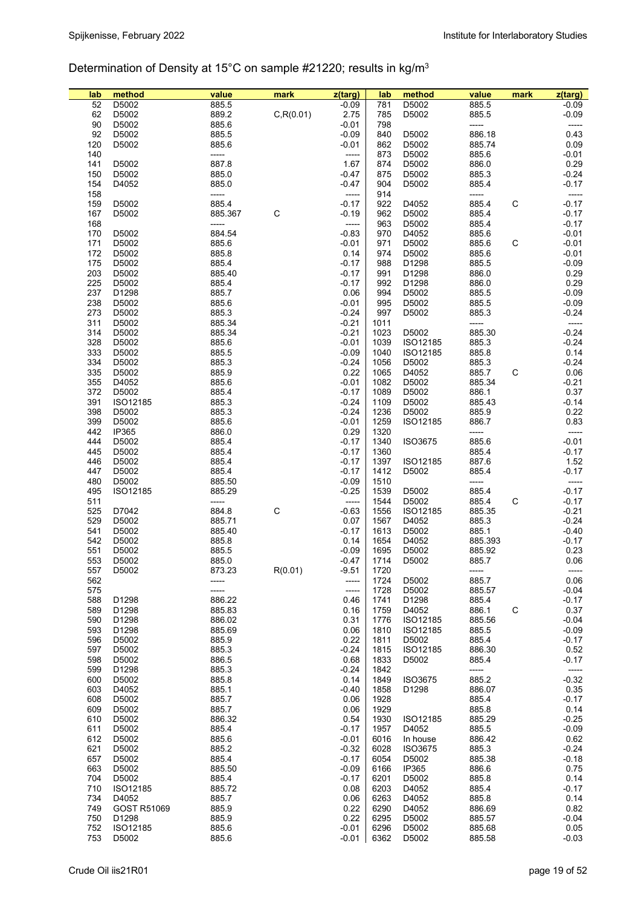Determination of Density at 15°C on sample #21220; results in kg/m3

| lab | method | value | mark | z(targ) | lab | method | value | mark | z(targ) |
|---|---|---|---|---|---|---|---|---|---|
| 52 | D5002 | 885.5 | | -0.09 | 781 | D5002 | 885.5 | | -0.09 |
| 62 | D5002 | 889.2 | C,R(0.01) | 2.75 | 785 | D5002 | 885.5 | | -0.09 |
| 90 | D5002 | 885.6 | | -0.01 | 798 | | ----- | | ----- |
| 92 | D5002 | 885.5 | | -0.09 | 840 | D5002 | 886.18 | | 0.43 |
| 120 | D5002 | 885.6 | | -0.01 | 862 | D5002 | 885.74 | | 0.09 |
| 140 | | ----- | | ----- | 873 | D5002 | 885.6 | | -0.01 |
| 141 | D5002 | 887.8 | | 1.67 | 874 | D5002 | 886.0 | | 0.29 |
| 150 | D5002 | 885.0 | | -0.47 | 875 | D5002 | 885.3 | | -0.24 |
| 154 | D4052 | 885.0 | | -0.47 | 904 | D5002 | 885.4 | | -0.17 |
| 158 | | ----- | | ----- | 914 | | ----- | | ----- |
| 159 | D5002 | 885.4 | | -0.17 | 922 | D4052 | 885.4 | C | -0.17 |
| 167 | D5002 | 885.367 | C | -0.19 | 962 | D5002 | 885.4 | | -0.17 |
| 168 | | ----- | | ----- | 963 | D5002 | 885.4 | | -0.17 |
| 170 | D5002 | 884.54 | | -0.83 | 970 | D4052 | 885.6 | | -0.01 |
| 171 | D5002 | 885.6 | | -0.01 | 971 | D5002 | 885.6 | C | -0.01 |
| 172 | D5002 | 885.8 | | 0.14 | 974 | D5002 | 885.6 | | -0.01 |
| 175 | D5002 | 885.4 | | -0.17 | 988 | D1298 | 885.5 | | -0.09 |
| 203 | D5002 | 885.40 | | -0.17 | 991 | D1298 | 886.0 | | 0.29 |
| 225 | D5002 | 885.4 | | -0.17 | 992 | D1298 | 886.0 | | 0.29 |
| 237 | D1298 | 885.7 | | 0.06 | 994 | D5002 | 885.5 | | -0.09 |
| 238 | D5002 | 885.6 | | -0.01 | 995 | D5002 | 885.5 | | -0.09 |
| 273 | D5002 | 885.3 | | -0.24 | 997 | D5002 | 885.3 | | -0.24 |
| 311 | D5002 | 885.34 | | -0.21 | 1011 | | ----- | | ----- |
| 314 | D5002 | 885.34 | | -0.21 | 1023 | D5002 | 885.30 | | -0.24 |
| 328 | D5002 | 885.6 | | -0.01 | 1039 | ISO12185 | 885.3 | | -0.24 |
| 333 | D5002 | 885.5 | | -0.09 | 1040 | ISO12185 | 885.8 | | 0.14 |
| 334 | D5002 | 885.3 | | -0.24 | 1056 | D5002 | 885.3 | | -0.24 |
| 335 | D5002 | 885.9 | | 0.22 | 1065 | D4052 | 885.7 | C | 0.06 |
| 355 | D4052 | 885.6 | | -0.01 | 1082 | D5002 | 885.34 | | -0.21 |
| 372 | D5002 | 885.4 | | -0.17 | 1089 | D5002 | 886.1 | | 0.37 |
| 391 | ISO12185 | 885.3 | | -0.24 | 1109 | D5002 | 885.43 | | -0.14 |
| 398 | D5002 | 885.3 | | -0.24 | 1236 | D5002 | 885.9 | | 0.22 |
| 399 | D5002 | 885.6 | | -0.01 | 1259 | ISO12185 | 886.7 | | 0.83 |
| 442 | IP365 | 886.0 | | 0.29 | 1320 | | ----- | | ----- |
| 444 | D5002 | 885.4 | | -0.17 | 1340 | ISO3675 | 885.6 | | -0.01 |
| 445 | D5002 | 885.4 | | -0.17 | 1360 | | 885.4 | | -0.17 |
| 446 | D5002 | 885.4 | | -0.17 | 1397 | ISO12185 | 887.6 | | 1.52 |
| 447 | D5002 | 885.4 | | -0.17 | 1412 | D5002 | 885.4 | | -0.17 |
| 480 | D5002 | 885.50 | | -0.09 | 1510 | | ----- | | ----- |
| 495 | ISO12185 | 885.29 | | -0.25 | 1539 | D5002 | 885.4 | | -0.17 |
| 511 | | ----- | | ----- | 1544 | D5002 | 885.4 | C | -0.17 |
| 525 | D7042 | 884.8 | C | -0.63 | 1556 | ISO12185 | 885.35 | | -0.21 |
| 529 | D5002 | 885.71 | | 0.07 | 1567 | D4052 | 885.3 | | -0.24 |
| 541 | D5002 | 885.40 | | -0.17 | 1613 | D5002 | 885.1 | | -0.40 |
| 542 | D5002 | 885.8 | | 0.14 | 1654 | D4052 | 885.393 | | -0.17 |
| 551 | D5002 | 885.5 | | -0.09 | 1695 | D5002 | 885.92 | | 0.23 |
| 553 | D5002 | 885.0 | | -0.47 | 1714 | D5002 | 885.7 | | 0.06 |
| 557 | D5002 | 873.23 | R(0.01) | -9.51 | 1720 | | ----- | | ----- |
| 562 | | ----- | | ----- | 1724 | D5002 | 885.7 | | 0.06 |
| 575 | | ----- | | ----- | 1728 | D5002 | 885.57 | | -0.04 |
| 588 | D1298 | 886.22 | | 0.46 | 1741 | D1298 | 885.4 | | -0.17 |
| 589 | D1298 | 885.83 | | 0.16 | 1759 | D4052 | 886.1 | C | 0.37 |
| 590 | D1298 | 886.02 | | 0.31 | 1776 | ISO12185 | 885.56 | | -0.04 |
| 593 | D1298 | 885.69 | | 0.06 | 1810 | ISO12185 | 885.5 | | -0.09 |
| 596 | D5002 | 885.9 | | 0.22 | 1811 | D5002 | 885.4 | | -0.17 |
| 597 | D5002 | 885.3 | | -0.24 | 1815 | ISO12185 | 886.30 | | 0.52 |
| 598 | D5002 | 886.5 | | 0.68 | 1833 | D5002 | 885.4 | | -0.17 |
| 599 | D1298 | 885.3 | | -0.24 | 1842 | | ----- | | ----- |
| 600 | D5002 | 885.8 | | 0.14 | 1849 | ISO3675 | 885.2 | | -0.32 |
| 603 | D4052 | 885.1 | | -0.40 | 1858 | D1298 | 886.07 | | 0.35 |
| 608 | D5002 | 885.7 | | 0.06 | 1928 | | 885.4 | | -0.17 |
| 609 | D5002 | 885.7 | | 0.06 | 1929 | | 885.8 | | 0.14 |
| 610 | D5002 | 886.32 | | 0.54 | 1930 | ISO12185 | 885.29 | | -0.25 |
| 611 | D5002 | 885.4 | | -0.17 | 1957 | D4052 | 885.5 | | -0.09 |
| 612 | D5002 | 885.6 | | -0.01 | 6016 | In house | 886.42 | | 0.62 |
| 621 | D5002 | 885.2 | | -0.32 | 6028 | ISO3675 | 885.3 | | -0.24 |
| 657 | D5002 | 885.4 | | -0.17 | 6054 | D5002 | 885.38 | | -0.18 |
| 663 | D5002 | 885.50 | | -0.09 | 6166 | IP365 | 886.6 | | 0.75 |
| 704 | D5002 | 885.4 | | -0.17 | 6201 | D5002 | 885.8 | | 0.14 |
| 710 | ISO12185 | 885.72 | | 0.08 | 6203 | D4052 | 885.4 | | -0.17 |
| 734 | D4052 | 885.7 | | 0.06 | 6263 | D4052 | 885.8 | | 0.14 |
| 749 | GOST R51069 | 885.9 | | 0.22 | 6290 | D4052 | 886.69 | | 0.82 |
| 750 | D1298 | 885.9 | | 0.22 | 6295 | D5002 | 885.57 | | -0.04 |
| 752 | ISO12185 | 885.6 | | -0.01 | 6296 | D5002 | 885.68 | | 0.05 |
| 753 | D5002 | 885.6 | | -0.01 | 6362 | D5002 | 885.58 | | -0.03 |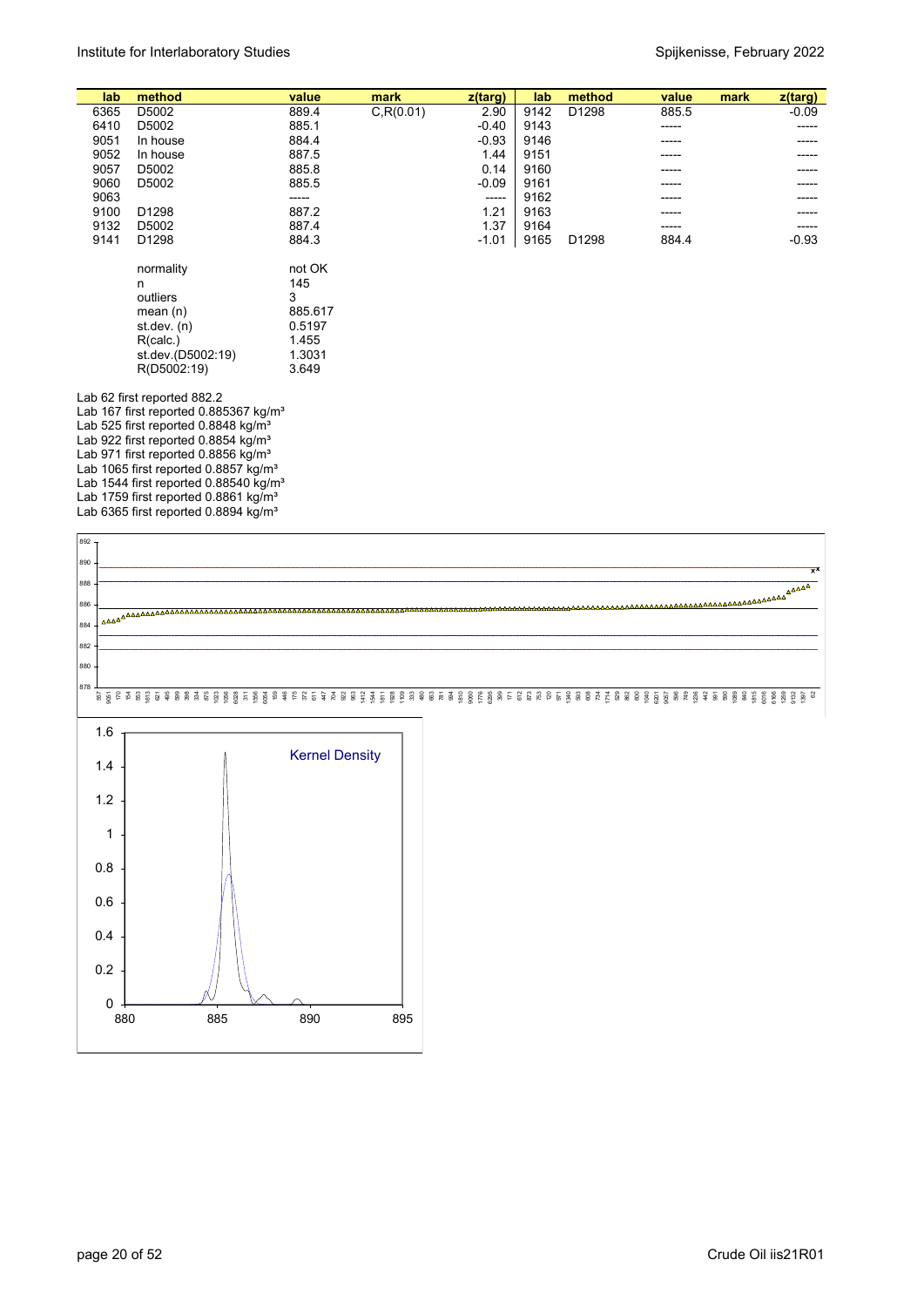| lab | method | value | mark | z(targ) | lab | method | value | mark | z(targ) |
|---|---|---|---|---|---|---|---|---|---|
| 6365 | D5002 | 889.4 | C,R(0.01) | 2.90 | 9142 | D1298 | 885.5 | | -0.09 |
| 6410 | D5002 | 885.1 | | -0.40 | 9143 | | ----- | | ----- |
| 9051 | In house | 884.4 | | -0.93 | 9146 | | ----- | | ----- |
| 9052 | In house | 887.5 | | 1.44 | 9151 | | ----- | | ----- |
| 9057 | D5002 | 885.8 | | 0.14 | 9160 | | ----- | | ----- |
| 9060 | D5002 | 885.5 | | -0.09 | 9161 | | ----- | | ----- |
| 9063 | | ----- | | ----- | 9162 | | ----- | | ----- |
| 9100 | D1298 | 887.2 | | 1.21 | 9163 | | ----- | | ----- |
| 9132 | D5002 | 887.4 | | 1.37 | 9164 | | ----- | | ----- |
| 9141 | D1298 | 884.3 | | -1.01 | 9165 | D1298 | 884.4 | | -0.93 |

| | |
|---|---|
| normality | not OK |
| n | 145 |
| outliers | 3 |
| mean (n) | 885.617 |
| st.dev. (n) | 0.5197 |
| R(calc.) | 1.455 |
| st.dev.(D5002:19) | 1.3031 |
| R(D5002:19) | 3.649 |

Lab 62 first reported 882.2
Lab 167 first reported 0.885367 kg/m³
Lab 525 first reported 0.8848 kg/m³
Lab 922 first reported 0.8854 kg/m³
Lab 971 first reported 0.8856 kg/m³
Lab 1065 first reported 0.8857 kg/m³
Lab 1544 first reported 0.88540 kg/m³
Lab 1759 first reported 0.8861 kg/m³
Lab 6365 first reported 0.8894 kg/m³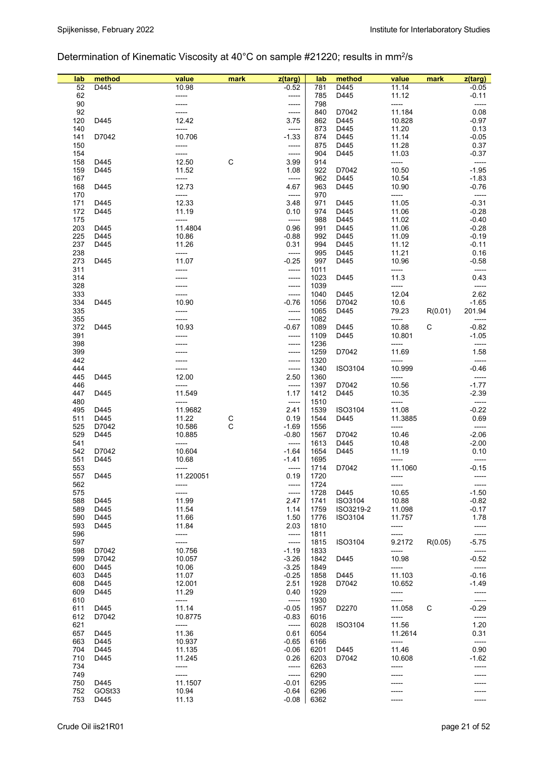# Determination of Kinematic Viscosity at 40°C on sample #21220; results in mm²/s

| lab | method | value | mark | z(targ) | lab | method | value | mark | z(targ) |
|---|---|---|---|---|---|---|---|---|---|
| 52 | D445 | 10.98 | | -0.52 | 781 | D445 | 11.14 | | -0.05 |
| 62 | | ----- | | ----- | 785 | D445 | 11.12 | | -0.11 |
| 90 | | ----- | | ----- | 798 | | ----- | | ----- |
| 92 | | ----- | | ----- | 840 | D7042 | 11.184 | | 0.08 |
| 120 | D445 | 12.42 | | 3.75 | 862 | D445 | 10.828 | | -0.97 |
| 140 | | ----- | | ----- | 873 | D445 | 11.20 | | 0.13 |
| 141 | D7042 | 10.706 | | -1.33 | 874 | D445 | 11.14 | | -0.05 |
| 150 | | ----- | | ----- | 875 | D445 | 11.28 | | 0.37 |
| 154 | | ----- | | ----- | 904 | D445 | 11.03 | | -0.37 |
| 158 | D445 | 12.50 | C | 3.99 | 914 | | ----- | | ----- |
| 159 | D445 | 11.52 | | 1.08 | 922 | D7042 | 10.50 | | -1.95 |
| 167 | | ----- | | ----- | 962 | D445 | 10.54 | | -1.83 |
| 168 | D445 | 12.73 | | 4.67 | 963 | D445 | 10.90 | | -0.76 |
| 170 | | ----- | | ----- | 970 | | ----- | | ----- |
| 171 | D445 | 12.33 | | 3.48 | 971 | D445 | 11.05 | | -0.31 |
| 172 | D445 | 11.19 | | 0.10 | 974 | D445 | 11.06 | | -0.28 |
| 175 | | ----- | | ----- | 988 | D445 | 11.02 | | -0.40 |
| 203 | D445 | 11.4804 | | 0.96 | 991 | D445 | 11.06 | | -0.28 |
| 225 | D445 | 10.86 | | -0.88 | 992 | D445 | 11.09 | | -0.19 |
| 237 | D445 | 11.26 | | 0.31 | 994 | D445 | 11.12 | | -0.11 |
| 238 | | ----- | | ----- | 995 | D445 | 11.21 | | 0.16 |
| 273 | D445 | 11.07 | | -0.25 | 997 | D445 | 10.96 | | -0.58 |
| 311 | | ----- | | ----- | 1011 | | ----- | | ----- |
| 314 | | ----- | | ----- | 1023 | D445 | 11.3 | | 0.43 |
| 328 | | ----- | | ----- | 1039 | | ----- | | ----- |
| 333 | | ----- | | ----- | 1040 | D445 | 12.04 | | 2.62 |
| 334 | D445 | 10.90 | | -0.76 | 1056 | D7042 | 10.6 | | -1.65 |
| 335 | | ----- | | ----- | 1065 | D445 | 79.23 | R(0.01) | 201.94 |
| 355 | | ----- | | ----- | 1082 | | ----- | | ----- |
| 372 | D445 | 10.93 | | -0.67 | 1089 | D445 | 10.88 | C | -0.82 |
| 391 | | ----- | | ----- | 1109 | D445 | 10.801 | | -1.05 |
| 398 | | ----- | | ----- | 1236 | | ----- | | ----- |
| 399 | | ----- | | ----- | 1259 | D7042 | 11.69 | | 1.58 |
| 442 | | ----- | | ----- | 1320 | | ----- | | ----- |
| 444 | | ----- | | ----- | 1340 | ISO3104 | 10.999 | | -0.46 |
| 445 | D445 | 12.00 | | 2.50 | 1360 | | ----- | | ----- |
| 446 | | ----- | | ----- | 1397 | D7042 | 10.56 | | -1.77 |
| 447 | D445 | 11.549 | | 1.17 | 1412 | D445 | 10.35 | | -2.39 |
| 480 | | ----- | | ----- | 1510 | | ----- | | ----- |
| 495 | D445 | 11.9682 | | 2.41 | 1539 | ISO3104 | 11.08 | | -0.22 |
| 511 | D445 | 11.22 | C | 0.19 | 1544 | D445 | 11.3885 | | 0.69 |
| 525 | D7042 | 10.586 | C | -1.69 | 1556 | | ----- | | ----- |
| 529 | D445 | 10.885 | | -0.80 | 1567 | D7042 | 10.46 | | -2.06 |
| 541 | | ----- | | ----- | 1613 | D445 | 10.48 | | -2.00 |
| 542 | D7042 | 10.604 | | -1.64 | 1654 | D445 | 11.19 | | 0.10 |
| 551 | D445 | 10.68 | | -1.41 | 1695 | | ----- | | ----- |
| 553 | | ----- | | ----- | 1714 | D7042 | 11.1060 | | -0.15 |
| 557 | D445 | 11.220051 | | 0.19 | 1720 | | ----- | | ----- |
| 562 | | ----- | | ----- | 1724 | | ----- | | ----- |
| 575 | | ----- | | ----- | 1728 | D445 | 10.65 | | -1.50 |
| 588 | D445 | 11.99 | | 2.47 | 1741 | ISO3104 | 10.88 | | -0.82 |
| 589 | D445 | 11.54 | | 1.14 | 1759 | ISO3219-2 | 11.098 | | -0.17 |
| 590 | D445 | 11.66 | | 1.50 | 1776 | ISO3104 | 11.757 | | 1.78 |
| 593 | D445 | 11.84 | | 2.03 | 1810 | | ----- | | ----- |
| 596 | | ----- | | ----- | 1811 | | ----- | | ----- |
| 597 | | ----- | | ----- | 1815 | ISO3104 | 9.2172 | R(0.05) | -5.75 |
| 598 | D7042 | 10.756 | | -1.19 | 1833 | | ----- | | ----- |
| 599 | D7042 | 10.057 | | -3.26 | 1842 | D445 | 10.98 | | -0.52 |
| 600 | D445 | 10.06 | | -3.25 | 1849 | | ----- | | ----- |
| 603 | D445 | 11.07 | | -0.25 | 1858 | D445 | 11.103 | | -0.16 |
| 608 | D445 | 12.001 | | 2.51 | 1928 | D7042 | 10.652 | | -1.49 |
| 609 | D445 | 11.29 | | 0.40 | 1929 | | ----- | | ----- |
| 610 | | ----- | | ----- | 1930 | | ----- | | ----- |
| 611 | D445 | 11.14 | | -0.05 | 1957 | D2270 | 11.058 | C | -0.29 |
| 612 | D7042 | 10.8775 | | -0.83 | 6016 | | ----- | | ----- |
| 621 | | ----- | | ----- | 6028 | ISO3104 | 11.56 | | 1.20 |
| 657 | D445 | 11.36 | | 0.61 | 6054 | | 11.2614 | | 0.31 |
| 663 | D445 | 10.937 | | -0.65 | 6166 | | ----- | | ----- |
| 704 | D445 | 11.135 | | -0.06 | 6201 | D445 | 11.46 | | 0.90 |
| 710 | D445 | 11.245 | | 0.26 | 6203 | D7042 | 10.608 | | -1.62 |
| 734 | | ----- | | ----- | 6263 | | ----- | | ----- |
| 749 | | ----- | | ----- | 6290 | | ----- | | ----- |
| 750 | D445 | 11.1507 | | -0.01 | 6295 | | ----- | | ----- |
| 752 | GOSt33 | 10.94 | | -0.64 | 6296 | | ----- | | ----- |
| 753 | D445 | 11.13 | | -0.08 | 6362 | | ----- | | ----- |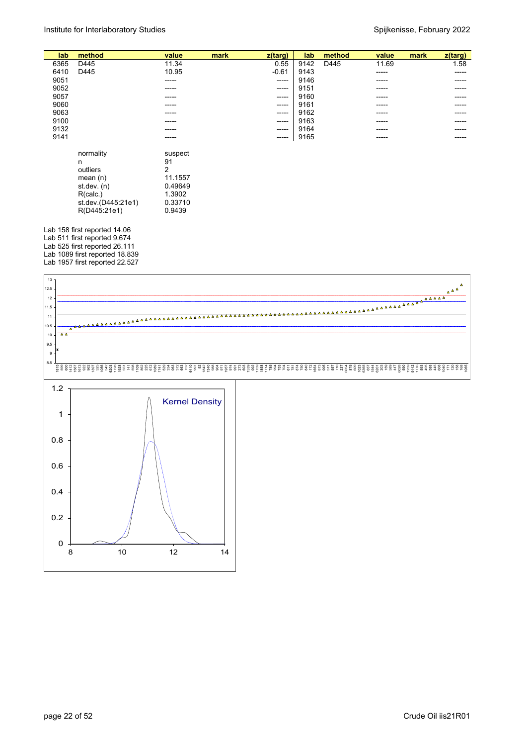| lab | method | value | mark | z(targ) | lab | method | value | mark | z(targ) |
|---|---|---|---|---|---|---|---|---|---|
| 6365 | D445 | 11.34 | | 0.55 | 9142 | D445 | 11.69 | | 1.58 |
| 6410 | D445 | 10.95 | | -0.61 | 9143 | | ----- | | ----- |
| 9051 | | ----- | | ----- | 9146 | | ----- | | ----- |
| 9052 | | ----- | | ----- | 9151 | | ----- | | ----- |
| 9057 | | ----- | | ----- | 9160 | | ----- | | ----- |
| 9060 | | ----- | | ----- | 9161 | | ----- | | ----- |
| 9063 | | ----- | | ----- | 9162 | | ----- | | ----- |
| 9100 | | ----- | | ----- | 9163 | | ----- | | ----- |
| 9132 | | ----- | | ----- | 9164 | | ----- | | ----- |
| 9141 | | ----- | | ----- | 9165 | | ----- | | ----- |

| | |
|---|---|
| normality | suspect |
| n | 91 |
| outliers | 2 |
| mean (n) | 11.1557 |
| st.dev. (n) | 0.49649 |
| R(calc.) | 1.3902 |
| st.dev.(D445:21e1) | 0.33710 |
| R(D445:21e1) | 0.9439 |

Lab 158 first reported 14.06
Lab 511 first reported 9.674
Lab 525 first reported 26.111
Lab 1089 first reported 18.839
Lab 1957 first reported 22.527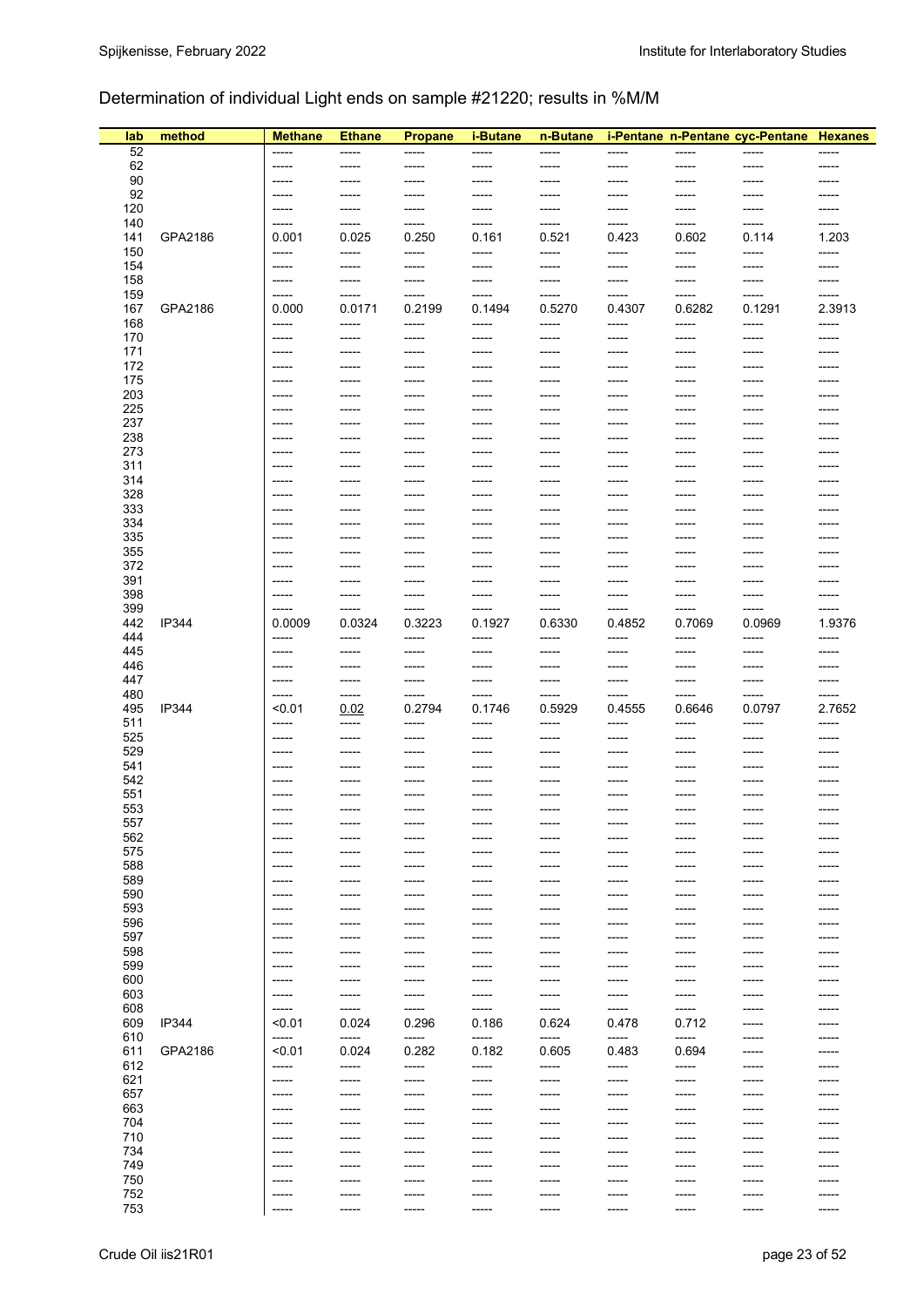Determination of individual Light ends on sample #21220; results in %M/M

| lab | method | Methane | Ethane | Propane | i-Butane | n-Butane | i-Pentane | n-Pentane | cyc-Pentane | Hexanes |
|---|---|---|---|---|---|---|---|---|---|---|
| 52 | | ----- | ----- | ----- | ----- | ----- | ----- | ----- | ----- | ----- |
| 62 | | ----- | ----- | ----- | ----- | ----- | ----- | ----- | ----- | ----- |
| 90 | | ----- | ----- | ----- | ----- | ----- | ----- | ----- | ----- | ----- |
| 92 | | ----- | ----- | ----- | ----- | ----- | ----- | ----- | ----- | ----- |
| 120 | | ----- | ----- | ----- | ----- | ----- | ----- | ----- | ----- | ----- |
| 140 | | ----- | ----- | ----- | ----- | ----- | ----- | ----- | ----- | ----- |
| 141 | GPA2186 | 0.001 | 0.025 | 0.250 | 0.161 | 0.521 | 0.423 | 0.602 | 0.114 | 1.203 |
| 150 | | ----- | ----- | ----- | ----- | ----- | ----- | ----- | ----- | ----- |
| 154 | | ----- | ----- | ----- | ----- | ----- | ----- | ----- | ----- | ----- |
| 158 | | ----- | ----- | ----- | ----- | ----- | ----- | ----- | ----- | ----- |
| 159 | | ----- | ----- | ----- | ----- | ----- | ----- | ----- | ----- | ----- |
| 167 | GPA2186 | 0.000 | 0.0171 | 0.2199 | 0.1494 | 0.5270 | 0.4307 | 0.6282 | 0.1291 | 2.3913 |
| 168 | | ----- | ----- | ----- | ----- | ----- | ----- | ----- | ----- | ----- |
| 170 | | ----- | ----- | ----- | ----- | ----- | ----- | ----- | ----- | ----- |
| 171 | | ----- | ----- | ----- | ----- | ----- | ----- | ----- | ----- | ----- |
| 172 | | ----- | ----- | ----- | ----- | ----- | ----- | ----- | ----- | ----- |
| 175 | | ----- | ----- | ----- | ----- | ----- | ----- | ----- | ----- | ----- |
| 203 | | ----- | ----- | ----- | ----- | ----- | ----- | ----- | ----- | ----- |
| 225 | | ----- | ----- | ----- | ----- | ----- | ----- | ----- | ----- | ----- |
| 237 | | ----- | ----- | ----- | ----- | ----- | ----- | ----- | ----- | ----- |
| 238 | | ----- | ----- | ----- | ----- | ----- | ----- | ----- | ----- | ----- |
| 273 | | ----- | ----- | ----- | ----- | ----- | ----- | ----- | ----- | ----- |
| 311 | | ----- | ----- | ----- | ----- | ----- | ----- | ----- | ----- | ----- |
| 314 | | ----- | ----- | ----- | ----- | ----- | ----- | ----- | ----- | ----- |
| 328 | | ----- | ----- | ----- | ----- | ----- | ----- | ----- | ----- | ----- |
| 333 | | ----- | ----- | ----- | ----- | ----- | ----- | ----- | ----- | ----- |
| 334 | | ----- | ----- | ----- | ----- | ----- | ----- | ----- | ----- | ----- |
| 335 | | ----- | ----- | ----- | ----- | ----- | ----- | ----- | ----- | ----- |
| 355 | | ----- | ----- | ----- | ----- | ----- | ----- | ----- | ----- | ----- |
| 372 | | ----- | ----- | ----- | ----- | ----- | ----- | ----- | ----- | ----- |
| 391 | | ----- | ----- | ----- | ----- | ----- | ----- | ----- | ----- | ----- |
| 398 | | ----- | ----- | ----- | ----- | ----- | ----- | ----- | ----- | ----- |
| 399 | | ----- | ----- | ----- | ----- | ----- | ----- | ----- | ----- | ----- |
| 442 | IP344 | 0.0009 | 0.0324 | 0.3223 | 0.1927 | 0.6330 | 0.4852 | 0.7069 | 0.0969 | 1.9376 |
| 444 | | ----- | ----- | ----- | ----- | ----- | ----- | ----- | ----- | ----- |
| 445 | | ----- | ----- | ----- | ----- | ----- | ----- | ----- | ----- | ----- |
| 446 | | ----- | ----- | ----- | ----- | ----- | ----- | ----- | ----- | ----- |
| 447 | | ----- | ----- | ----- | ----- | ----- | ----- | ----- | ----- | ----- |
| 480 | | ----- | ----- | ----- | ----- | ----- | ----- | ----- | ----- | ----- |
| 495 | IP344 | <0.01 | 0.02 | 0.2794 | 0.1746 | 0.5929 | 0.4555 | 0.6646 | 0.0797 | 2.7652 |
| 511 | | ----- | ----- | ----- | ----- | ----- | ----- | ----- | ----- | ----- |
| 525 | | ----- | ----- | ----- | ----- | ----- | ----- | ----- | ----- | ----- |
| 529 | | ----- | ----- | ----- | ----- | ----- | ----- | ----- | ----- | ----- |
| 541 | | ----- | ----- | ----- | ----- | ----- | ----- | ----- | ----- | ----- |
| 542 | | ----- | ----- | ----- | ----- | ----- | ----- | ----- | ----- | ----- |
| 551 | | ----- | ----- | ----- | ----- | ----- | ----- | ----- | ----- | ----- |
| 553 | | ----- | ----- | ----- | ----- | ----- | ----- | ----- | ----- | ----- |
| 557 | | ----- | ----- | ----- | ----- | ----- | ----- | ----- | ----- | ----- |
| 562 | | ----- | ----- | ----- | ----- | ----- | ----- | ----- | ----- | ----- |
| 575 | | ----- | ----- | ----- | ----- | ----- | ----- | ----- | ----- | ----- |
| 588 | | ----- | ----- | ----- | ----- | ----- | ----- | ----- | ----- | ----- |
| 589 | | ----- | ----- | ----- | ----- | ----- | ----- | ----- | ----- | ----- |
| 590 | | ----- | ----- | ----- | ----- | ----- | ----- | ----- | ----- | ----- |
| 593 | | ----- | ----- | ----- | ----- | ----- | ----- | ----- | ----- | ----- |
| 596 | | ----- | ----- | ----- | ----- | ----- | ----- | ----- | ----- | ----- |
| 597 | | ----- | ----- | ----- | ----- | ----- | ----- | ----- | ----- | ----- |
| 598 | | ----- | ----- | ----- | ----- | ----- | ----- | ----- | ----- | ----- |
| 599 | | ----- | ----- | ----- | ----- | ----- | ----- | ----- | ----- | ----- |
| 600 | | ----- | ----- | ----- | ----- | ----- | ----- | ----- | ----- | ----- |
| 603 | | ----- | ----- | ----- | ----- | ----- | ----- | ----- | ----- | ----- |
| 608 | | ----- | ----- | ----- | ----- | ----- | ----- | ----- | ----- | ----- |
| 609 | IP344 | <0.01 | 0.024 | 0.296 | 0.186 | 0.624 | 0.478 | 0.712 | ----- | ----- |
| 610 | | ----- | ----- | ----- | ----- | ----- | ----- | ----- | ----- | ----- |
| 611 | GPA2186 | <0.01 | 0.024 | 0.282 | 0.182 | 0.605 | 0.483 | 0.694 | ----- | ----- |
| 612 | | ----- | ----- | ----- | ----- | ----- | ----- | ----- | ----- | ----- |
| 621 | | ----- | ----- | ----- | ----- | ----- | ----- | ----- | ----- | ----- |
| 657 | | ----- | ----- | ----- | ----- | ----- | ----- | ----- | ----- | ----- |
| 663 | | ----- | ----- | ----- | ----- | ----- | ----- | ----- | ----- | ----- |
| 704 | | ----- | ----- | ----- | ----- | ----- | ----- | ----- | ----- | ----- |
| 710 | | ----- | ----- | ----- | ----- | ----- | ----- | ----- | ----- | ----- |
| 734 | | ----- | ----- | ----- | ----- | ----- | ----- | ----- | ----- | ----- |
| 749 | | ----- | ----- | ----- | ----- | ----- | ----- | ----- | ----- | ----- |
| 750 | | ----- | ----- | ----- | ----- | ----- | ----- | ----- | ----- | ----- |
| 752 | | ----- | ----- | ----- | ----- | ----- | ----- | ----- | ----- | ----- |
| 753 | | ----- | ----- | ----- | ----- | ----- | ----- | ----- | ----- | ----- |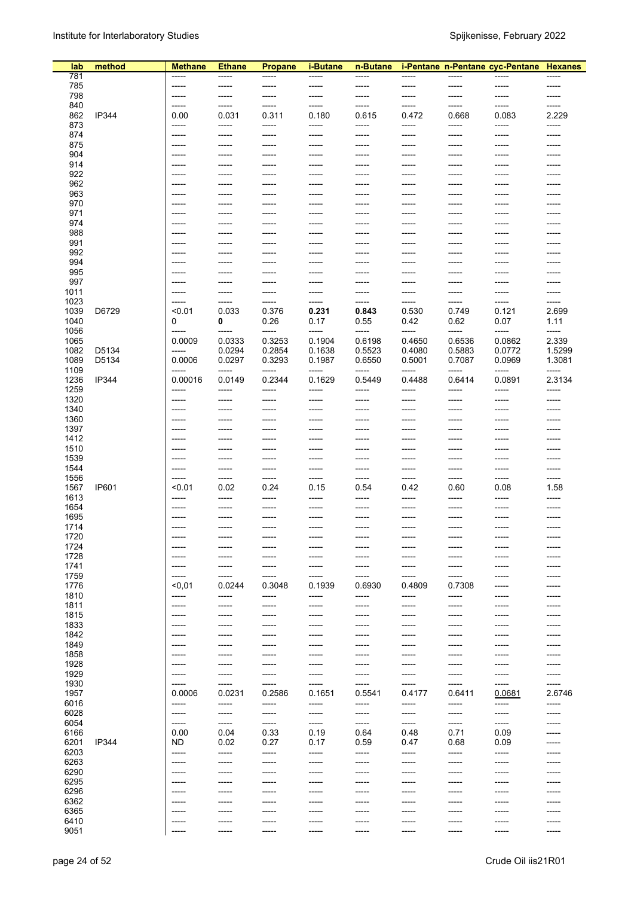| lab | method | Methane | Ethane | Propane | i-Butane | n-Butane | i-Pentane | n-Pentane | cyc-Pentane | Hexanes |
|---|---|---|---|---|---|---|---|---|---|---|
| 781 | | ----- | ----- | ----- | ----- | ----- | ----- | ----- | ----- | ----- |
| 785 | | ----- | ----- | ----- | ----- | ----- | ----- | ----- | ----- | ----- |
| 798 | | ----- | ----- | ----- | ----- | ----- | ----- | ----- | ----- | ----- |
| 840 | | ----- | ----- | ----- | ----- | ----- | ----- | ----- | ----- | ----- |
| 862 | IP344 | 0.00 | 0.031 | 0.311 | 0.180 | 0.615 | 0.472 | 0.668 | 0.083 | 2.229 |
| 873 | | ----- | ----- | ----- | ----- | ----- | ----- | ----- | ----- | ----- |
| 874 | | ----- | ----- | ----- | ----- | ----- | ----- | ----- | ----- | ----- |
| 875 | | ----- | ----- | ----- | ----- | ----- | ----- | ----- | ----- | ----- |
| 904 | | ----- | ----- | ----- | ----- | ----- | ----- | ----- | ----- | ----- |
| 914 | | ----- | ----- | ----- | ----- | ----- | ----- | ----- | ----- | ----- |
| 922 | | ----- | ----- | ----- | ----- | ----- | ----- | ----- | ----- | ----- |
| 962 | | ----- | ----- | ----- | ----- | ----- | ----- | ----- | ----- | ----- |
| 963 | | ----- | ----- | ----- | ----- | ----- | ----- | ----- | ----- | ----- |
| 970 | | ----- | ----- | ----- | ----- | ----- | ----- | ----- | ----- | ----- |
| 971 | | ----- | ----- | ----- | ----- | ----- | ----- | ----- | ----- | ----- |
| 974 | | ----- | ----- | ----- | ----- | ----- | ----- | ----- | ----- | ----- |
| 988 | | ----- | ----- | ----- | ----- | ----- | ----- | ----- | ----- | ----- |
| 991 | | ----- | ----- | ----- | ----- | ----- | ----- | ----- | ----- | ----- |
| 992 | | ----- | ----- | ----- | ----- | ----- | ----- | ----- | ----- | ----- |
| 994 | | ----- | ----- | ----- | ----- | ----- | ----- | ----- | ----- | ----- |
| 995 | | ----- | ----- | ----- | ----- | ----- | ----- | ----- | ----- | ----- |
| 997 | | ----- | ----- | ----- | ----- | ----- | ----- | ----- | ----- | ----- |
| 1011 | | ----- | ----- | ----- | ----- | ----- | ----- | ----- | ----- | ----- |
| 1023 | | ----- | ----- | ----- | ----- | ----- | ----- | ----- | ----- | ----- |
| 1039 | D6729 | <0.01 | 0.033 | 0.376 | **0.231** | **0.843** | 0.530 | 0.749 | 0.121 | 2.699 |
| 1040 | | 0 | **0** | 0.26 | 0.17 | 0.55 | 0.42 | 0.62 | 0.07 | 1.11 |
| 1056 | | ----- | ----- | ----- | ----- | ----- | ----- | ----- | ----- | ----- |
| 1065 | | 0.0009 | 0.0333 | 0.3253 | 0.1904 | 0.6198 | 0.4650 | 0.6536 | 0.0862 | 2.339 |
| 1082 | D5134 | ----- | 0.0294 | 0.2854 | 0.1638 | 0.5523 | 0.4080 | 0.5883 | 0.0772 | 1.5299 |
| 1089 | D5134 | 0.0006 | 0.0297 | 0.3293 | 0.1987 | 0.6550 | 0.5001 | 0.7087 | 0.0969 | 1.3081 |
| 1109 | | ----- | ----- | ----- | ----- | ----- | ----- | ----- | ----- | ----- |
| 1236 | IP344 | 0.00016 | 0.0149 | 0.2344 | 0.1629 | 0.5449 | 0.4488 | 0.6414 | 0.0891 | 2.3134 |
| 1259 | | ----- | ----- | ----- | ----- | ----- | ----- | ----- | ----- | ----- |
| 1320 | | ----- | ----- | ----- | ----- | ----- | ----- | ----- | ----- | ----- |
| 1340 | | ----- | ----- | ----- | ----- | ----- | ----- | ----- | ----- | ----- |
| 1360 | | ----- | ----- | ----- | ----- | ----- | ----- | ----- | ----- | ----- |
| 1397 | | ----- | ----- | ----- | ----- | ----- | ----- | ----- | ----- | ----- |
| 1412 | | ----- | ----- | ----- | ----- | ----- | ----- | ----- | ----- | ----- |
| 1510 | | ----- | ----- | ----- | ----- | ----- | ----- | ----- | ----- | ----- |
| 1539 | | ----- | ----- | ----- | ----- | ----- | ----- | ----- | ----- | ----- |
| 1544 | | ----- | ----- | ----- | ----- | ----- | ----- | ----- | ----- | ----- |
| 1556 | | ----- | ----- | ----- | ----- | ----- | ----- | ----- | ----- | ----- |
| 1567 | IP601 | <0.01 | 0.02 | 0.24 | 0.15 | 0.54 | 0.42 | 0.60 | 0.08 | 1.58 |
| 1613 | | ----- | ----- | ----- | ----- | ----- | ----- | ----- | ----- | ----- |
| 1654 | | ----- | ----- | ----- | ----- | ----- | ----- | ----- | ----- | ----- |
| 1695 | | ----- | ----- | ----- | ----- | ----- | ----- | ----- | ----- | ----- |
| 1714 | | ----- | ----- | ----- | ----- | ----- | ----- | ----- | ----- | ----- |
| 1720 | | ----- | ----- | ----- | ----- | ----- | ----- | ----- | ----- | ----- |
| 1724 | | ----- | ----- | ----- | ----- | ----- | ----- | ----- | ----- | ----- |
| 1728 | | ----- | ----- | ----- | ----- | ----- | ----- | ----- | ----- | ----- |
| 1741 | | ----- | ----- | ----- | ----- | ----- | ----- | ----- | ----- | ----- |
| 1759 | | ----- | ----- | ----- | ----- | ----- | ----- | ----- | ----- | ----- |
| 1776 | | <0,01 | 0.0244 | 0.3048 | 0.1939 | 0.6930 | 0.4809 | 0.7308 | ----- | ----- |
| 1810 | | ----- | ----- | ----- | ----- | ----- | ----- | ----- | ----- | ----- |
| 1811 | | ----- | ----- | ----- | ----- | ----- | ----- | ----- | ----- | ----- |
| 1815 | | ----- | ----- | ----- | ----- | ----- | ----- | ----- | ----- | ----- |
| 1833 | | ----- | ----- | ----- | ----- | ----- | ----- | ----- | ----- | ----- |
| 1842 | | ----- | ----- | ----- | ----- | ----- | ----- | ----- | ----- | ----- |
| 1849 | | ----- | ----- | ----- | ----- | ----- | ----- | ----- | ----- | ----- |
| 1858 | | ----- | ----- | ----- | ----- | ----- | ----- | ----- | ----- | ----- |
| 1928 | | ----- | ----- | ----- | ----- | ----- | ----- | ----- | ----- | ----- |
| 1929 | | ----- | ----- | ----- | ----- | ----- | ----- | ----- | ----- | ----- |
| 1930 | | ----- | ----- | ----- | ----- | ----- | ----- | ----- | ----- | ----- |
| 1957 | | 0.0006 | 0.0231 | 0.2586 | 0.1651 | 0.5541 | 0.4177 | 0.6411 | 0.0681 | 2.6746 |
| 6016 | | ----- | ----- | ----- | ----- | ----- | ----- | ----- | ----- | ----- |
| 6028 | | ----- | ----- | ----- | ----- | ----- | ----- | ----- | ----- | ----- |
| 6054 | | ----- | ----- | ----- | ----- | ----- | ----- | ----- | ----- | ----- |
| 6166 | | 0.00 | 0.04 | 0.33 | 0.19 | 0.64 | 0.48 | 0.71 | 0.09 | ----- |
| 6201 | IP344 | ND | 0.02 | 0.27 | 0.17 | 0.59 | 0.47 | 0.68 | 0.09 | ----- |
| 6203 | | ----- | ----- | ----- | ----- | ----- | ----- | ----- | ----- | ----- |
| 6263 | | ----- | ----- | ----- | ----- | ----- | ----- | ----- | ----- | ----- |
| 6290 | | ----- | ----- | ----- | ----- | ----- | ----- | ----- | ----- | ----- |
| 6295 | | ----- | ----- | ----- | ----- | ----- | ----- | ----- | ----- | ----- |
| 6296 | | ----- | ----- | ----- | ----- | ----- | ----- | ----- | ----- | ----- |
| 6362 | | ----- | ----- | ----- | ----- | ----- | ----- | ----- | ----- | ----- |
| 6365 | | ----- | ----- | ----- | ----- | ----- | ----- | ----- | ----- | ----- |
| 6410 | | ----- | ----- | ----- | ----- | ----- | ----- | ----- | ----- | ----- |
| 9051 | | ----- | ----- | ----- | ----- | ----- | ----- | ----- | ----- | ----- |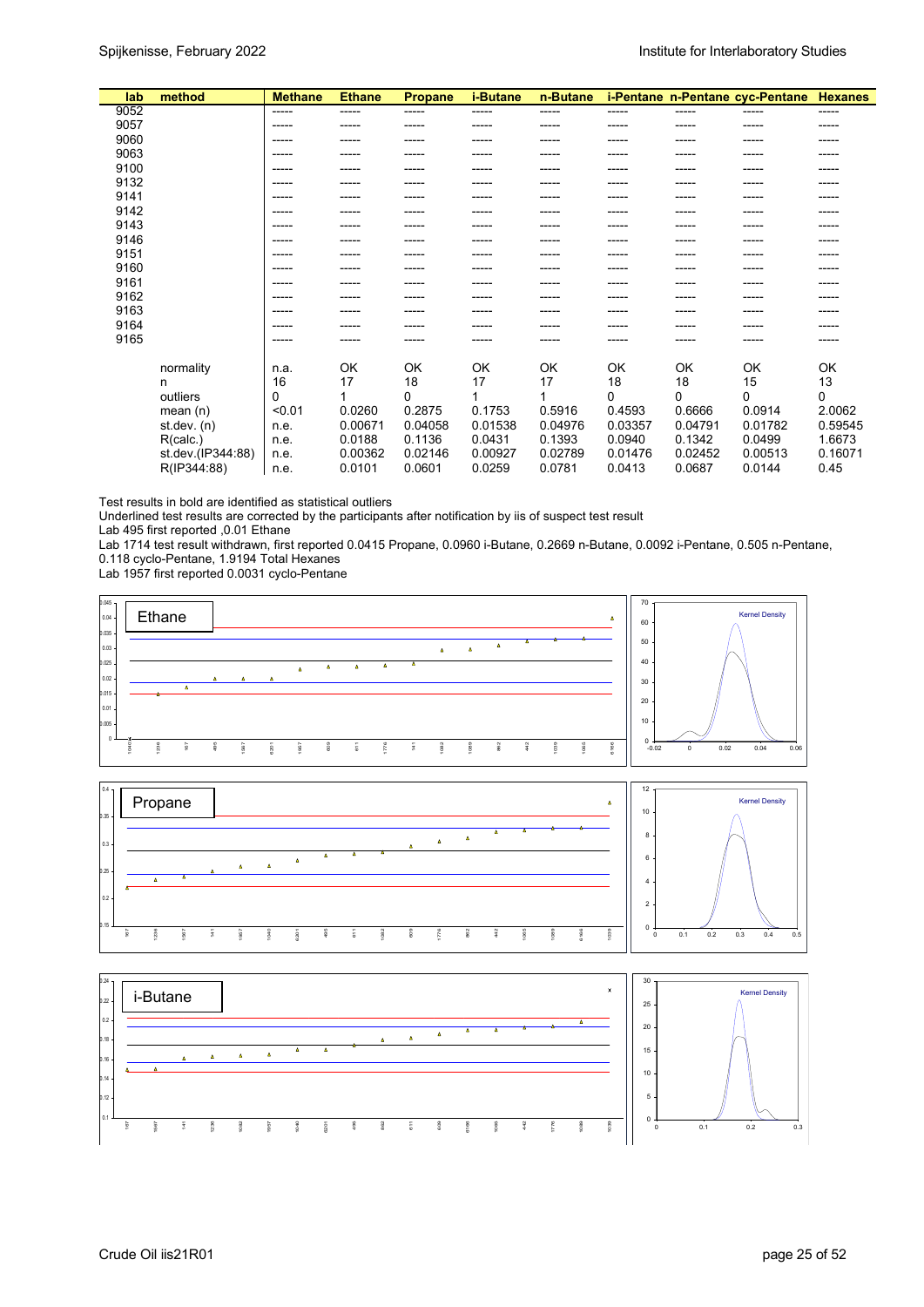| lab | method | Methane | Ethane | Propane | i-Butane | n-Butane | i-Pentane | n-Pentane | cyc-Pentane | Hexanes |
|---|---|---|---|---|---|---|---|---|---|---|
| 9052 | | ----- | ----- | ----- | ----- | ----- | ----- | ----- | ----- | ----- |
| 9057 | | ----- | ----- | ----- | ----- | ----- | ----- | ----- | ----- | ----- |
| 9060 | | ----- | ----- | ----- | ----- | ----- | ----- | ----- | ----- | ----- |
| 9063 | | ----- | ----- | ----- | ----- | ----- | ----- | ----- | ----- | ----- |
| 9100 | | ----- | ----- | ----- | ----- | ----- | ----- | ----- | ----- | ----- |
| 9132 | | ----- | ----- | ----- | ----- | ----- | ----- | ----- | ----- | ----- |
| 9141 | | ----- | ----- | ----- | ----- | ----- | ----- | ----- | ----- | ----- |
| 9142 | | ----- | ----- | ----- | ----- | ----- | ----- | ----- | ----- | ----- |
| 9143 | | ----- | ----- | ----- | ----- | ----- | ----- | ----- | ----- | ----- |
| 9146 | | ----- | ----- | ----- | ----- | ----- | ----- | ----- | ----- | ----- |
| 9151 | | ----- | ----- | ----- | ----- | ----- | ----- | ----- | ----- | ----- |
| 9160 | | ----- | ----- | ----- | ----- | ----- | ----- | ----- | ----- | ----- |
| 9161 | | ----- | ----- | ----- | ----- | ----- | ----- | ----- | ----- | ----- |
| 9162 | | ----- | ----- | ----- | ----- | ----- | ----- | ----- | ----- | ----- |
| 9163 | | ----- | ----- | ----- | ----- | ----- | ----- | ----- | ----- | ----- |
| 9164 | | ----- | ----- | ----- | ----- | ----- | ----- | ----- | ----- | ----- |
| 9165 | | ----- | ----- | ----- | ----- | ----- | ----- | ----- | ----- | ----- |
| | normality | n.a. | OK | OK | OK | OK | OK | OK | OK | OK |
| | n | 16 | 17 | 18 | 17 | 17 | 18 | 18 | 15 | 13 |
| | outliers | 0 | 1 | 0 | 1 | 1 | 0 | 0 | 0 | 0 |
| | mean (n) | <0.01 | 0.0260 | 0.2875 | 0.1753 | 0.5916 | 0.4593 | 0.6666 | 0.0914 | 2.0062 |
| | st.dev. (n) | n.e. | 0.00671 | 0.04058 | 0.01538 | 0.04976 | 0.03357 | 0.04791 | 0.01782 | 0.59545 |
| | R(calc.) | n.e. | 0.0188 | 0.1136 | 0.0431 | 0.1393 | 0.0940 | 0.1342 | 0.0499 | 1.6673 |
| | st.dev.(IP344:88) | n.e. | 0.00362 | 0.02146 | 0.00927 | 0.02789 | 0.01476 | 0.02452 | 0.00513 | 0.16071 |
| | R(IP344:88) | n.e. | 0.0101 | 0.0601 | 0.0259 | 0.0781 | 0.0413 | 0.0687 | 0.0144 | 0.45 |

Test results in bold are identified as statistical outliers
Underlined test results are corrected by the participants after notification by iis of suspect test result
Lab 495 first reported ,0.01 Ethane
Lab 1714 test result withdrawn, first reported 0.0415 Propane, 0.0960 i-Butane, 0.2669 n-Butane, 0.0092 i-Pentane, 0.505 n-Pentane, 0.118 cyclo-Pentane, 1.9194 Total Hexanes
Lab 1957 first reported 0.0031 cyclo-Pentane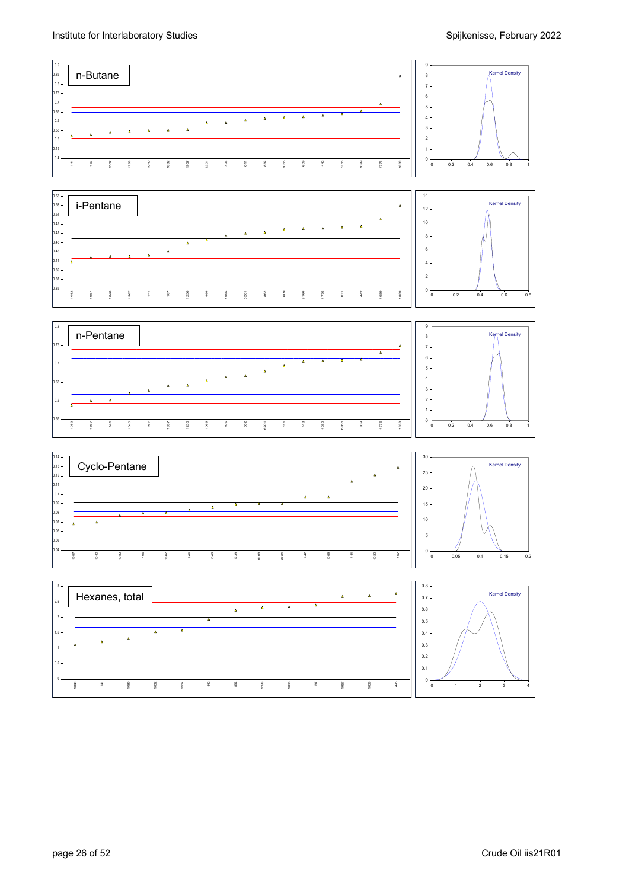n-Butane

Kernel Density

i-Pentane

Kernel Density

n-Pentane

Kernel Density

Cyclo-Pentane

Kernel Density

Hexanes, total

Kernel Density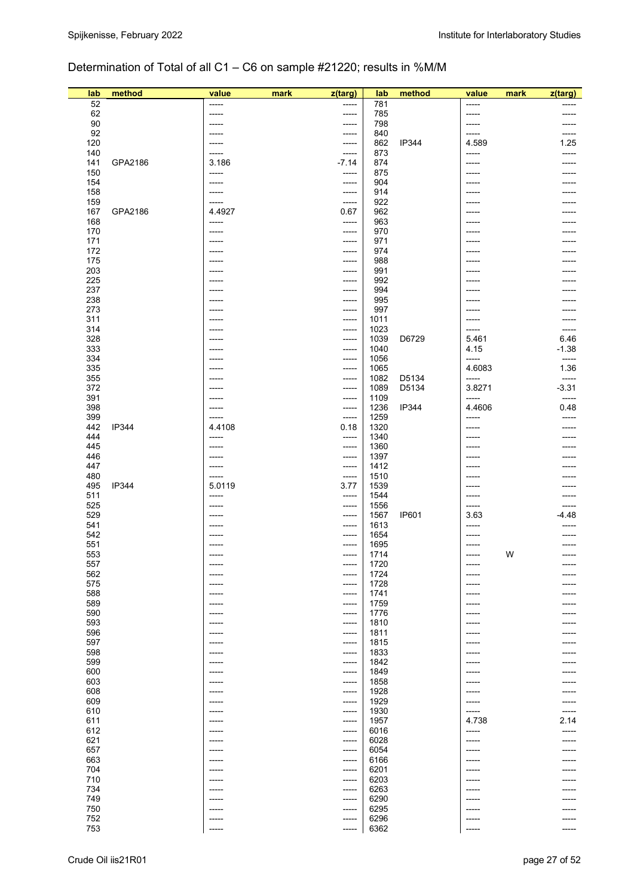## Determination of Total of all C1 – C6 on sample #21220; results in %M/M

| lab | method | value | mark | z(targ) | lab | method | value | mark | z(targ) |
|---|---|---|---|---|---|---|---|---|---|
| 52 | | ----- | | ----- | 781 | | ----- | | ----- |
| 62 | | ----- | | ----- | 785 | | ----- | | ----- |
| 90 | | ----- | | ----- | 798 | | ----- | | ----- |
| 92 | | ----- | | ----- | 840 | | ----- | | ----- |
| 120 | | ----- | | ----- | 862 | IP344 | 4.589 | | 1.25 |
| 140 | | ----- | | ----- | 873 | | ----- | | ----- |
| 141 | GPA2186 | 3.186 | | -7.14 | 874 | | ----- | | ----- |
| 150 | | ----- | | ----- | 875 | | ----- | | ----- |
| 154 | | ----- | | ----- | 904 | | ----- | | ----- |
| 158 | | ----- | | ----- | 914 | | ----- | | ----- |
| 159 | | ----- | | ----- | 922 | | ----- | | ----- |
| 167 | GPA2186 | 4.4927 | | 0.67 | 962 | | ----- | | ----- |
| 168 | | ----- | | ----- | 963 | | ----- | | ----- |
| 170 | | ----- | | ----- | 970 | | ----- | | ----- |
| 171 | | ----- | | ----- | 971 | | ----- | | ----- |
| 172 | | ----- | | ----- | 974 | | ----- | | ----- |
| 175 | | ----- | | ----- | 988 | | ----- | | ----- |
| 203 | | ----- | | ----- | 991 | | ----- | | ----- |
| 225 | | ----- | | ----- | 992 | | ----- | | ----- |
| 237 | | ----- | | ----- | 994 | | ----- | | ----- |
| 238 | | ----- | | ----- | 995 | | ----- | | ----- |
| 273 | | ----- | | ----- | 997 | | ----- | | ----- |
| 311 | | ----- | | ----- | 1011 | | ----- | | ----- |
| 314 | | ----- | | ----- | 1023 | | ----- | | ----- |
| 328 | | ----- | | ----- | 1039 | D6729 | 5.461 | | 6.46 |
| 333 | | ----- | | ----- | 1040 | | 4.15 | | -1.38 |
| 334 | | ----- | | ----- | 1056 | | ----- | | ----- |
| 335 | | ----- | | ----- | 1065 | | 4.6083 | | 1.36 |
| 355 | | ----- | | ----- | 1082 | D5134 | ----- | | ----- |
| 372 | | ----- | | ----- | 1089 | D5134 | 3.8271 | | -3.31 |
| 391 | | ----- | | ----- | 1109 | | ----- | | ----- |
| 398 | | ----- | | ----- | 1236 | IP344 | 4.4606 | | 0.48 |
| 399 | | ----- | | ----- | 1259 | | ----- | | ----- |
| 442 | IP344 | 4.4108 | | 0.18 | 1320 | | ----- | | ----- |
| 444 | | ----- | | ----- | 1340 | | ----- | | ----- |
| 445 | | ----- | | ----- | 1360 | | ----- | | ----- |
| 446 | | ----- | | ----- | 1397 | | ----- | | ----- |
| 447 | | ----- | | ----- | 1412 | | ----- | | ----- |
| 480 | | ----- | | ----- | 1510 | | ----- | | ----- |
| 495 | IP344 | 5.0119 | | 3.77 | 1539 | | ----- | | ----- |
| 511 | | ----- | | ----- | 1544 | | ----- | | ----- |
| 525 | | ----- | | ----- | 1556 | | ----- | | ----- |
| 529 | | ----- | | ----- | 1567 | IP601 | 3.63 | | -4.48 |
| 541 | | ----- | | ----- | 1613 | | ----- | | ----- |
| 542 | | ----- | | ----- | 1654 | | ----- | | ----- |
| 551 | | ----- | | ----- | 1695 | | ----- | | ----- |
| 553 | | ----- | | ----- | 1714 | | ----- | W | ----- |
| 557 | | ----- | | ----- | 1720 | | ----- | | ----- |
| 562 | | ----- | | ----- | 1724 | | ----- | | ----- |
| 575 | | ----- | | ----- | 1728 | | ----- | | ----- |
| 588 | | ----- | | ----- | 1741 | | ----- | | ----- |
| 589 | | ----- | | ----- | 1759 | | ----- | | ----- |
| 590 | | ----- | | ----- | 1776 | | ----- | | ----- |
| 593 | | ----- | | ----- | 1810 | | ----- | | ----- |
| 596 | | ----- | | ----- | 1811 | | ----- | | ----- |
| 597 | | ----- | | ----- | 1815 | | ----- | | ----- |
| 598 | | ----- | | ----- | 1833 | | ----- | | ----- |
| 599 | | ----- | | ----- | 1842 | | ----- | | ----- |
| 600 | | ----- | | ----- | 1849 | | ----- | | ----- |
| 603 | | ----- | | ----- | 1858 | | ----- | | ----- |
| 608 | | ----- | | ----- | 1928 | | ----- | | ----- |
| 609 | | ----- | | ----- | 1929 | | ----- | | ----- |
| 610 | | ----- | | ----- | 1930 | | ----- | | ----- |
| 611 | | ----- | | ----- | 1957 | | 4.738 | | 2.14 |
| 612 | | ----- | | ----- | 6016 | | ----- | | ----- |
| 621 | | ----- | | ----- | 6028 | | ----- | | ----- |
| 657 | | ----- | | ----- | 6054 | | ----- | | ----- |
| 663 | | ----- | | ----- | 6166 | | ----- | | ----- |
| 704 | | ----- | | ----- | 6201 | | ----- | | ----- |
| 710 | | ----- | | ----- | 6203 | | ----- | | ----- |
| 734 | | ----- | | ----- | 6263 | | ----- | | ----- |
| 749 | | ----- | | ----- | 6290 | | ----- | | ----- |
| 750 | | ----- | | ----- | 6295 | | ----- | | ----- |
| 752 | | ----- | | ----- | 6296 | | ----- | | ----- |
| 753 | | ----- | | ----- | 6362 | | ----- | | ----- |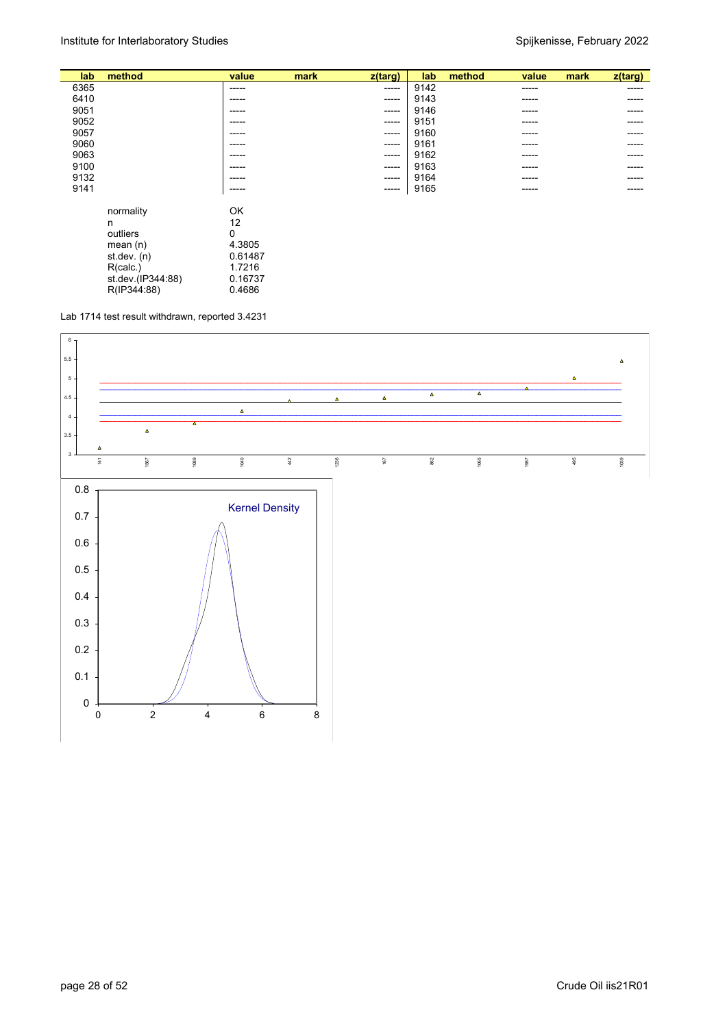| lab | method | value | mark | z(targ) | lab | method | value | mark | z(targ) |
|---|---|---|---|---|---|---|---|---|---|
| 6365 | | ----- | | ----- | 9142 | | ----- | | ----- |
| 6410 | | ----- | | ----- | 9143 | | ----- | | ----- |
| 9051 | | ----- | | ----- | 9146 | | ----- | | ----- |
| 9052 | | ----- | | ----- | 9151 | | ----- | | ----- |
| 9057 | | ----- | | ----- | 9160 | | ----- | | ----- |
| 9060 | | ----- | | ----- | 9161 | | ----- | | ----- |
| 9063 | | ----- | | ----- | 9162 | | ----- | | ----- |
| 9100 | | ----- | | ----- | 9163 | | ----- | | ----- |
| 9132 | | ----- | | ----- | 9164 | | ----- | | ----- |
| 9141 | | ----- | | ----- | 9165 | | ----- | | ----- |

| | |
|---|---|
| normality | OK |
| n | 12 |
| outliers | 0 |
| mean (n) | 4.3805 |
| st.dev. (n) | 0.61487 |
| R(calc.) | 1.7216 |
| st.dev.(IP344:88) | 0.16737 |
| R(IP344:88) | 0.4686 |

Lab 1714 test result withdrawn, reported 3.4231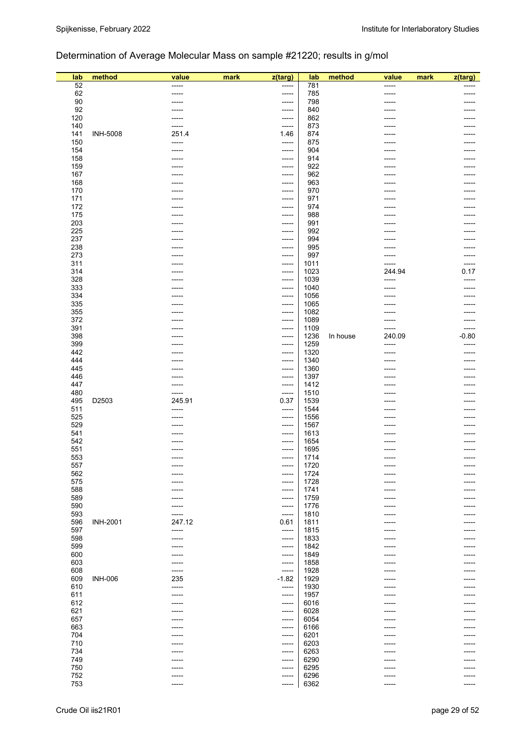## Determination of Average Molecular Mass on sample #21220; results in g/mol

| lab | method | value | mark | z(targ) | lab | method | value | mark | z(targ) |
|---|---|---|---|---|---|---|---|---|---|
| 52 | | ----- | | ----- | 781 | | ----- | | ----- |
| 62 | | ----- | | ----- | 785 | | ----- | | ----- |
| 90 | | ----- | | ----- | 798 | | ----- | | ----- |
| 92 | | ----- | | ----- | 840 | | ----- | | ----- |
| 120 | | ----- | | ----- | 862 | | ----- | | ----- |
| 140 | | ----- | | ----- | 873 | | ----- | | ----- |
| 141 | INH-5008 | 251.4 | | 1.46 | 874 | | ----- | | ----- |
| 150 | | ----- | | ----- | 875 | | ----- | | ----- |
| 154 | | ----- | | ----- | 904 | | ----- | | ----- |
| 158 | | ----- | | ----- | 914 | | ----- | | ----- |
| 159 | | ----- | | ----- | 922 | | ----- | | ----- |
| 167 | | ----- | | ----- | 962 | | ----- | | ----- |
| 168 | | ----- | | ----- | 963 | | ----- | | ----- |
| 170 | | ----- | | ----- | 970 | | ----- | | ----- |
| 171 | | ----- | | ----- | 971 | | ----- | | ----- |
| 172 | | ----- | | ----- | 974 | | ----- | | ----- |
| 175 | | ----- | | ----- | 988 | | ----- | | ----- |
| 203 | | ----- | | ----- | 991 | | ----- | | ----- |
| 225 | | ----- | | ----- | 992 | | ----- | | ----- |
| 237 | | ----- | | ----- | 994 | | ----- | | ----- |
| 238 | | ----- | | ----- | 995 | | ----- | | ----- |
| 273 | | ----- | | ----- | 997 | | ----- | | ----- |
| 311 | | ----- | | ----- | 1011 | | ----- | | ----- |
| 314 | | ----- | | ----- | 1023 | | 244.94 | | 0.17 |
| 328 | | ----- | | ----- | 1039 | | ----- | | ----- |
| 333 | | ----- | | ----- | 1040 | | ----- | | ----- |
| 334 | | ----- | | ----- | 1056 | | ----- | | ----- |
| 335 | | ----- | | ----- | 1065 | | ----- | | ----- |
| 355 | | ----- | | ----- | 1082 | | ----- | | ----- |
| 372 | | ----- | | ----- | 1089 | | ----- | | ----- |
| 391 | | ----- | | ----- | 1109 | | ----- | | ----- |
| 398 | | ----- | | ----- | 1236 | In house | 240.09 | | -0.80 |
| 399 | | ----- | | ----- | 1259 | | ----- | | ----- |
| 442 | | ----- | | ----- | 1320 | | ----- | | ----- |
| 444 | | ----- | | ----- | 1340 | | ----- | | ----- |
| 445 | | ----- | | ----- | 1360 | | ----- | | ----- |
| 446 | | ----- | | ----- | 1397 | | ----- | | ----- |
| 447 | | ----- | | ----- | 1412 | | ----- | | ----- |
| 480 | | ----- | | ----- | 1510 | | ----- | | ----- |
| 495 | D2503 | 245.91 | | 0.37 | 1539 | | ----- | | ----- |
| 511 | | ----- | | ----- | 1544 | | ----- | | ----- |
| 525 | | ----- | | ----- | 1556 | | ----- | | ----- |
| 529 | | ----- | | ----- | 1567 | | ----- | | ----- |
| 541 | | ----- | | ----- | 1613 | | ----- | | ----- |
| 542 | | ----- | | ----- | 1654 | | ----- | | ----- |
| 551 | | ----- | | ----- | 1695 | | ----- | | ----- |
| 553 | | ----- | | ----- | 1714 | | ----- | | ----- |
| 557 | | ----- | | ----- | 1720 | | ----- | | ----- |
| 562 | | ----- | | ----- | 1724 | | ----- | | ----- |
| 575 | | ----- | | ----- | 1728 | | ----- | | ----- |
| 588 | | ----- | | ----- | 1741 | | ----- | | ----- |
| 589 | | ----- | | ----- | 1759 | | ----- | | ----- |
| 590 | | ----- | | ----- | 1776 | | ----- | | ----- |
| 593 | | ----- | | ----- | 1810 | | ----- | | ----- |
| 596 | INH-2001 | 247.12 | | 0.61 | 1811 | | ----- | | ----- |
| 597 | | ----- | | ----- | 1815 | | ----- | | ----- |
| 598 | | ----- | | ----- | 1833 | | ----- | | ----- |
| 599 | | ----- | | ----- | 1842 | | ----- | | ----- |
| 600 | | ----- | | ----- | 1849 | | ----- | | ----- |
| 603 | | ----- | | ----- | 1858 | | ----- | | ----- |
| 608 | | ----- | | ----- | 1928 | | ----- | | ----- |
| 609 | INH-006 | 235 | | -1.82 | 1929 | | ----- | | ----- |
| 610 | | ----- | | ----- | 1930 | | ----- | | ----- |
| 611 | | ----- | | ----- | 1957 | | ----- | | ----- |
| 612 | | ----- | | ----- | 6016 | | ----- | | ----- |
| 621 | | ----- | | ----- | 6028 | | ----- | | ----- |
| 657 | | ----- | | ----- | 6054 | | ----- | | ----- |
| 663 | | ----- | | ----- | 6166 | | ----- | | ----- |
| 704 | | ----- | | ----- | 6201 | | ----- | | ----- |
| 710 | | ----- | | ----- | 6203 | | ----- | | ----- |
| 734 | | ----- | | ----- | 6263 | | ----- | | ----- |
| 749 | | ----- | | ----- | 6290 | | ----- | | ----- |
| 750 | | ----- | | ----- | 6295 | | ----- | | ----- |
| 752 | | ----- | | ----- | 6296 | | ----- | | ----- |
| 753 | | ----- | | ----- | 6362 | | ----- | | ----- |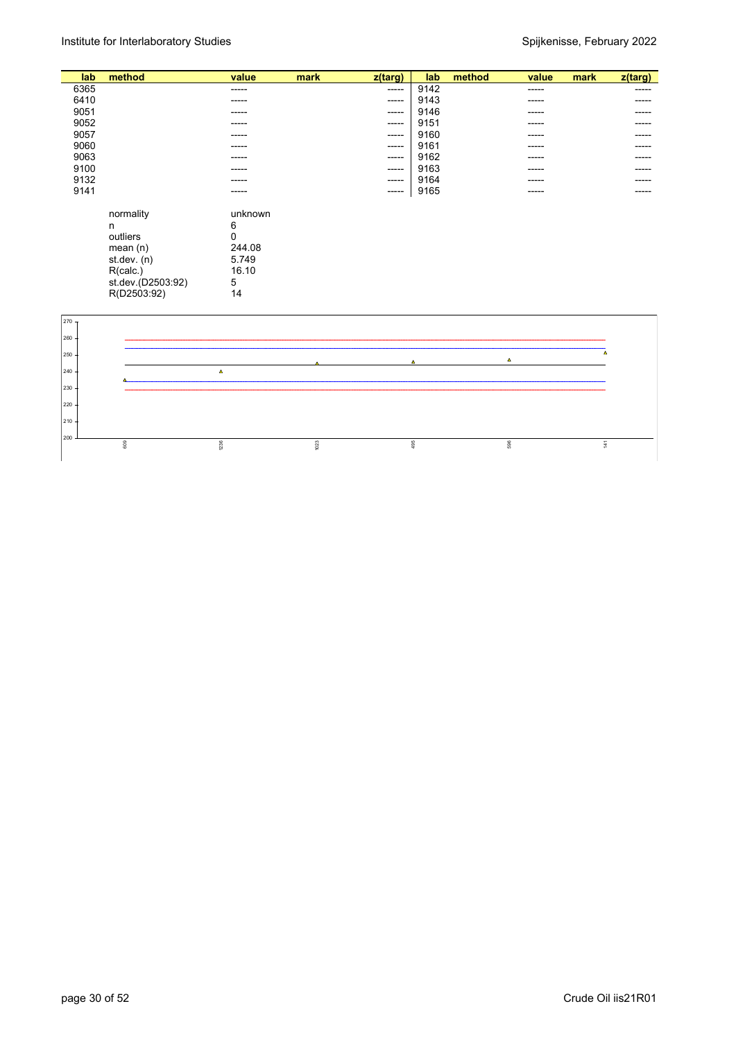| lab | method | value | mark | z(targ) | lab | method | value | mark | z(targ) |
|---|---|---|---|---|---|---|---|---|---|
| 6365 | | ----- | | ----- | 9142 | | ----- | | ----- |
| 6410 | | ----- | | ----- | 9143 | | ----- | | ----- |
| 9051 | | ----- | | ----- | 9146 | | ----- | | ----- |
| 9052 | | ----- | | ----- | 9151 | | ----- | | ----- |
| 9057 | | ----- | | ----- | 9160 | | ----- | | ----- |
| 9060 | | ----- | | ----- | 9161 | | ----- | | ----- |
| 9063 | | ----- | | ----- | 9162 | | ----- | | ----- |
| 9100 | | ----- | | ----- | 9163 | | ----- | | ----- |
| 9132 | | ----- | | ----- | 9164 | | ----- | | ----- |
| 9141 | | ----- | | ----- | 9165 | | ----- | | ----- |

| | |
|---|---|
| normality | unknown |
| n | 6 |
| outliers | 0 |
| mean (n) | 244.08 |
| st.dev. (n) | 5.749 |
| R(calc.) | 16.10 |
| st.dev.(D2503:92) | 5 |
| R(D2503:92) | 14 |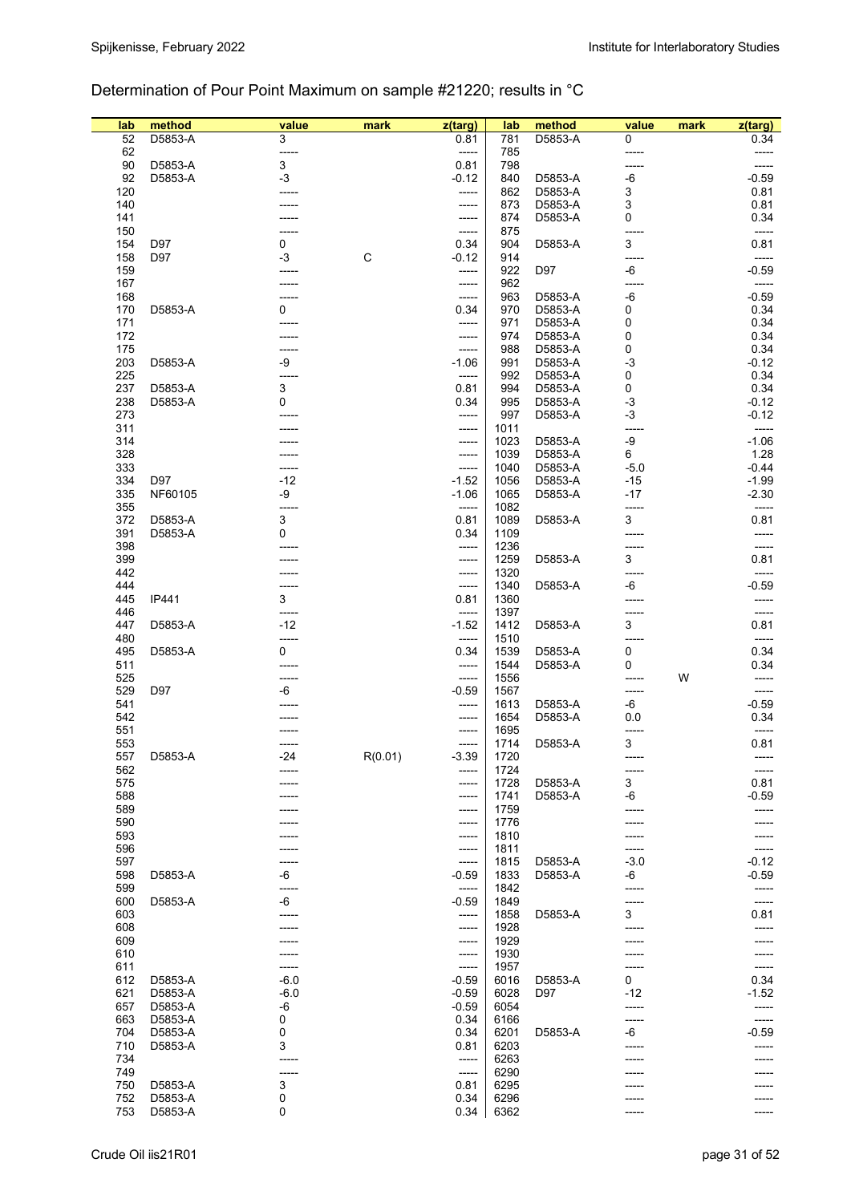## Determination of Pour Point Maximum on sample #21220; results in °C

| lab | method | value | mark | z(targ) | lab | method | value | mark | z(targ) |
|---|---|---|---|---|---|---|---|---|---|
| 52 | D5853-A | 3 | | 0.81 | 781 | D5853-A | 0 | | 0.34 |
| 62 | | ----- | | ----- | 785 | | ----- | | ----- |
| 90 | D5853-A | 3 | | 0.81 | 798 | | ----- | | ----- |
| 92 | D5853-A | -3 | | -0.12 | 840 | D5853-A | -6 | | -0.59 |
| 120 | | ----- | | ----- | 862 | D5853-A | 3 | | 0.81 |
| 140 | | ----- | | ----- | 873 | D5853-A | 3 | | 0.81 |
| 141 | | ----- | | ----- | 874 | D5853-A | 0 | | 0.34 |
| 150 | | ----- | | ----- | 875 | | ----- | | ----- |
| 154 | D97 | 0 | | 0.34 | 904 | D5853-A | 3 | | 0.81 |
| 158 | D97 | -3 | C | -0.12 | 914 | | ----- | | ----- |
| 159 | | ----- | | ----- | 922 | D97 | -6 | | -0.59 |
| 167 | | ----- | | ----- | 962 | | ----- | | ----- |
| 168 | | ----- | | ----- | 963 | D5853-A | -6 | | -0.59 |
| 170 | D5853-A | 0 | | 0.34 | 970 | D5853-A | 0 | | 0.34 |
| 171 | | ----- | | ----- | 971 | D5853-A | 0 | | 0.34 |
| 172 | | ----- | | ----- | 974 | D5853-A | 0 | | 0.34 |
| 175 | | ----- | | ----- | 988 | D5853-A | 0 | | 0.34 |
| 203 | D5853-A | -9 | | -1.06 | 991 | D5853-A | -3 | | -0.12 |
| 225 | | ----- | | ----- | 992 | D5853-A | 0 | | 0.34 |
| 237 | D5853-A | 3 | | 0.81 | 994 | D5853-A | 0 | | 0.34 |
| 238 | D5853-A | 0 | | 0.34 | 995 | D5853-A | -3 | | -0.12 |
| 273 | | ----- | | ----- | 997 | D5853-A | -3 | | -0.12 |
| 311 | | ----- | | ----- | 1011 | | ----- | | ----- |
| 314 | | ----- | | ----- | 1023 | D5853-A | -9 | | -1.06 |
| 328 | | ----- | | ----- | 1039 | D5853-A | 6 | | 1.28 |
| 333 | | ----- | | ----- | 1040 | D5853-A | -5.0 | | -0.44 |
| 334 | D97 | -12 | | -1.52 | 1056 | D5853-A | -15 | | -1.99 |
| 335 | NF60105 | -9 | | -1.06 | 1065 | D5853-A | -17 | | -2.30 |
| 355 | | ----- | | ----- | 1082 | | ----- | | ----- |
| 372 | D5853-A | 3 | | 0.81 | 1089 | D5853-A | 3 | | 0.81 |
| 391 | D5853-A | 0 | | 0.34 | 1109 | | ----- | | ----- |
| 398 | | ----- | | ----- | 1236 | | ----- | | ----- |
| 399 | | ----- | | ----- | 1259 | D5853-A | 3 | | 0.81 |
| 442 | | ----- | | ----- | 1320 | | ----- | | ----- |
| 444 | | ----- | | ----- | 1340 | D5853-A | -6 | | -0.59 |
| 445 | IP441 | 3 | | 0.81 | 1360 | | ----- | | ----- |
| 446 | | ----- | | ----- | 1397 | | ----- | | ----- |
| 447 | D5853-A | -12 | | -1.52 | 1412 | D5853-A | 3 | | 0.81 |
| 480 | | ----- | | ----- | 1510 | | ----- | | ----- |
| 495 | D5853-A | 0 | | 0.34 | 1539 | D5853-A | 0 | | 0.34 |
| 511 | | ----- | | ----- | 1544 | D5853-A | 0 | | 0.34 |
| 525 | | ----- | | ----- | 1556 | | ----- | W | ----- |
| 529 | D97 | -6 | | -0.59 | 1567 | | ----- | | ----- |
| 541 | | ----- | | ----- | 1613 | D5853-A | -6 | | -0.59 |
| 542 | | ----- | | ----- | 1654 | D5853-A | 0.0 | | 0.34 |
| 551 | | ----- | | ----- | 1695 | | ----- | | ----- |
| 553 | | ----- | | ----- | 1714 | D5853-A | 3 | | 0.81 |
| 557 | D5853-A | -24 | R(0.01) | -3.39 | 1720 | | ----- | | ----- |
| 562 | | ----- | | ----- | 1724 | | ----- | | ----- |
| 575 | | ----- | | ----- | 1728 | D5853-A | 3 | | 0.81 |
| 588 | | ----- | | ----- | 1741 | D5853-A | -6 | | -0.59 |
| 589 | | ----- | | ----- | 1759 | | ----- | | ----- |
| 590 | | ----- | | ----- | 1776 | | ----- | | ----- |
| 593 | | ----- | | ----- | 1810 | | ----- | | ----- |
| 596 | | ----- | | ----- | 1811 | | ----- | | ----- |
| 597 | | ----- | | ----- | 1815 | D5853-A | -3.0 | | -0.12 |
| 598 | D5853-A | -6 | | -0.59 | 1833 | D5853-A | -6 | | -0.59 |
| 599 | | ----- | | ----- | 1842 | | ----- | | ----- |
| 600 | D5853-A | -6 | | -0.59 | 1849 | | ----- | | ----- |
| 603 | | ----- | | ----- | 1858 | D5853-A | 3 | | 0.81 |
| 608 | | ----- | | ----- | 1928 | | ----- | | ----- |
| 609 | | ----- | | ----- | 1929 | | ----- | | ----- |
| 610 | | ----- | | ----- | 1930 | | ----- | | ----- |
| 611 | | ----- | | ----- | 1957 | | ----- | | ----- |
| 612 | D5853-A | -6.0 | | -0.59 | 6016 | D5853-A | 0 | | 0.34 |
| 621 | D5853-A | -6.0 | | -0.59 | 6028 | D97 | -12 | | -1.52 |
| 657 | D5853-A | -6 | | -0.59 | 6054 | | ----- | | ----- |
| 663 | D5853-A | 0 | | 0.34 | 6166 | | ----- | | ----- |
| 704 | D5853-A | 0 | | 0.34 | 6201 | D5853-A | -6 | | -0.59 |
| 710 | D5853-A | 3 | | 0.81 | 6203 | | ----- | | ----- |
| 734 | | ----- | | ----- | 6263 | | ----- | | ----- |
| 749 | | ----- | | ----- | 6290 | | ----- | | ----- |
| 750 | D5853-A | 3 | | 0.81 | 6295 | | ----- | | ----- |
| 752 | D5853-A | 0 | | 0.34 | 6296 | | ----- | | ----- |
| 753 | D5853-A | 0 | | 0.34 | 6362 | | ----- | | ----- |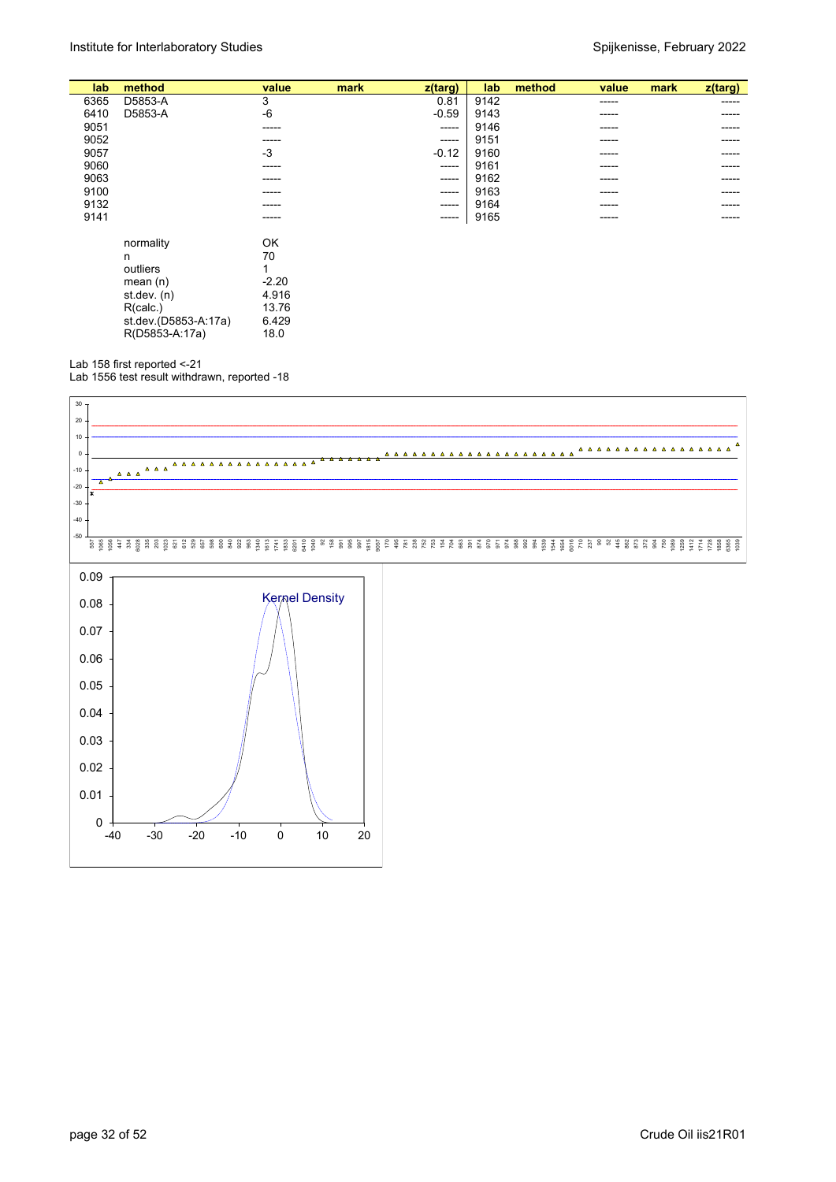| lab | method | value | mark | z(targ) | lab | method | value | mark | z(targ) |
|---|---|---|---|---|---|---|---|---|---|
| 6365 | D5853-A | 3 | | 0.81 | 9142 | | ----- | | ----- |
| 6410 | D5853-A | -6 | | -0.59 | 9143 | | ----- | | ----- |
| 9051 | | ----- | | ----- | 9146 | | ----- | | ----- |
| 9052 | | ----- | | ----- | 9151 | | ----- | | ----- |
| 9057 | | -3 | | -0.12 | 9160 | | ----- | | ----- |
| 9060 | | ----- | | ----- | 9161 | | ----- | | ----- |
| 9063 | | ----- | | ----- | 9162 | | ----- | | ----- |
| 9100 | | ----- | | ----- | 9163 | | ----- | | ----- |
| 9132 | | ----- | | ----- | 9164 | | ----- | | ----- |
| 9141 | | ----- | | ----- | 9165 | | ----- | | ----- |

| | |
|---|---|
| normality | OK |
| n | 70 |
| outliers | 1 |
| mean (n) | -2.20 |
| st.dev. (n) | 4.916 |
| R(calc.) | 13.76 |
| st.dev.(D5853-A:17a) | 6.429 |
| R(D5853-A:17a) | 18.0 |

Lab 158 first reported <-21

Lab 1556 test result withdrawn, reported -18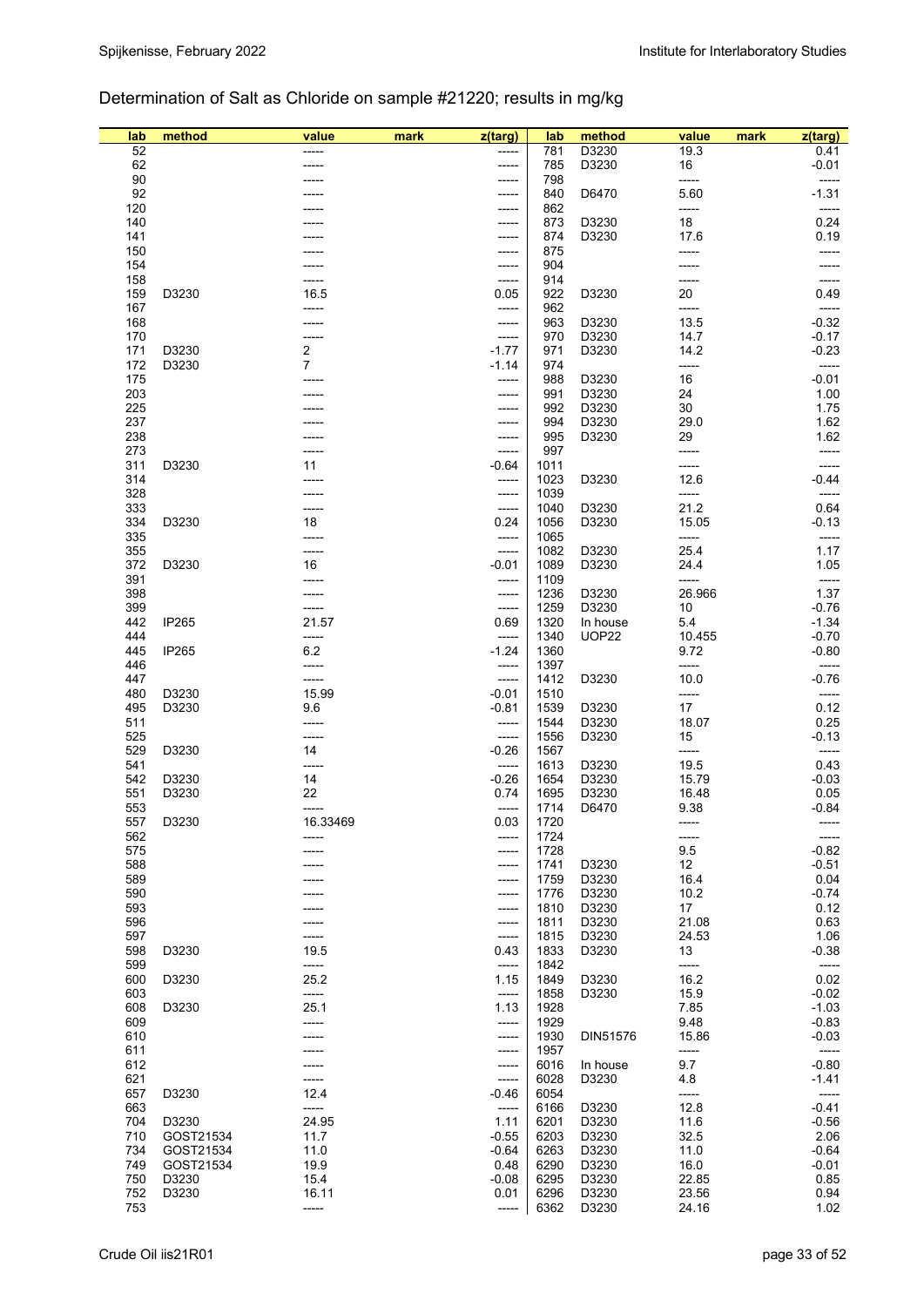## Determination of Salt as Chloride on sample #21220; results in mg/kg

| lab | method | value | mark | z(targ) | lab | method | value | mark | z(targ) |
|---|---|---|---|---|---|---|---|---|---|
| 52 | | ----- | | ----- | 781 | D3230 | 19.3 | | 0.41 |
| 62 | | ----- | | ----- | 785 | D3230 | 16 | | -0.01 |
| 90 | | ----- | | ----- | 798 | | ----- | | ----- |
| 92 | | ----- | | ----- | 840 | D6470 | 5.60 | | -1.31 |
| 120 | | ----- | | ----- | 862 | | ----- | | ----- |
| 140 | | ----- | | ----- | 873 | D3230 | 18 | | 0.24 |
| 141 | | ----- | | ----- | 874 | D3230 | 17.6 | | 0.19 |
| 150 | | ----- | | ----- | 875 | | ----- | | ----- |
| 154 | | ----- | | ----- | 904 | | ----- | | ----- |
| 158 | | ----- | | ----- | 914 | | ----- | | ----- |
| 159 | D3230 | 16.5 | | 0.05 | 922 | D3230 | 20 | | 0.49 |
| 167 | | ----- | | ----- | 962 | | ----- | | ----- |
| 168 | | ----- | | ----- | 963 | D3230 | 13.5 | | -0.32 |
| 170 | | ----- | | ----- | 970 | D3230 | 14.7 | | -0.17 |
| 171 | D3230 | 2 | | -1.77 | 971 | D3230 | 14.2 | | -0.23 |
| 172 | D3230 | 7 | | -1.14 | 974 | | ----- | | ----- |
| 175 | | ----- | | ----- | 988 | D3230 | 16 | | -0.01 |
| 203 | | ----- | | ----- | 991 | D3230 | 24 | | 1.00 |
| 225 | | ----- | | ----- | 992 | D3230 | 30 | | 1.75 |
| 237 | | ----- | | ----- | 994 | D3230 | 29.0 | | 1.62 |
| 238 | | ----- | | ----- | 995 | D3230 | 29 | | 1.62 |
| 273 | | ----- | | ----- | 997 | | ----- | | ----- |
| 311 | D3230 | 11 | | -0.64 | 1011 | | ----- | | ----- |
| 314 | | ----- | | ----- | 1023 | D3230 | 12.6 | | -0.44 |
| 328 | | ----- | | ----- | 1039 | | ----- | | ----- |
| 333 | | ----- | | ----- | 1040 | D3230 | 21.2 | | 0.64 |
| 334 | D3230 | 18 | | 0.24 | 1056 | D3230 | 15.05 | | -0.13 |
| 335 | | ----- | | ----- | 1065 | | ----- | | ----- |
| 355 | | ----- | | ----- | 1082 | D3230 | 25.4 | | 1.17 |
| 372 | D3230 | 16 | | -0.01 | 1089 | D3230 | 24.4 | | 1.05 |
| 391 | | ----- | | ----- | 1109 | | ----- | | ----- |
| 398 | | ----- | | ----- | 1236 | D3230 | 26.966 | | 1.37 |
| 399 | | ----- | | ----- | 1259 | D3230 | 10 | | -0.76 |
| 442 | IP265 | 21.57 | | 0.69 | 1320 | In house | 5.4 | | -1.34 |
| 444 | | ----- | | ----- | 1340 | UOP22 | 10.455 | | -0.70 |
| 445 | IP265 | 6.2 | | -1.24 | 1360 | | 9.72 | | -0.80 |
| 446 | | ----- | | ----- | 1397 | | ----- | | ----- |
| 447 | | ----- | | ----- | 1412 | D3230 | 10.0 | | -0.76 |
| 480 | D3230 | 15.99 | | -0.01 | 1510 | | ----- | | ----- |
| 495 | D3230 | 9.6 | | -0.81 | 1539 | D3230 | 17 | | 0.12 |
| 511 | | ----- | | ----- | 1544 | D3230 | 18.07 | | 0.25 |
| 525 | | ----- | | ----- | 1556 | D3230 | 15 | | -0.13 |
| 529 | D3230 | 14 | | -0.26 | 1567 | | ----- | | ----- |
| 541 | | ----- | | ----- | 1613 | D3230 | 19.5 | | 0.43 |
| 542 | D3230 | 14 | | -0.26 | 1654 | D3230 | 15.79 | | -0.03 |
| 551 | D3230 | 22 | | 0.74 | 1695 | D3230 | 16.48 | | 0.05 |
| 553 | | ----- | | ----- | 1714 | D6470 | 9.38 | | -0.84 |
| 557 | D3230 | 16.33469 | | 0.03 | 1720 | | ----- | | ----- |
| 562 | | ----- | | ----- | 1724 | | ----- | | ----- |
| 575 | | ----- | | ----- | 1728 | | 9.5 | | -0.82 |
| 588 | | ----- | | ----- | 1741 | D3230 | 12 | | -0.51 |
| 589 | | ----- | | ----- | 1759 | D3230 | 16.4 | | 0.04 |
| 590 | | ----- | | ----- | 1776 | D3230 | 10.2 | | -0.74 |
| 593 | | ----- | | ----- | 1810 | D3230 | 17 | | 0.12 |
| 596 | | ----- | | ----- | 1811 | D3230 | 21.08 | | 0.63 |
| 597 | | ----- | | ----- | 1815 | D3230 | 24.53 | | 1.06 |
| 598 | D3230 | 19.5 | | 0.43 | 1833 | D3230 | 13 | | -0.38 |
| 599 | | ----- | | ----- | 1842 | | ----- | | ----- |
| 600 | D3230 | 25.2 | | 1.15 | 1849 | D3230 | 16.2 | | 0.02 |
| 603 | | ----- | | ----- | 1858 | D3230 | 15.9 | | -0.02 |
| 608 | D3230 | 25.1 | | 1.13 | 1928 | | 7.85 | | -1.03 |
| 609 | | ----- | | ----- | 1929 | | 9.48 | | -0.83 |
| 610 | | ----- | | ----- | 1930 | DIN51576 | 15.86 | | -0.03 |
| 611 | | ----- | | ----- | 1957 | | ----- | | ----- |
| 612 | | ----- | | ----- | 6016 | In house | 9.7 | | -0.80 |
| 621 | | ----- | | ----- | 6028 | D3230 | 4.8 | | -1.41 |
| 657 | D3230 | 12.4 | | -0.46 | 6054 | | ----- | | ----- |
| 663 | | ----- | | ----- | 6166 | D3230 | 12.8 | | -0.41 |
| 704 | D3230 | 24.95 | | 1.11 | 6201 | D3230 | 11.6 | | -0.56 |
| 710 | GOST21534 | 11.7 | | -0.55 | 6203 | D3230 | 32.5 | | 2.06 |
| 734 | GOST21534 | 11.0 | | -0.64 | 6263 | D3230 | 11.0 | | -0.64 |
| 749 | GOST21534 | 19.9 | | 0.48 | 6290 | D3230 | 16.0 | | -0.01 |
| 750 | D3230 | 15.4 | | -0.08 | 6295 | D3230 | 22.85 | | 0.85 |
| 752 | D3230 | 16.11 | | 0.01 | 6296 | D3230 | 23.56 | | 0.94 |
| 753 | | ----- | | ----- | 6362 | D3230 | 24.16 | | 1.02 |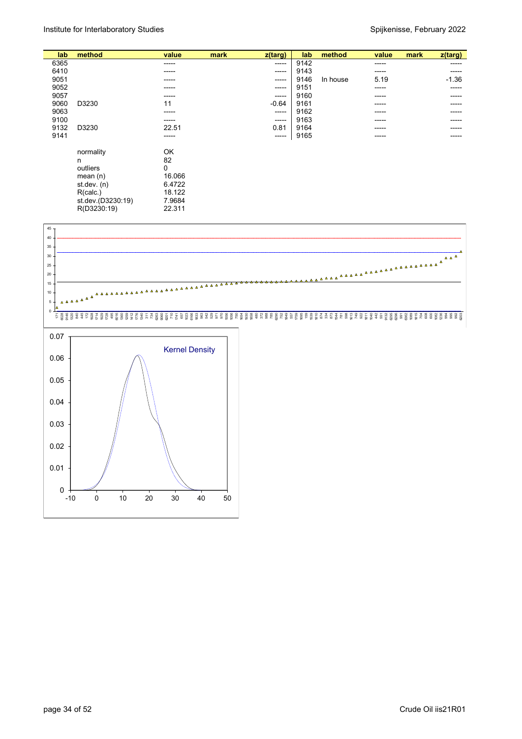| lab | method | value | mark | z(targ) | lab | method | value | mark | z(targ) |
|---|---|---|---|---|---|---|---|---|---|
| 6365 | | ----- | | ----- | 9142 | | ----- | | ----- |
| 6410 | | ----- | | ----- | 9143 | | ----- | | ----- |
| 9051 | | ----- | | ----- | 9146 | In house | 5.19 | | -1.36 |
| 9052 | | ----- | | ----- | 9151 | | ----- | | ----- |
| 9057 | | ----- | | ----- | 9160 | | ----- | | ----- |
| 9060 | D3230 | 11 | | -0.64 | 9161 | | ----- | | ----- |
| 9063 | | ----- | | ----- | 9162 | | ----- | | ----- |
| 9100 | | ----- | | ----- | 9163 | | ----- | | ----- |
| 9132 | D3230 | 22.51 | | 0.81 | 9164 | | ----- | | ----- |
| 9141 | | ----- | | ----- | 9165 | | ----- | | ----- |

| | |
|---|---|
| normality | OK |
| n | 82 |
| outliers | 0 |
| mean (n) | 16.066 |
| st.dev. (n) | 6.4722 |
| R(calc.) | 18.122 |
| st.dev.(D3230:19) | 7.9684 |
| R(D3230:19) | 22.311 |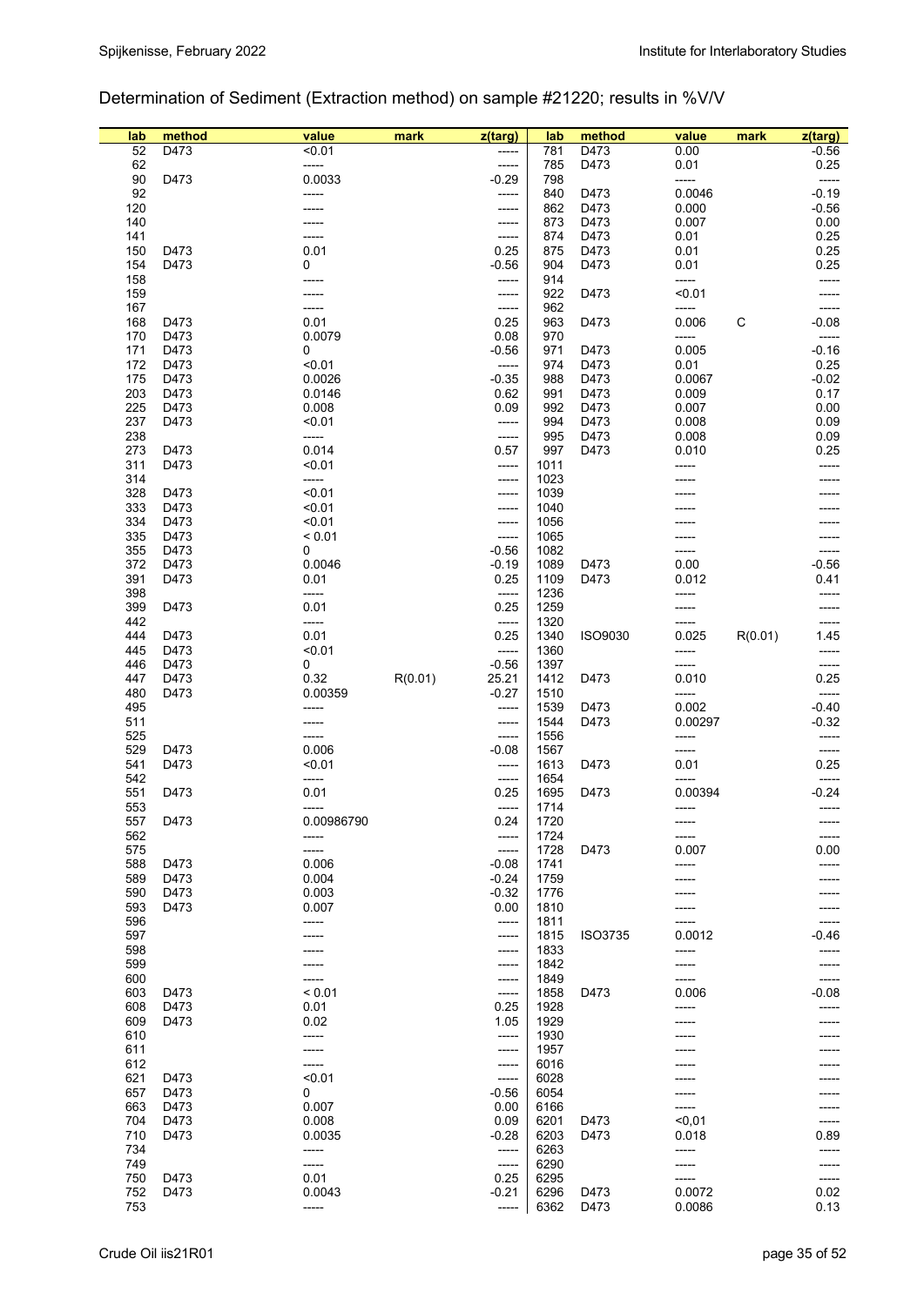## Determination of Sediment (Extraction method) on sample #21220; results in %V/V

| lab | method | value | mark | z(targ) | lab | method | value | mark | z(targ) |
|---|---|---|---|---|---|---|---|---|---|
| 52 | D473 | <0.01 | | ----- | 781 | D473 | 0.00 | | -0.56 |
| 62 | | ----- | | ----- | 785 | D473 | 0.01 | | 0.25 |
| 90 | D473 | 0.0033 | | -0.29 | 798 | | ----- | | ----- |
| 92 | | ----- | | ----- | 840 | D473 | 0.0046 | | -0.19 |
| 120 | | ----- | | ----- | 862 | D473 | 0.000 | | -0.56 |
| 140 | | ----- | | ----- | 873 | D473 | 0.007 | | 0.00 |
| 141 | | ----- | | ----- | 874 | D473 | 0.01 | | 0.25 |
| 150 | D473 | 0.01 | | 0.25 | 875 | D473 | 0.01 | | 0.25 |
| 154 | D473 | 0 | | -0.56 | 904 | D473 | 0.01 | | 0.25 |
| 158 | | ----- | | ----- | 914 | | ----- | | ----- |
| 159 | | ----- | | ----- | 922 | D473 | <0.01 | | ----- |
| 167 | | ----- | | ----- | 962 | | ----- | | ----- |
| 168 | D473 | 0.01 | | 0.25 | 963 | D473 | 0.006 | C | -0.08 |
| 170 | D473 | 0.0079 | | 0.08 | 970 | | ----- | | ----- |
| 171 | D473 | 0 | | -0.56 | 971 | D473 | 0.005 | | -0.16 |
| 172 | D473 | <0.01 | | ----- | 974 | D473 | 0.01 | | 0.25 |
| 175 | D473 | 0.0026 | | -0.35 | 988 | D473 | 0.0067 | | -0.02 |
| 203 | D473 | 0.0146 | | 0.62 | 991 | D473 | 0.009 | | 0.17 |
| 225 | D473 | 0.008 | | 0.09 | 992 | D473 | 0.007 | | 0.00 |
| 237 | D473 | <0.01 | | ----- | 994 | D473 | 0.008 | | 0.09 |
| 238 | | ----- | | ----- | 995 | D473 | 0.008 | | 0.09 |
| 273 | D473 | 0.014 | | 0.57 | 997 | D473 | 0.010 | | 0.25 |
| 311 | D473 | <0.01 | | ----- | 1011 | | ----- | | ----- |
| 314 | | ----- | | ----- | 1023 | | ----- | | ----- |
| 328 | D473 | <0.01 | | ----- | 1039 | | ----- | | ----- |
| 333 | D473 | <0.01 | | ----- | 1040 | | ----- | | ----- |
| 334 | D473 | <0.01 | | ----- | 1056 | | ----- | | ----- |
| 335 | D473 | < 0.01 | | ----- | 1065 | | ----- | | ----- |
| 355 | D473 | 0 | | -0.56 | 1082 | | ----- | | ----- |
| 372 | D473 | 0.0046 | | -0.19 | 1089 | D473 | 0.00 | | -0.56 |
| 391 | D473 | 0.01 | | 0.25 | 1109 | D473 | 0.012 | | 0.41 |
| 398 | | ----- | | ----- | 1236 | | ----- | | ----- |
| 399 | D473 | 0.01 | | 0.25 | 1259 | | ----- | | ----- |
| 442 | | ----- | | ----- | 1320 | | ----- | | ----- |
| 444 | D473 | 0.01 | | 0.25 | 1340 | ISO9030 | 0.025 | R(0.01) | 1.45 |
| 445 | D473 | <0.01 | | ----- | 1360 | | ----- | | ----- |
| 446 | D473 | 0 | | -0.56 | 1397 | | ----- | | ----- |
| 447 | D473 | 0.32 | R(0.01) | 25.21 | 1412 | D473 | 0.010 | | 0.25 |
| 480 | D473 | 0.00359 | | -0.27 | 1510 | | ----- | | ----- |
| 495 | | ----- | | ----- | 1539 | D473 | 0.002 | | -0.40 |
| 511 | | ----- | | ----- | 1544 | D473 | 0.00297 | | -0.32 |
| 525 | | ----- | | ----- | 1556 | | ----- | | ----- |
| 529 | D473 | 0.006 | | -0.08 | 1567 | | ----- | | ----- |
| 541 | D473 | <0.01 | | ----- | 1613 | D473 | 0.01 | | 0.25 |
| 542 | | ----- | | ----- | 1654 | | ----- | | ----- |
| 551 | D473 | 0.01 | | 0.25 | 1695 | D473 | 0.00394 | | -0.24 |
| 553 | | ----- | | ----- | 1714 | | ----- | | ----- |
| 557 | D473 | 0.00986790 | | 0.24 | 1720 | | ----- | | ----- |
| 562 | | ----- | | ----- | 1724 | | ----- | | ----- |
| 575 | | ----- | | ----- | 1728 | D473 | 0.007 | | 0.00 |
| 588 | D473 | 0.006 | | -0.08 | 1741 | | ----- | | ----- |
| 589 | D473 | 0.004 | | -0.24 | 1759 | | ----- | | ----- |
| 590 | D473 | 0.003 | | -0.32 | 1776 | | ----- | | ----- |
| 593 | D473 | 0.007 | | 0.00 | 1810 | | ----- | | ----- |
| 596 | | ----- | | ----- | 1811 | | ----- | | ----- |
| 597 | | ----- | | ----- | 1815 | ISO3735 | 0.0012 | | -0.46 |
| 598 | | ----- | | ----- | 1833 | | ----- | | ----- |
| 599 | | ----- | | ----- | 1842 | | ----- | | ----- |
| 600 | | ----- | | ----- | 1849 | | ----- | | ----- |
| 603 | D473 | < 0.01 | | ----- | 1858 | D473 | 0.006 | | -0.08 |
| 608 | D473 | 0.01 | | 0.25 | 1928 | | ----- | | ----- |
| 609 | D473 | 0.02 | | 1.05 | 1929 | | ----- | | ----- |
| 610 | | ----- | | ----- | 1930 | | ----- | | ----- |
| 611 | | ----- | | ----- | 1957 | | ----- | | ----- |
| 612 | | ----- | | ----- | 6016 | | ----- | | ----- |
| 621 | D473 | <0.01 | | ----- | 6028 | | ----- | | ----- |
| 657 | D473 | 0 | | -0.56 | 6054 | | ----- | | ----- |
| 663 | D473 | 0.007 | | 0.00 | 6166 | | ----- | | ----- |
| 704 | D473 | 0.008 | | 0.09 | 6201 | D473 | <0,01 | | ----- |
| 710 | D473 | 0.0035 | | -0.28 | 6203 | D473 | 0.018 | | 0.89 |
| 734 | | ----- | | ----- | 6263 | | ----- | | ----- |
| 749 | | ----- | | ----- | 6290 | | ----- | | ----- |
| 750 | D473 | 0.01 | | 0.25 | 6295 | | ----- | | ----- |
| 752 | D473 | 0.0043 | | -0.21 | 6296 | D473 | 0.0072 | | 0.02 |
| 753 | | ----- | | ----- | 6362 | D473 | 0.0086 | | 0.13 |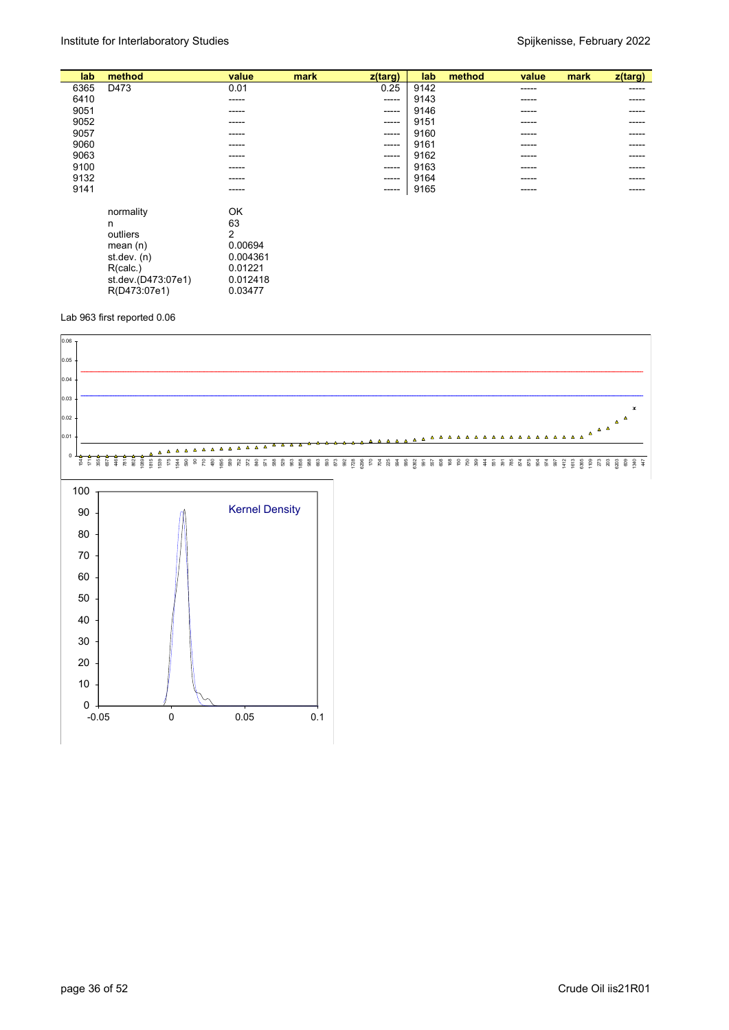| lab | method | value | mark | z(targ) | lab | method | value | mark | z(targ) |
|---|---|---|---|---|---|---|---|---|---|
| 6365 | D473 | 0.01 | | 0.25 | 9142 | | ----- | | ----- |
| 6410 | | ----- | | ----- | 9143 | | ----- | | ----- |
| 9051 | | ----- | | ----- | 9146 | | ----- | | ----- |
| 9052 | | ----- | | ----- | 9151 | | ----- | | ----- |
| 9057 | | ----- | | ----- | 9160 | | ----- | | ----- |
| 9060 | | ----- | | ----- | 9161 | | ----- | | ----- |
| 9063 | | ----- | | ----- | 9162 | | ----- | | ----- |
| 9100 | | ----- | | ----- | 9163 | | ----- | | ----- |
| 9132 | | ----- | | ----- | 9164 | | ----- | | ----- |
| 9141 | | ----- | | ----- | 9165 | | ----- | | ----- |

| | |
|---|---|
| normality | OK |
| n | 63 |
| outliers | 2 |
| mean (n) | 0.00694 |
| st.dev. (n) | 0.004361 |
| R(calc.) | 0.01221 |
| st.dev.(D473:07e1) | 0.012418 |
| R(D473:07e1) | 0.03477 |

Lab 963 first reported 0.06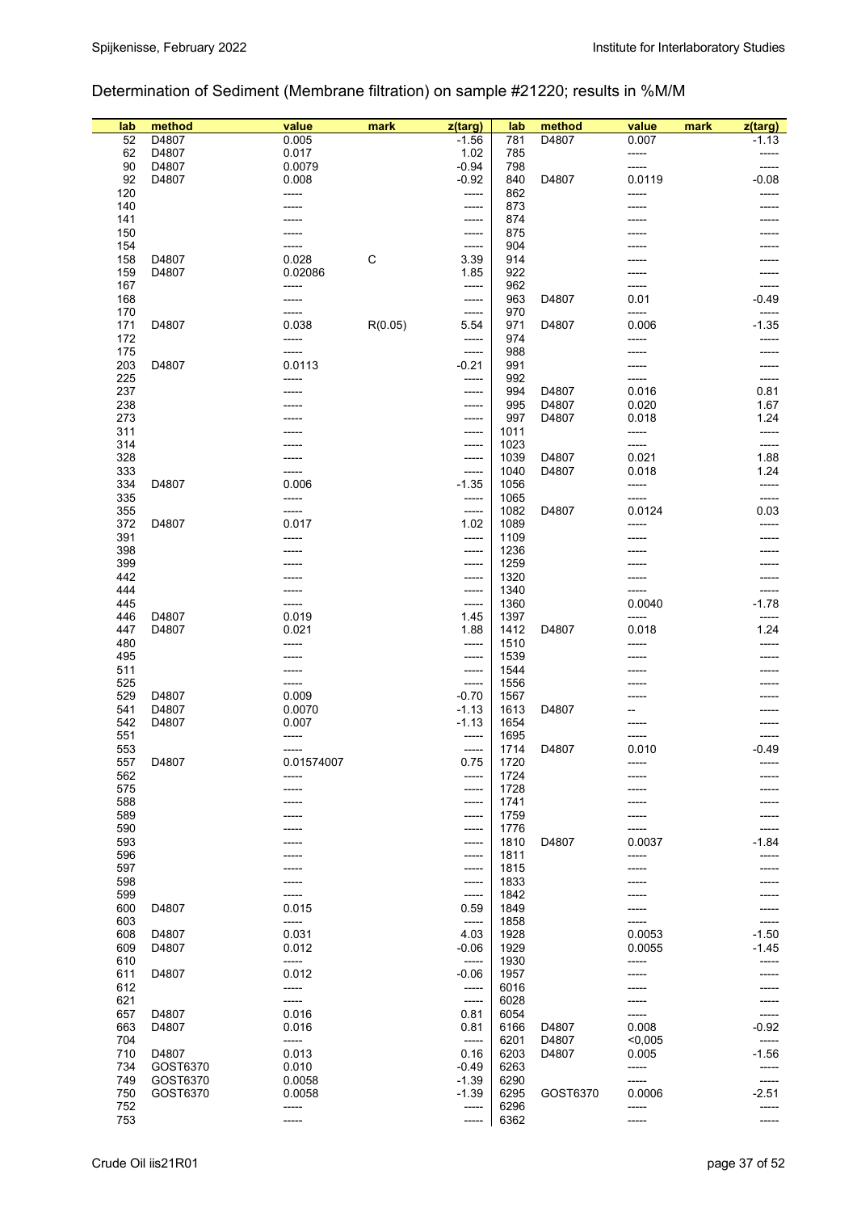## Determination of Sediment (Membrane filtration) on sample #21220; results in %M/M

| lab | method | value | mark | z(targ) | lab | method | value | mark | z(targ) |
|---|---|---|---|---|---|---|---|---|---|
| 52 | D4807 | 0.005 | | -1.56 | 781 | D4807 | 0.007 | | -1.13 |
| 62 | D4807 | 0.017 | | 1.02 | 785 | | ----- | | ----- |
| 90 | D4807 | 0.0079 | | -0.94 | 798 | | ----- | | ----- |
| 92 | D4807 | 0.008 | | -0.92 | 840 | D4807 | 0.0119 | | -0.08 |
| 120 | | ----- | | ----- | 862 | | ----- | | ----- |
| 140 | | ----- | | ----- | 873 | | ----- | | ----- |
| 141 | | ----- | | ----- | 874 | | ----- | | ----- |
| 150 | | ----- | | ----- | 875 | | ----- | | ----- |
| 154 | | ----- | | ----- | 904 | | ----- | | ----- |
| 158 | D4807 | 0.028 | C | 3.39 | 914 | | ----- | | ----- |
| 159 | D4807 | 0.02086 | | 1.85 | 922 | | ----- | | ----- |
| 167 | | ----- | | ----- | 962 | | ----- | | ----- |
| 168 | | ----- | | ----- | 963 | D4807 | 0.01 | | -0.49 |
| 170 | | ----- | | ----- | 970 | | ----- | | ----- |
| 171 | D4807 | 0.038 | R(0.05) | 5.54 | 971 | D4807 | 0.006 | | -1.35 |
| 172 | | ----- | | ----- | 974 | | ----- | | ----- |
| 175 | | ----- | | ----- | 988 | | ----- | | ----- |
| 203 | D4807 | 0.0113 | | -0.21 | 991 | | ----- | | ----- |
| 225 | | ----- | | ----- | 992 | | ----- | | ----- |
| 237 | | ----- | | ----- | 994 | D4807 | 0.016 | | 0.81 |
| 238 | | ----- | | ----- | 995 | D4807 | 0.020 | | 1.67 |
| 273 | | ----- | | ----- | 997 | D4807 | 0.018 | | 1.24 |
| 311 | | ----- | | ----- | 1011 | | ----- | | ----- |
| 314 | | ----- | | ----- | 1023 | | ----- | | ----- |
| 328 | | ----- | | ----- | 1039 | D4807 | 0.021 | | 1.88 |
| 333 | | ----- | | ----- | 1040 | D4807 | 0.018 | | 1.24 |
| 334 | D4807 | 0.006 | | -1.35 | 1056 | | ----- | | ----- |
| 335 | | ----- | | ----- | 1065 | | ----- | | ----- |
| 355 | | ----- | | ----- | 1082 | D4807 | 0.0124 | | 0.03 |
| 372 | D4807 | 0.017 | | 1.02 | 1089 | | ----- | | ----- |
| 391 | | ----- | | ----- | 1109 | | ----- | | ----- |
| 398 | | ----- | | ----- | 1236 | | ----- | | ----- |
| 399 | | ----- | | ----- | 1259 | | ----- | | ----- |
| 442 | | ----- | | ----- | 1320 | | ----- | | ----- |
| 444 | | ----- | | ----- | 1340 | | ----- | | ----- |
| 445 | | ----- | | ----- | 1360 | | 0.0040 | | -1.78 |
| 446 | D4807 | 0.019 | | 1.45 | 1397 | | ----- | | ----- |
| 447 | D4807 | 0.021 | | 1.88 | 1412 | D4807 | 0.018 | | 1.24 |
| 480 | | ----- | | ----- | 1510 | | ----- | | ----- |
| 495 | | ----- | | ----- | 1539 | | ----- | | ----- |
| 511 | | ----- | | ----- | 1544 | | ----- | | ----- |
| 525 | | ----- | | ----- | 1556 | | ----- | | ----- |
| 529 | D4807 | 0.009 | | -0.70 | 1567 | | ----- | | ----- |
| 541 | D4807 | 0.0070 | | -1.13 | 1613 | D4807 | -- | | ----- |
| 542 | D4807 | 0.007 | | -1.13 | 1654 | | ----- | | ----- |
| 551 | | ----- | | ----- | 1695 | | ----- | | ----- |
| 553 | | ----- | | ----- | 1714 | D4807 | 0.010 | | -0.49 |
| 557 | D4807 | 0.01574007 | | 0.75 | 1720 | | ----- | | ----- |
| 562 | | ----- | | ----- | 1724 | | ----- | | ----- |
| 575 | | ----- | | ----- | 1728 | | ----- | | ----- |
| 588 | | ----- | | ----- | 1741 | | ----- | | ----- |
| 589 | | ----- | | ----- | 1759 | | ----- | | ----- |
| 590 | | ----- | | ----- | 1776 | | ----- | | ----- |
| 593 | | ----- | | ----- | 1810 | D4807 | 0.0037 | | -1.84 |
| 596 | | ----- | | ----- | 1811 | | ----- | | ----- |
| 597 | | ----- | | ----- | 1815 | | ----- | | ----- |
| 598 | | ----- | | ----- | 1833 | | ----- | | ----- |
| 599 | | ----- | | ----- | 1842 | | ----- | | ----- |
| 600 | D4807 | 0.015 | | 0.59 | 1849 | | ----- | | ----- |
| 603 | | ----- | | ----- | 1858 | | ----- | | ----- |
| 608 | D4807 | 0.031 | | 4.03 | 1928 | | 0.0053 | | -1.50 |
| 609 | D4807 | 0.012 | | -0.06 | 1929 | | 0.0055 | | -1.45 |
| 610 | | ----- | | ----- | 1930 | | ----- | | ----- |
| 611 | D4807 | 0.012 | | -0.06 | 1957 | | ----- | | ----- |
| 612 | | ----- | | ----- | 6016 | | ----- | | ----- |
| 621 | | ----- | | ----- | 6028 | | ----- | | ----- |
| 657 | D4807 | 0.016 | | 0.81 | 6054 | | ----- | | ----- |
| 663 | D4807 | 0.016 | | 0.81 | 6166 | D4807 | 0.008 | | -0.92 |
| 704 | | ----- | | ----- | 6201 | D4807 | <0,005 | | ----- |
| 710 | D4807 | 0.013 | | 0.16 | 6203 | D4807 | 0.005 | | -1.56 |
| 734 | GOST6370 | 0.010 | | -0.49 | 6263 | | ----- | | ----- |
| 749 | GOST6370 | 0.0058 | | -1.39 | 6290 | | ----- | | ----- |
| 750 | GOST6370 | 0.0058 | | -1.39 | 6295 | GOST6370 | 0.0006 | | -2.51 |
| 752 | | ----- | | ----- | 6296 | | ----- | | ----- |
| 753 | | ----- | | ----- | 6362 | | ----- | | ----- |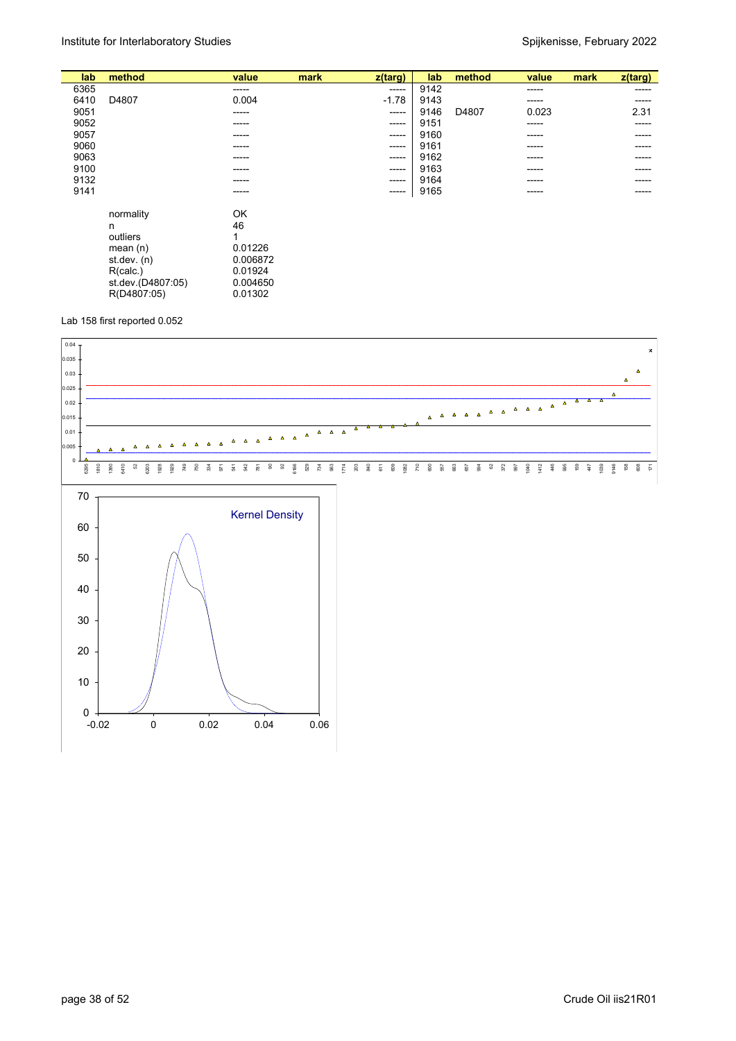| lab | method | value | mark | z(targ) | lab | method | value | mark | z(targ) |
|---|---|---|---|---|---|---|---|---|---|
| 6365 | | ----- | | ----- | 9142 | | ----- | | ----- |
| 6410 | D4807 | 0.004 | | -1.78 | 9143 | | ----- | | ----- |
| 9051 | | ----- | | ----- | 9146 | D4807 | 0.023 | | 2.31 |
| 9052 | | ----- | | ----- | 9151 | | ----- | | ----- |
| 9057 | | ----- | | ----- | 9160 | | ----- | | ----- |
| 9060 | | ----- | | ----- | 9161 | | ----- | | ----- |
| 9063 | | ----- | | ----- | 9162 | | ----- | | ----- |
| 9100 | | ----- | | ----- | 9163 | | ----- | | ----- |
| 9132 | | ----- | | ----- | 9164 | | ----- | | ----- |
| 9141 | | ----- | | ----- | 9165 | | ----- | | ----- |

| | |
|---|---|
| normality | OK |
| n | 46 |
| outliers | 1 |
| mean (n) | 0.01226 |
| st.dev. (n) | 0.006872 |
| R(calc.) | 0.01924 |
| st.dev.(D4807:05) | 0.004650 |
| R(D4807:05) | 0.01302 |

Lab 158 first reported 0.052

Kernel Density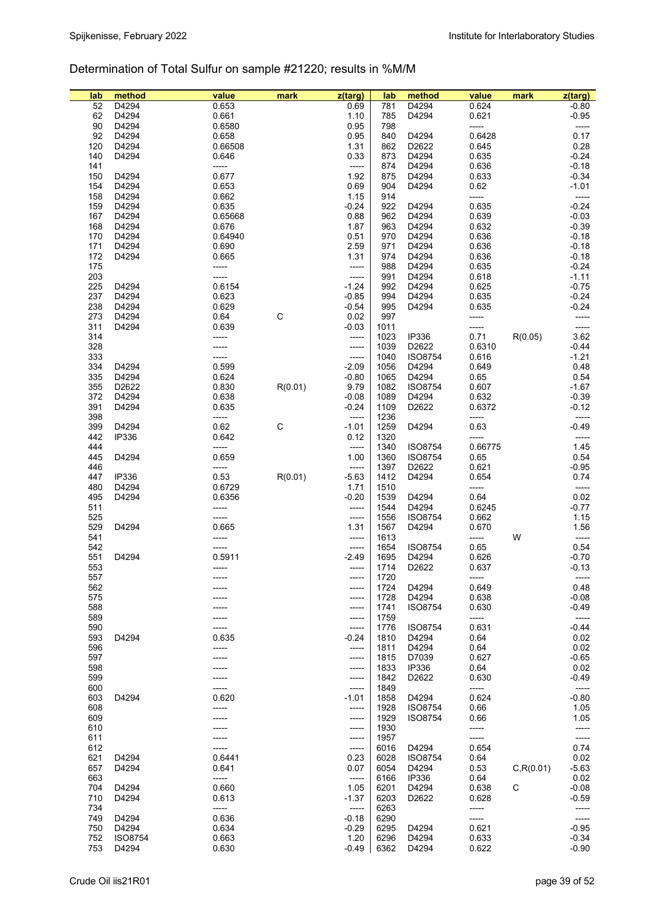# Determination of Total Sulfur on sample #21220; results in %M/M

| lab | method | value | mark | z(targ) | lab | method | value | mark | z(targ) |
|---|---|---|---|---|---|---|---|---|---|
| 52 | D4294 | 0.653 | | 0.69 | 781 | D4294 | 0.624 | | -0.80 |
| 62 | D4294 | 0.661 | | 1.10 | 785 | D4294 | 0.621 | | -0.95 |
| 90 | D4294 | 0.6580 | | 0.95 | 798 | | ----- | | ----- |
| 92 | D4294 | 0.658 | | 0.95 | 840 | D4294 | 0.6428 | | 0.17 |
| 120 | D4294 | 0.66508 | | 1.31 | 862 | D2622 | 0.645 | | 0.28 |
| 140 | D4294 | 0.646 | | 0.33 | 873 | D4294 | 0.635 | | -0.24 |
| 141 | | ----- | | ----- | 874 | D4294 | 0.636 | | -0.18 |
| 150 | D4294 | 0.677 | | 1.92 | 875 | D4294 | 0.633 | | -0.34 |
| 154 | D4294 | 0.653 | | 0.69 | 904 | D4294 | 0.62 | | -1.01 |
| 158 | D4294 | 0.662 | | 1.15 | 914 | | ----- | | ----- |
| 159 | D4294 | 0.635 | | -0.24 | 922 | D4294 | 0.635 | | -0.24 |
| 167 | D4294 | 0.65668 | | 0.88 | 962 | D4294 | 0.639 | | -0.03 |
| 168 | D4294 | 0.676 | | 1.87 | 963 | D4294 | 0.632 | | -0.39 |
| 170 | D4294 | 0.64940 | | 0.51 | 970 | D4294 | 0.636 | | -0.18 |
| 171 | D4294 | 0.690 | | 2.59 | 971 | D4294 | 0.636 | | -0.18 |
| 172 | D4294 | 0.665 | | 1.31 | 974 | D4294 | 0.636 | | -0.18 |
| 175 | | ----- | | ----- | 988 | D4294 | 0.635 | | -0.24 |
| 203 | | ----- | | ----- | 991 | D4294 | 0.618 | | -1.11 |
| 225 | D4294 | 0.6154 | | -1.24 | 992 | D4294 | 0.625 | | -0.75 |
| 237 | D4294 | 0.623 | | -0.85 | 994 | D4294 | 0.635 | | -0.24 |
| 238 | D4294 | 0.629 | | -0.54 | 995 | D4294 | 0.635 | | -0.24 |
| 273 | D4294 | 0.64 | C | 0.02 | 997 | | ----- | | ----- |
| 311 | D4294 | 0.639 | | -0.03 | 1011 | | ----- | | ----- |
| 314 | | ----- | | ----- | 1023 | IP336 | 0.71 | R(0.05) | 3.62 |
| 328 | | ----- | | ----- | 1039 | D2622 | 0.6310 | | -0.44 |
| 333 | | ----- | | ----- | 1040 | ISO8754 | 0.616 | | -1.21 |
| 334 | D4294 | 0.599 | | -2.09 | 1056 | D4294 | 0.649 | | 0.48 |
| 335 | D4294 | 0.624 | | -0.80 | 1065 | D4294 | 0.65 | | 0.54 |
| 355 | D2622 | 0.830 | R(0.01) | 9.79 | 1082 | ISO8754 | 0.607 | | -1.67 |
| 372 | D4294 | 0.638 | | -0.08 | 1089 | D4294 | 0.632 | | -0.39 |
| 391 | D4294 | 0.635 | | -0.24 | 1109 | D2622 | 0.6372 | | -0.12 |
| 398 | | ----- | | ----- | 1236 | | ----- | | ----- |
| 399 | D4294 | 0.62 | C | -1.01 | 1259 | D4294 | 0.63 | | -0.49 |
| 442 | IP336 | 0.642 | | 0.12 | 1320 | | ----- | | ----- |
| 444 | | ----- | | ----- | 1340 | ISO8754 | 0.66775 | | 1.45 |
| 445 | D4294 | 0.659 | | 1.00 | 1360 | ISO8754 | 0.65 | | 0.54 |
| 446 | | ----- | | ----- | 1397 | D2622 | 0.621 | | -0.95 |
| 447 | IP336 | 0.53 | R(0.01) | -5.63 | 1412 | D4294 | 0.654 | | 0.74 |
| 480 | D4294 | 0.6729 | | 1.71 | 1510 | | ----- | | ----- |
| 495 | D4294 | 0.6356 | | -0.20 | 1539 | D4294 | 0.64 | | 0.02 |
| 511 | | ----- | | ----- | 1544 | D4294 | 0.6245 | | -0.77 |
| 525 | | ----- | | ----- | 1556 | ISO8754 | 0.662 | | 1.15 |
| 529 | D4294 | 0.665 | | 1.31 | 1567 | D4294 | 0.670 | | 1.56 |
| 541 | | ----- | | ----- | 1613 | | ----- | W | ----- |
| 542 | | ----- | | ----- | 1654 | ISO8754 | 0.65 | | 0.54 |
| 551 | D4294 | 0.5911 | | -2.49 | 1695 | D4294 | 0.626 | | -0.70 |
| 553 | | ----- | | ----- | 1714 | D2622 | 0.637 | | -0.13 |
| 557 | | ----- | | ----- | 1720 | | ----- | | ----- |
| 562 | | ----- | | ----- | 1724 | D4294 | 0.649 | | 0.48 |
| 575 | | ----- | | ----- | 1728 | D4294 | 0.638 | | -0.08 |
| 588 | | ----- | | ----- | 1741 | ISO8754 | 0.630 | | -0.49 |
| 589 | | ----- | | ----- | 1759 | | ----- | | ----- |
| 590 | | ----- | | ----- | 1776 | ISO8754 | 0.631 | | -0.44 |
| 593 | D4294 | 0.635 | | -0.24 | 1810 | D4294 | 0.64 | | 0.02 |
| 596 | | ----- | | ----- | 1811 | D4294 | 0.64 | | 0.02 |
| 597 | | ----- | | ----- | 1815 | D7039 | 0.627 | | -0.65 |
| 598 | | ----- | | ----- | 1833 | IP336 | 0.64 | | 0.02 |
| 599 | | ----- | | ----- | 1842 | D2622 | 0.630 | | -0.49 |
| 600 | | ----- | | ----- | 1849 | | ----- | | ----- |
| 603 | D4294 | 0.620 | | -1.01 | 1858 | D4294 | 0.624 | | -0.80 |
| 608 | | ----- | | ----- | 1928 | ISO8754 | 0.66 | | 1.05 |
| 609 | | ----- | | ----- | 1929 | ISO8754 | 0.66 | | 1.05 |
| 610 | | ----- | | ----- | 1930 | | ----- | | ----- |
| 611 | | ----- | | ----- | 1957 | | ----- | | ----- |
| 612 | | ----- | | ----- | 6016 | D4294 | 0.654 | | 0.74 |
| 621 | D4294 | 0.6441 | | 0.23 | 6028 | ISO8754 | 0.64 | | 0.02 |
| 657 | D4294 | 0.641 | | 0.07 | 6054 | D4294 | 0.53 | C,R(0.01) | -5.63 |
| 663 | | ----- | | ----- | 6166 | IP336 | 0.64 | | 0.02 |
| 704 | D4294 | 0.660 | | 1.05 | 6201 | D4294 | 0.638 | C | -0.08 |
| 710 | D4294 | 0.613 | | -1.37 | 6203 | D2622 | 0.628 | | -0.59 |
| 734 | | ----- | | ----- | 6263 | | ----- | | ----- |
| 749 | D4294 | 0.636 | | -0.18 | 6290 | | ----- | | ----- |
| 750 | D4294 | 0.634 | | -0.29 | 6295 | D4294 | 0.621 | | -0.95 |
| 752 | ISO8754 | 0.663 | | 1.20 | 6296 | D4294 | 0.633 | | -0.34 |
| 753 | D4294 | 0.630 | | -0.49 | 6362 | D4294 | 0.622 | | -0.90 |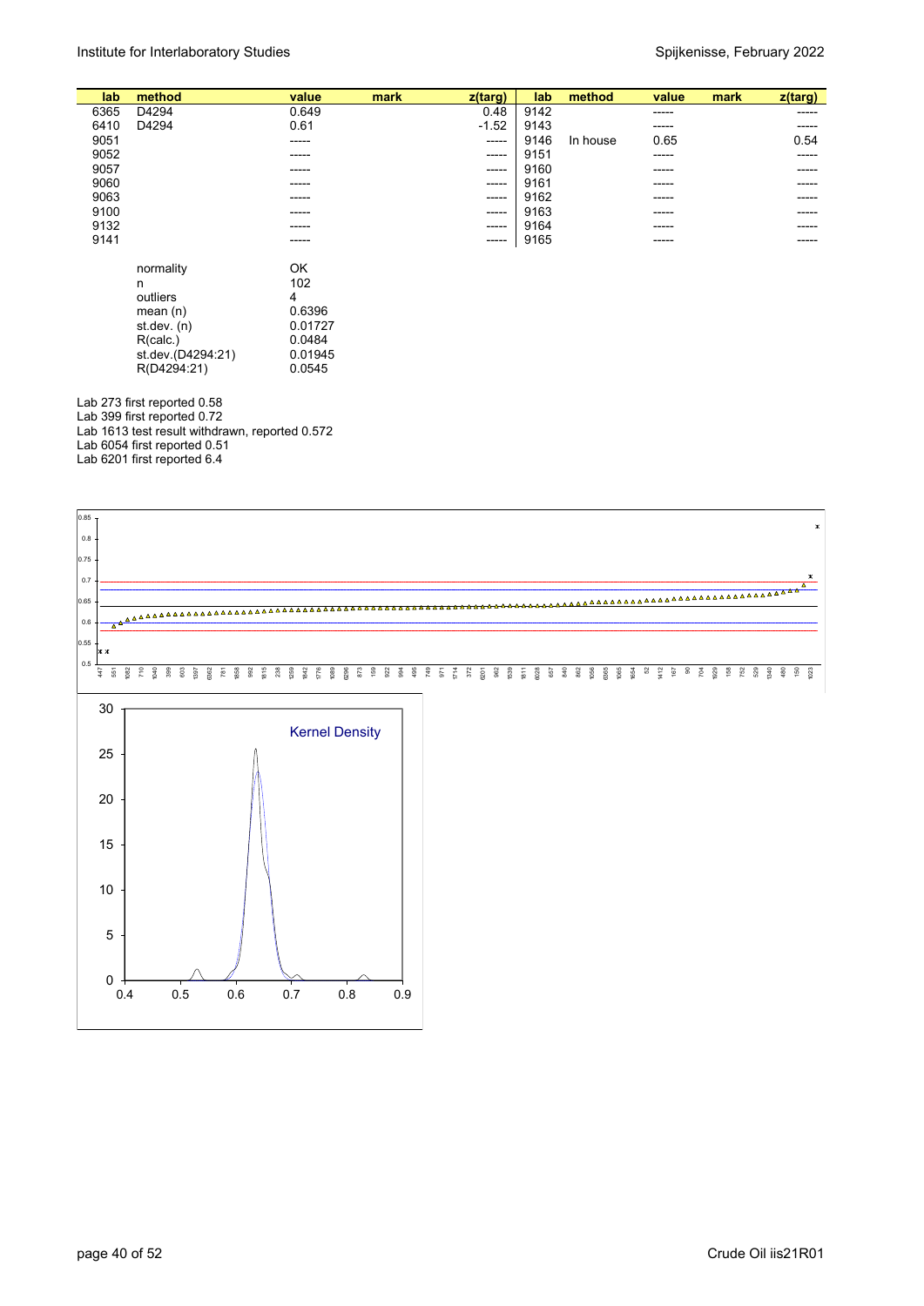| lab | method | value | mark | z(targ) | lab | method | value | mark | z(targ) |
|---|---|---|---|---|---|---|---|---|---|
| 6365 | D4294 | 0.649 | | 0.48 | 9142 | | ----- | | ----- |
| 6410 | D4294 | 0.61 | | -1.52 | 9143 | | ----- | | ----- |
| 9051 | | ----- | | ----- | 9146 | In house | 0.65 | | 0.54 |
| 9052 | | ----- | | ----- | 9151 | | ----- | | ----- |
| 9057 | | ----- | | ----- | 9160 | | ----- | | ----- |
| 9060 | | ----- | | ----- | 9161 | | ----- | | ----- |
| 9063 | | ----- | | ----- | 9162 | | ----- | | ----- |
| 9100 | | ----- | | ----- | 9163 | | ----- | | ----- |
| 9132 | | ----- | | ----- | 9164 | | ----- | | ----- |
| 9141 | | ----- | | ----- | 9165 | | ----- | | ----- |

| | |
|---|---|
| normality | OK |
| n | 102 |
| outliers | 4 |
| mean (n) | 0.6396 |
| st.dev. (n) | 0.01727 |
| R(calc.) | 0.0484 |
| st.dev.(D4294:21) | 0.01945 |
| R(D4294:21) | 0.0545 |

Lab 273 first reported 0.58
Lab 399 first reported 0.72
Lab 1613 test result withdrawn, reported 0.572
Lab 6054 first reported 0.51
Lab 6201 first reported 6.4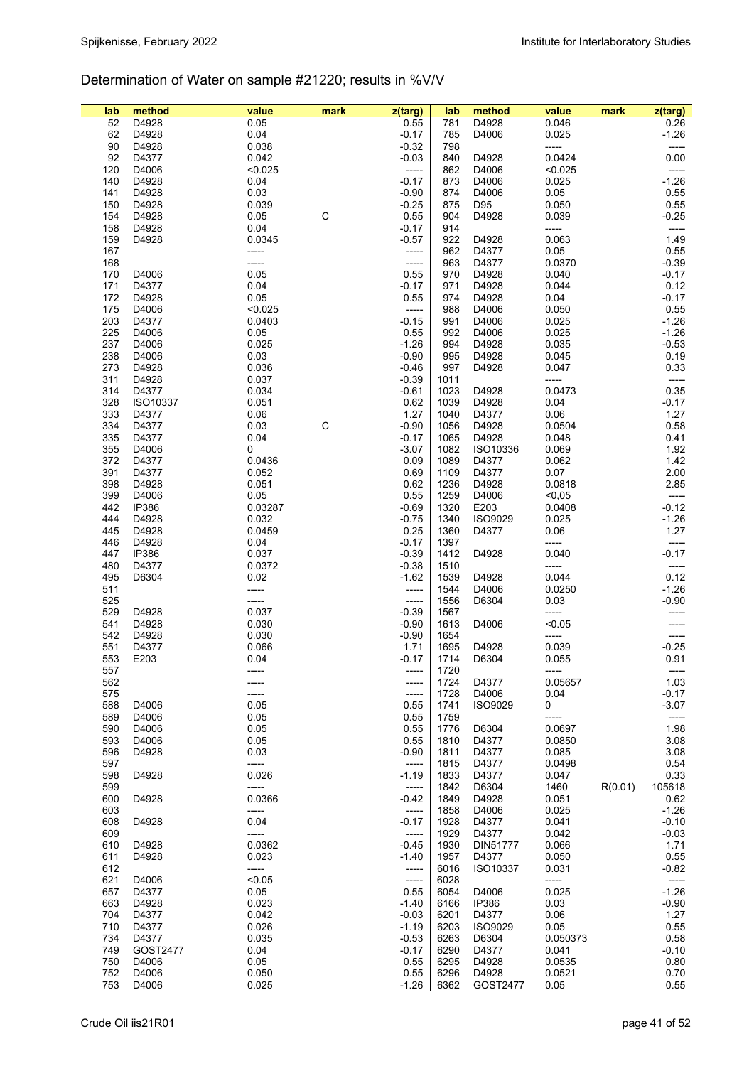# Determination of Water on sample #21220; results in %V/V

| lab | method | value | mark | z(targ) | lab | method | value | mark | z(targ) |
|---|---|---|---|---|---|---|---|---|---|
| 52 | D4928 | 0.05 | | 0.55 | 781 | D4928 | 0.046 | | 0.26 |
| 62 | D4928 | 0.04 | | -0.17 | 785 | D4006 | 0.025 | | -1.26 |
| 90 | D4928 | 0.038 | | -0.32 | 798 | | ----- | | ----- |
| 92 | D4377 | 0.042 | | -0.03 | 840 | D4928 | 0.0424 | | 0.00 |
| 120 | D4006 | <0.025 | | ----- | 862 | D4006 | <0.025 | | ----- |
| 140 | D4928 | 0.04 | | -0.17 | 873 | D4006 | 0.025 | | -1.26 |
| 141 | D4928 | 0.03 | | -0.90 | 874 | D4006 | 0.05 | | 0.55 |
| 150 | D4928 | 0.039 | | -0.25 | 875 | D95 | 0.050 | | 0.55 |
| 154 | D4928 | 0.05 | C | 0.55 | 904 | D4928 | 0.039 | | -0.25 |
| 158 | D4928 | 0.04 | | -0.17 | 914 | | ----- | | ----- |
| 159 | D4928 | 0.0345 | | -0.57 | 922 | D4928 | 0.063 | | 1.49 |
| 167 | | ----- | | ----- | 962 | D4377 | 0.05 | | 0.55 |
| 168 | | ----- | | ----- | 963 | D4377 | 0.0370 | | -0.39 |
| 170 | D4006 | 0.05 | | 0.55 | 970 | D4928 | 0.040 | | -0.17 |
| 171 | D4377 | 0.04 | | -0.17 | 971 | D4928 | 0.044 | | 0.12 |
| 172 | D4928 | 0.05 | | 0.55 | 974 | D4928 | 0.04 | | -0.17 |
| 175 | D4006 | <0.025 | | ----- | 988 | D4006 | 0.050 | | 0.55 |
| 203 | D4377 | 0.0403 | | -0.15 | 991 | D4006 | 0.025 | | -1.26 |
| 225 | D4006 | 0.05 | | 0.55 | 992 | D4006 | 0.025 | | -1.26 |
| 237 | D4006 | 0.025 | | -1.26 | 994 | D4928 | 0.035 | | -0.53 |
| 238 | D4006 | 0.03 | | -0.90 | 995 | D4928 | 0.045 | | 0.19 |
| 273 | D4928 | 0.036 | | -0.46 | 997 | D4928 | 0.047 | | 0.33 |
| 311 | D4928 | 0.037 | | -0.39 | 1011 | | ----- | | ----- |
| 314 | D4377 | 0.034 | | -0.61 | 1023 | D4928 | 0.0473 | | 0.35 |
| 328 | ISO10337 | 0.051 | | 0.62 | 1039 | D4928 | 0.04 | | -0.17 |
| 333 | D4377 | 0.06 | | 1.27 | 1040 | D4377 | 0.06 | | 1.27 |
| 334 | D4377 | 0.03 | C | -0.90 | 1056 | D4928 | 0.0504 | | 0.58 |
| 335 | D4377 | 0.04 | | -0.17 | 1065 | D4928 | 0.048 | | 0.41 |
| 355 | D4006 | 0 | | -3.07 | 1082 | ISO10336 | 0.069 | | 1.92 |
| 372 | D4377 | 0.0436 | | 0.09 | 1089 | D4377 | 0.062 | | 1.42 |
| 391 | D4377 | 0.052 | | 0.69 | 1109 | D4377 | 0.07 | | 2.00 |
| 398 | D4928 | 0.051 | | 0.62 | 1236 | D4928 | 0.0818 | | 2.85 |
| 399 | D4006 | 0.05 | | 0.55 | 1259 | D4006 | <0,05 | | ----- |
| 442 | IP386 | 0.03287 | | -0.69 | 1320 | E203 | 0.0408 | | -0.12 |
| 444 | D4928 | 0.032 | | -0.75 | 1340 | ISO9029 | 0.025 | | -1.26 |
| 445 | D4928 | 0.0459 | | 0.25 | 1360 | D4377 | 0.06 | | 1.27 |
| 446 | D4928 | 0.04 | | -0.17 | 1397 | | ----- | | ----- |
| 447 | IP386 | 0.037 | | -0.39 | 1412 | D4928 | 0.040 | | -0.17 |
| 480 | D4377 | 0.0372 | | -0.38 | 1510 | | ----- | | ----- |
| 495 | D6304 | 0.02 | | -1.62 | 1539 | D4928 | 0.044 | | 0.12 |
| 511 | | ----- | | ----- | 1544 | D4006 | 0.0250 | | -1.26 |
| 525 | | ----- | | ----- | 1556 | D6304 | 0.03 | | -0.90 |
| 529 | D4928 | 0.037 | | -0.39 | 1567 | | ----- | | ----- |
| 541 | D4928 | 0.030 | | -0.90 | 1613 | D4006 | <0.05 | | ----- |
| 542 | D4928 | 0.030 | | -0.90 | 1654 | | ----- | | ----- |
| 551 | D4377 | 0.066 | | 1.71 | 1695 | D4928 | 0.039 | | -0.25 |
| 553 | E203 | 0.04 | | -0.17 | 1714 | D6304 | 0.055 | | 0.91 |
| 557 | | ----- | | ----- | 1720 | | ----- | | ----- |
| 562 | | ----- | | ----- | 1724 | D4377 | 0.05657 | | 1.03 |
| 575 | | ----- | | ----- | 1728 | D4006 | 0.04 | | -0.17 |
| 588 | D4006 | 0.05 | | 0.55 | 1741 | ISO9029 | 0 | | -3.07 |
| 589 | D4006 | 0.05 | | 0.55 | 1759 | | ----- | | ----- |
| 590 | D4006 | 0.05 | | 0.55 | 1776 | D6304 | 0.0697 | | 1.98 |
| 593 | D4006 | 0.05 | | 0.55 | 1810 | D4377 | 0.0850 | | 3.08 |
| 596 | D4928 | 0.03 | | -0.90 | 1811 | D4377 | 0.085 | | 3.08 |
| 597 | | ----- | | ----- | 1815 | D4377 | 0.0498 | | 0.54 |
| 598 | D4928 | 0.026 | | -1.19 | 1833 | D4377 | 0.047 | | 0.33 |
| 599 | | ----- | | ----- | 1842 | D6304 | 1460 | R(0.01) | 105618 |
| 600 | D4928 | 0.0366 | | -0.42 | 1849 | D4928 | 0.051 | | 0.62 |
| 603 | | ----- | | ----- | 1858 | D4006 | 0.025 | | -1.26 |
| 608 | D4928 | 0.04 | | -0.17 | 1928 | D4377 | 0.041 | | -0.10 |
| 609 | | ----- | | ----- | 1929 | D4377 | 0.042 | | -0.03 |
| 610 | D4928 | 0.0362 | | -0.45 | 1930 | DIN51777 | 0.066 | | 1.71 |
| 611 | D4928 | 0.023 | | -1.40 | 1957 | D4377 | 0.050 | | 0.55 |
| 612 | | ----- | | ----- | 6016 | ISO10337 | 0.031 | | -0.82 |
| 621 | D4006 | <0.05 | | ----- | 6028 | | ----- | | ----- |
| 657 | D4377 | 0.05 | | 0.55 | 6054 | D4006 | 0.025 | | -1.26 |
| 663 | D4928 | 0.023 | | -1.40 | 6166 | IP386 | 0.03 | | -0.90 |
| 704 | D4377 | 0.042 | | -0.03 | 6201 | D4377 | 0.06 | | 1.27 |
| 710 | D4377 | 0.026 | | -1.19 | 6203 | ISO9029 | 0.05 | | 0.55 |
| 734 | D4377 | 0.035 | | -0.53 | 6263 | D6304 | 0.050373 | | 0.58 |
| 749 | GOST2477 | 0.04 | | -0.17 | 6290 | D4377 | 0.041 | | -0.10 |
| 750 | D4006 | 0.05 | | 0.55 | 6295 | D4928 | 0.0535 | | 0.80 |
| 752 | D4006 | 0.050 | | 0.55 | 6296 | D4928 | 0.0521 | | 0.70 |
| 753 | D4006 | 0.025 | | -1.26 | 6362 | GOST2477 | 0.05 | | 0.55 |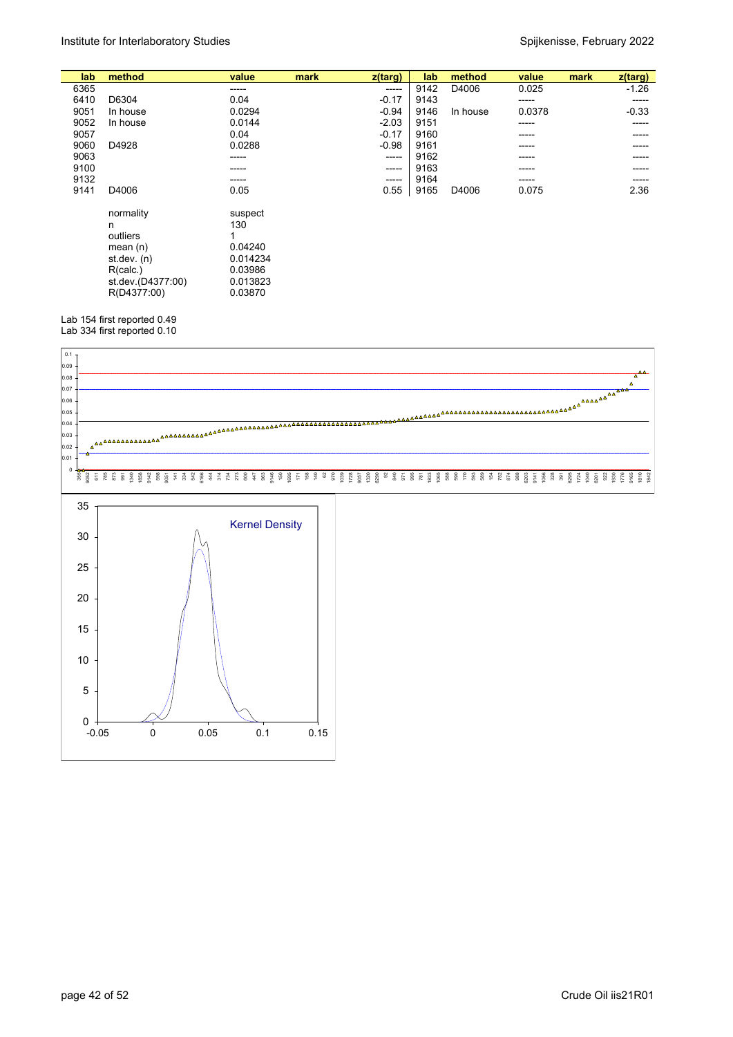| lab | method | value | mark | z(targ) | lab | method | value | mark | z(targ) |
|---|---|---|---|---|---|---|---|---|---|
| 6365 | | ----- | | ----- | 9142 | D4006 | 0.025 | | -1.26 |
| 6410 | D6304 | 0.04 | | -0.17 | 9143 | | ----- | | ----- |
| 9051 | In house | 0.0294 | | -0.94 | 9146 | In house | 0.0378 | | -0.33 |
| 9052 | In house | 0.0144 | | -2.03 | 9151 | | ----- | | ----- |
| 9057 | | 0.04 | | -0.17 | 9160 | | ----- | | ----- |
| 9060 | D4928 | 0.0288 | | -0.98 | 9161 | | ----- | | ----- |
| 9063 | | ----- | | ----- | 9162 | | ----- | | ----- |
| 9100 | | ----- | | ----- | 9163 | | ----- | | ----- |
| 9132 | | ----- | | ----- | 9164 | | ----- | | ----- |
| 9141 | D4006 | 0.05 | | 0.55 | 9165 | D4006 | 0.075 | | 2.36 |

| | |
|---|---|
| normality | suspect |
| n | 130 |
| outliers | 1 |
| mean (n) | 0.04240 |
| st.dev. (n) | 0.014234 |
| R(calc.) | 0.03986 |
| st.dev.(D4377:00) | 0.013823 |
| R(D4377:00) | 0.03870 |

Lab 154 first reported 0.49
Lab 334 first reported 0.10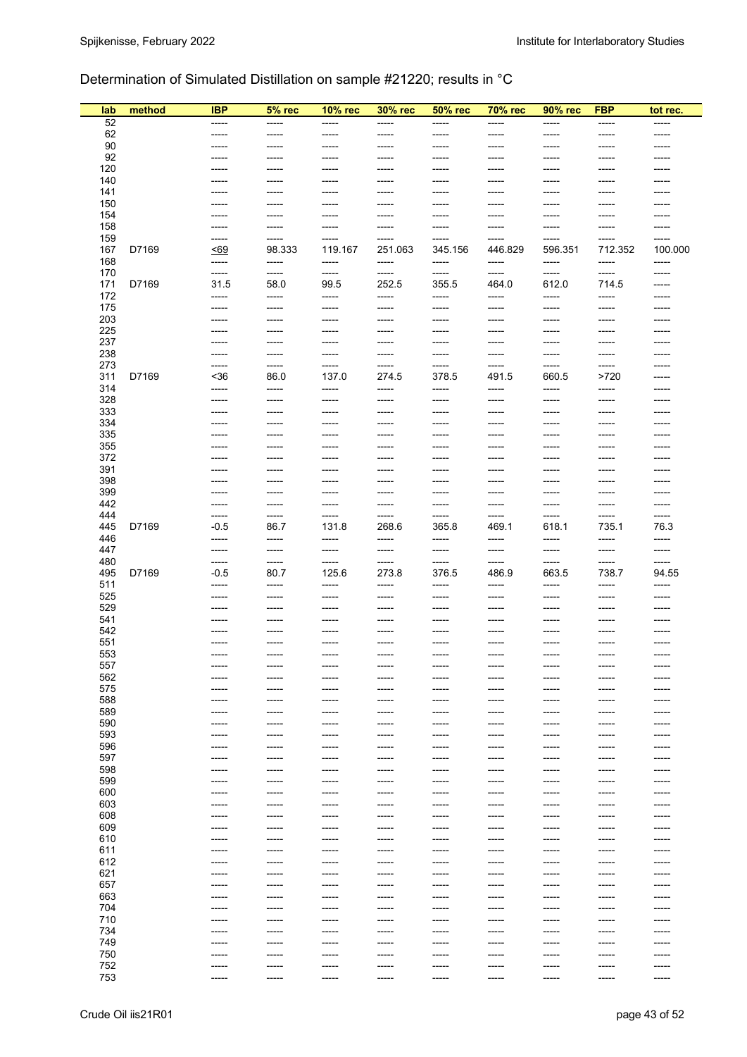Determination of Simulated Distillation on sample #21220; results in °C

| lab | method | IBP | 5% rec | 10% rec | 30% rec | 50% rec | 70% rec | 90% rec | FBP | tot rec. |
|---|---|---|---|---|---|---|---|---|---|---|
| 52 | | ----- | ----- | ----- | ----- | ----- | ----- | ----- | ----- | ----- |
| 62 | | ----- | ----- | ----- | ----- | ----- | ----- | ----- | ----- | ----- |
| 90 | | ----- | ----- | ----- | ----- | ----- | ----- | ----- | ----- | ----- |
| 92 | | ----- | ----- | ----- | ----- | ----- | ----- | ----- | ----- | ----- |
| 120 | | ----- | ----- | ----- | ----- | ----- | ----- | ----- | ----- | ----- |
| 140 | | ----- | ----- | ----- | ----- | ----- | ----- | ----- | ----- | ----- |
| 141 | | ----- | ----- | ----- | ----- | ----- | ----- | ----- | ----- | ----- |
| 150 | | ----- | ----- | ----- | ----- | ----- | ----- | ----- | ----- | ----- |
| 154 | | ----- | ----- | ----- | ----- | ----- | ----- | ----- | ----- | ----- |
| 158 | | ----- | ----- | ----- | ----- | ----- | ----- | ----- | ----- | ----- |
| 159 | | ----- | ----- | ----- | ----- | ----- | ----- | ----- | ----- | ----- |
| 167 | D7169 | ≤69 | 98.333 | 119.167 | 251.063 | 345.156 | 446.829 | 596.351 | 712.352 | 100.000 |
| 168 | | ----- | ----- | ----- | ----- | ----- | ----- | ----- | ----- | ----- |
| 170 | | ----- | ----- | ----- | ----- | ----- | ----- | ----- | ----- | ----- |
| 171 | D7169 | 31.5 | 58.0 | 99.5 | 252.5 | 355.5 | 464.0 | 612.0 | 714.5 | ----- |
| 172 | | ----- | ----- | ----- | ----- | ----- | ----- | ----- | ----- | ----- |
| 175 | | ----- | ----- | ----- | ----- | ----- | ----- | ----- | ----- | ----- |
| 203 | | ----- | ----- | ----- | ----- | ----- | ----- | ----- | ----- | ----- |
| 225 | | ----- | ----- | ----- | ----- | ----- | ----- | ----- | ----- | ----- |
| 237 | | ----- | ----- | ----- | ----- | ----- | ----- | ----- | ----- | ----- |
| 238 | | ----- | ----- | ----- | ----- | ----- | ----- | ----- | ----- | ----- |
| 273 | | ----- | ----- | ----- | ----- | ----- | ----- | ----- | ----- | ----- |
| 311 | D7169 | <36 | 86.0 | 137.0 | 274.5 | 378.5 | 491.5 | 660.5 | >720 | ----- |
| 314 | | ----- | ----- | ----- | ----- | ----- | ----- | ----- | ----- | ----- |
| 328 | | ----- | ----- | ----- | ----- | ----- | ----- | ----- | ----- | ----- |
| 333 | | ----- | ----- | ----- | ----- | ----- | ----- | ----- | ----- | ----- |
| 334 | | ----- | ----- | ----- | ----- | ----- | ----- | ----- | ----- | ----- |
| 335 | | ----- | ----- | ----- | ----- | ----- | ----- | ----- | ----- | ----- |
| 355 | | ----- | ----- | ----- | ----- | ----- | ----- | ----- | ----- | ----- |
| 372 | | ----- | ----- | ----- | ----- | ----- | ----- | ----- | ----- | ----- |
| 391 | | ----- | ----- | ----- | ----- | ----- | ----- | ----- | ----- | ----- |
| 398 | | ----- | ----- | ----- | ----- | ----- | ----- | ----- | ----- | ----- |
| 399 | | ----- | ----- | ----- | ----- | ----- | ----- | ----- | ----- | ----- |
| 442 | | ----- | ----- | ----- | ----- | ----- | ----- | ----- | ----- | ----- |
| 444 | | ----- | ----- | ----- | ----- | ----- | ----- | ----- | ----- | ----- |
| 445 | D7169 | -0.5 | 86.7 | 131.8 | 268.6 | 365.8 | 469.1 | 618.1 | 735.1 | 76.3 |
| 446 | | ----- | ----- | ----- | ----- | ----- | ----- | ----- | ----- | ----- |
| 447 | | ----- | ----- | ----- | ----- | ----- | ----- | ----- | ----- | ----- |
| 480 | | ----- | ----- | ----- | ----- | ----- | ----- | ----- | ----- | ----- |
| 495 | D7169 | -0.5 | 80.7 | 125.6 | 273.8 | 376.5 | 486.9 | 663.5 | 738.7 | 94.55 |
| 511 | | ----- | ----- | ----- | ----- | ----- | ----- | ----- | ----- | ----- |
| 525 | | ----- | ----- | ----- | ----- | ----- | ----- | ----- | ----- | ----- |
| 529 | | ----- | ----- | ----- | ----- | ----- | ----- | ----- | ----- | ----- |
| 541 | | ----- | ----- | ----- | ----- | ----- | ----- | ----- | ----- | ----- |
| 542 | | ----- | ----- | ----- | ----- | ----- | ----- | ----- | ----- | ----- |
| 551 | | ----- | ----- | ----- | ----- | ----- | ----- | ----- | ----- | ----- |
| 553 | | ----- | ----- | ----- | ----- | ----- | ----- | ----- | ----- | ----- |
| 557 | | ----- | ----- | ----- | ----- | ----- | ----- | ----- | ----- | ----- |
| 562 | | ----- | ----- | ----- | ----- | ----- | ----- | ----- | ----- | ----- |
| 575 | | ----- | ----- | ----- | ----- | ----- | ----- | ----- | ----- | ----- |
| 588 | | ----- | ----- | ----- | ----- | ----- | ----- | ----- | ----- | ----- |
| 589 | | ----- | ----- | ----- | ----- | ----- | ----- | ----- | ----- | ----- |
| 590 | | ----- | ----- | ----- | ----- | ----- | ----- | ----- | ----- | ----- |
| 593 | | ----- | ----- | ----- | ----- | ----- | ----- | ----- | ----- | ----- |
| 596 | | ----- | ----- | ----- | ----- | ----- | ----- | ----- | ----- | ----- |
| 597 | | ----- | ----- | ----- | ----- | ----- | ----- | ----- | ----- | ----- |
| 598 | | ----- | ----- | ----- | ----- | ----- | ----- | ----- | ----- | ----- |
| 599 | | ----- | ----- | ----- | ----- | ----- | ----- | ----- | ----- | ----- |
| 600 | | ----- | ----- | ----- | ----- | ----- | ----- | ----- | ----- | ----- |
| 603 | | ----- | ----- | ----- | ----- | ----- | ----- | ----- | ----- | ----- |
| 608 | | ----- | ----- | ----- | ----- | ----- | ----- | ----- | ----- | ----- |
| 609 | | ----- | ----- | ----- | ----- | ----- | ----- | ----- | ----- | ----- |
| 610 | | ----- | ----- | ----- | ----- | ----- | ----- | ----- | ----- | ----- |
| 611 | | ----- | ----- | ----- | ----- | ----- | ----- | ----- | ----- | ----- |
| 612 | | ----- | ----- | ----- | ----- | ----- | ----- | ----- | ----- | ----- |
| 621 | | ----- | ----- | ----- | ----- | ----- | ----- | ----- | ----- | ----- |
| 657 | | ----- | ----- | ----- | ----- | ----- | ----- | ----- | ----- | ----- |
| 663 | | ----- | ----- | ----- | ----- | ----- | ----- | ----- | ----- | ----- |
| 704 | | ----- | ----- | ----- | ----- | ----- | ----- | ----- | ----- | ----- |
| 710 | | ----- | ----- | ----- | ----- | ----- | ----- | ----- | ----- | ----- |
| 734 | | ----- | ----- | ----- | ----- | ----- | ----- | ----- | ----- | ----- |
| 749 | | ----- | ----- | ----- | ----- | ----- | ----- | ----- | ----- | ----- |
| 750 | | ----- | ----- | ----- | ----- | ----- | ----- | ----- | ----- | ----- |
| 752 | | ----- | ----- | ----- | ----- | ----- | ----- | ----- | ----- | ----- |
| 753 | | ----- | ----- | ----- | ----- | ----- | ----- | ----- | ----- | ----- |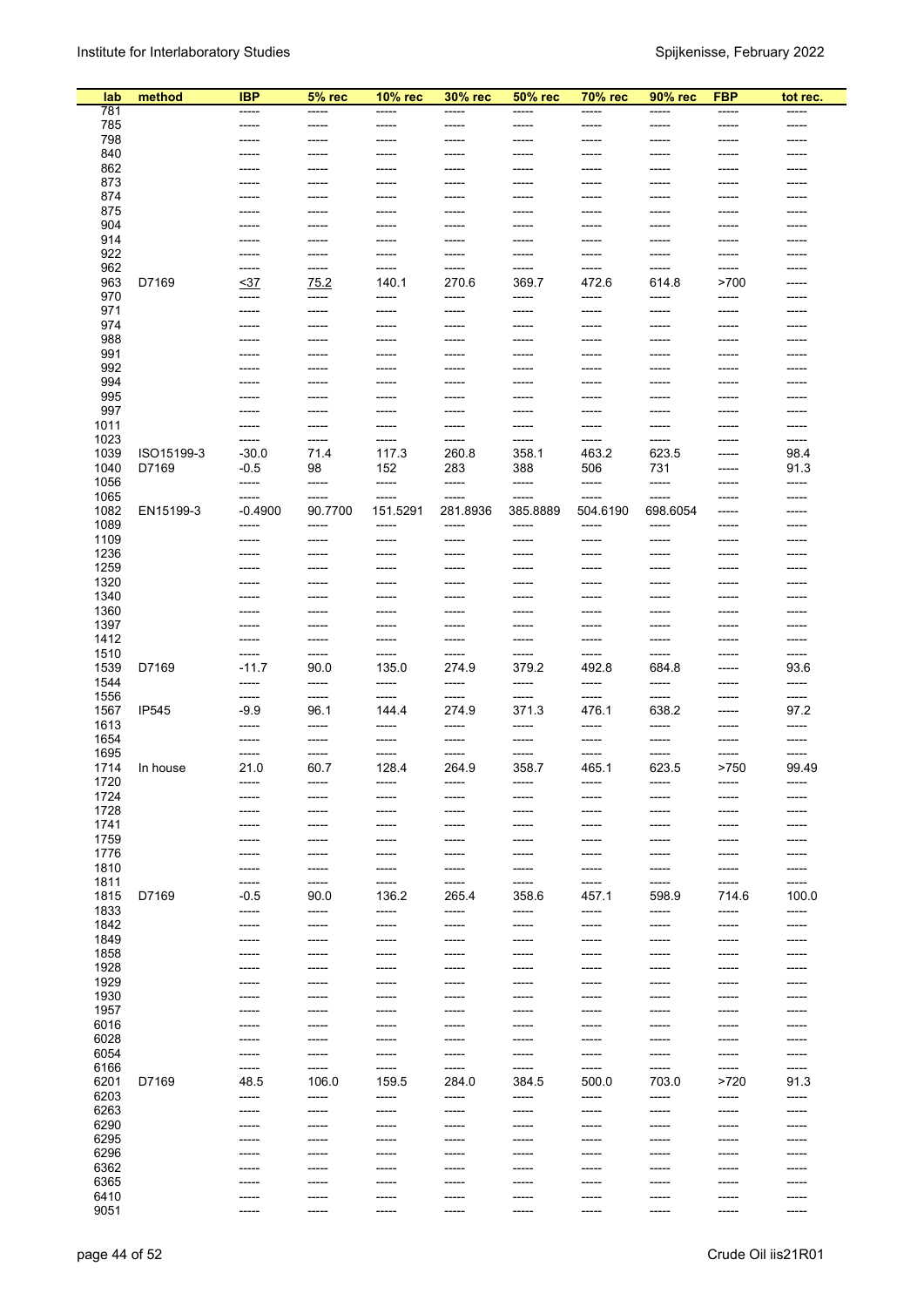| lab | method | IBP | 5% rec | 10% rec | 30% rec | 50% rec | 70% rec | 90% rec | FBP | tot rec. |
|---|---|---|---|---|---|---|---|---|---|---|
| 781 | | ----- | ----- | ----- | ----- | ----- | ----- | ----- | ----- | ----- |
| 785 | | ----- | ----- | ----- | ----- | ----- | ----- | ----- | ----- | ----- |
| 798 | | ----- | ----- | ----- | ----- | ----- | ----- | ----- | ----- | ----- |
| 840 | | ----- | ----- | ----- | ----- | ----- | ----- | ----- | ----- | ----- |
| 862 | | ----- | ----- | ----- | ----- | ----- | ----- | ----- | ----- | ----- |
| 873 | | ----- | ----- | ----- | ----- | ----- | ----- | ----- | ----- | ----- |
| 874 | | ----- | ----- | ----- | ----- | ----- | ----- | ----- | ----- | ----- |
| 875 | | ----- | ----- | ----- | ----- | ----- | ----- | ----- | ----- | ----- |
| 904 | | ----- | ----- | ----- | ----- | ----- | ----- | ----- | ----- | ----- |
| 914 | | ----- | ----- | ----- | ----- | ----- | ----- | ----- | ----- | ----- |
| 922 | | ----- | ----- | ----- | ----- | ----- | ----- | ----- | ----- | ----- |
| 962 | | ----- | ----- | ----- | ----- | ----- | ----- | ----- | ----- | ----- |
| 963 | D7169 | <37 | 75.2 | 140.1 | 270.6 | 369.7 | 472.6 | 614.8 | >700 | ----- |
| 970 | | ----- | ----- | ----- | ----- | ----- | ----- | ----- | ----- | ----- |
| 971 | | ----- | ----- | ----- | ----- | ----- | ----- | ----- | ----- | ----- |
| 974 | | ----- | ----- | ----- | ----- | ----- | ----- | ----- | ----- | ----- |
| 988 | | ----- | ----- | ----- | ----- | ----- | ----- | ----- | ----- | ----- |
| 991 | | ----- | ----- | ----- | ----- | ----- | ----- | ----- | ----- | ----- |
| 992 | | ----- | ----- | ----- | ----- | ----- | ----- | ----- | ----- | ----- |
| 994 | | ----- | ----- | ----- | ----- | ----- | ----- | ----- | ----- | ----- |
| 995 | | ----- | ----- | ----- | ----- | ----- | ----- | ----- | ----- | ----- |
| 997 | | ----- | ----- | ----- | ----- | ----- | ----- | ----- | ----- | ----- |
| 1011 | | ----- | ----- | ----- | ----- | ----- | ----- | ----- | ----- | ----- |
| 1023 | | ----- | ----- | ----- | ----- | ----- | ----- | ----- | ----- | ----- |
| 1039 | ISO15199-3 | -30.0 | 71.4 | 117.3 | 260.8 | 358.1 | 463.2 | 623.5 | ----- | 98.4 |
| 1040 | D7169 | -0.5 | 98 | 152 | 283 | 388 | 506 | 731 | ----- | 91.3 |
| 1056 | | ----- | ----- | ----- | ----- | ----- | ----- | ----- | ----- | ----- |
| 1065 | | ----- | ----- | ----- | ----- | ----- | ----- | ----- | ----- | ----- |
| 1082 | EN15199-3 | -0.4900 | 90.7700 | 151.5291 | 281.8936 | 385.8889 | 504.6190 | 698.6054 | ----- | ----- |
| 1089 | | ----- | ----- | ----- | ----- | ----- | ----- | ----- | ----- | ----- |
| 1109 | | ----- | ----- | ----- | ----- | ----- | ----- | ----- | ----- | ----- |
| 1236 | | ----- | ----- | ----- | ----- | ----- | ----- | ----- | ----- | ----- |
| 1259 | | ----- | ----- | ----- | ----- | ----- | ----- | ----- | ----- | ----- |
| 1320 | | ----- | ----- | ----- | ----- | ----- | ----- | ----- | ----- | ----- |
| 1340 | | ----- | ----- | ----- | ----- | ----- | ----- | ----- | ----- | ----- |
| 1360 | | ----- | ----- | ----- | ----- | ----- | ----- | ----- | ----- | ----- |
| 1397 | | ----- | ----- | ----- | ----- | ----- | ----- | ----- | ----- | ----- |
| 1412 | | ----- | ----- | ----- | ----- | ----- | ----- | ----- | ----- | ----- |
| 1510 | | ----- | ----- | ----- | ----- | ----- | ----- | ----- | ----- | ----- |
| 1539 | D7169 | -11.7 | 90.0 | 135.0 | 274.9 | 379.2 | 492.8 | 684.8 | ----- | 93.6 |
| 1544 | | ----- | ----- | ----- | ----- | ----- | ----- | ----- | ----- | ----- |
| 1556 | | ----- | ----- | ----- | ----- | ----- | ----- | ----- | ----- | ----- |
| 1567 | IP545 | -9.9 | 96.1 | 144.4 | 274.9 | 371.3 | 476.1 | 638.2 | ----- | 97.2 |
| 1613 | | ----- | ----- | ----- | ----- | ----- | ----- | ----- | ----- | ----- |
| 1654 | | ----- | ----- | ----- | ----- | ----- | ----- | ----- | ----- | ----- |
| 1695 | | ----- | ----- | ----- | ----- | ----- | ----- | ----- | ----- | ----- |
| 1714 | In house | 21.0 | 60.7 | 128.4 | 264.9 | 358.7 | 465.1 | 623.5 | >750 | 99.49 |
| 1720 | | ----- | ----- | ----- | ----- | ----- | ----- | ----- | ----- | ----- |
| 1724 | | ----- | ----- | ----- | ----- | ----- | ----- | ----- | ----- | ----- |
| 1728 | | ----- | ----- | ----- | ----- | ----- | ----- | ----- | ----- | ----- |
| 1741 | | ----- | ----- | ----- | ----- | ----- | ----- | ----- | ----- | ----- |
| 1759 | | ----- | ----- | ----- | ----- | ----- | ----- | ----- | ----- | ----- |
| 1776 | | ----- | ----- | ----- | ----- | ----- | ----- | ----- | ----- | ----- |
| 1810 | | ----- | ----- | ----- | ----- | ----- | ----- | ----- | ----- | ----- |
| 1811 | | ----- | ----- | ----- | ----- | ----- | ----- | ----- | ----- | ----- |
| 1815 | D7169 | -0.5 | 90.0 | 136.2 | 265.4 | 358.6 | 457.1 | 598.9 | 714.6 | 100.0 |
| 1833 | | ----- | ----- | ----- | ----- | ----- | ----- | ----- | ----- | ----- |
| 1842 | | ----- | ----- | ----- | ----- | ----- | ----- | ----- | ----- | ----- |
| 1849 | | ----- | ----- | ----- | ----- | ----- | ----- | ----- | ----- | ----- |
| 1858 | | ----- | ----- | ----- | ----- | ----- | ----- | ----- | ----- | ----- |
| 1928 | | ----- | ----- | ----- | ----- | ----- | ----- | ----- | ----- | ----- |
| 1929 | | ----- | ----- | ----- | ----- | ----- | ----- | ----- | ----- | ----- |
| 1930 | | ----- | ----- | ----- | ----- | ----- | ----- | ----- | ----- | ----- |
| 1957 | | ----- | ----- | ----- | ----- | ----- | ----- | ----- | ----- | ----- |
| 6016 | | ----- | ----- | ----- | ----- | ----- | ----- | ----- | ----- | ----- |
| 6028 | | ----- | ----- | ----- | ----- | ----- | ----- | ----- | ----- | ----- |
| 6054 | | ----- | ----- | ----- | ----- | ----- | ----- | ----- | ----- | ----- |
| 6166 | | ----- | ----- | ----- | ----- | ----- | ----- | ----- | ----- | ----- |
| 6201 | D7169 | 48.5 | 106.0 | 159.5 | 284.0 | 384.5 | 500.0 | 703.0 | >720 | 91.3 |
| 6203 | | ----- | ----- | ----- | ----- | ----- | ----- | ----- | ----- | ----- |
| 6263 | | ----- | ----- | ----- | ----- | ----- | ----- | ----- | ----- | ----- |
| 6290 | | ----- | ----- | ----- | ----- | ----- | ----- | ----- | ----- | ----- |
| 6295 | | ----- | ----- | ----- | ----- | ----- | ----- | ----- | ----- | ----- |
| 6296 | | ----- | ----- | ----- | ----- | ----- | ----- | ----- | ----- | ----- |
| 6362 | | ----- | ----- | ----- | ----- | ----- | ----- | ----- | ----- | ----- |
| 6365 | | ----- | ----- | ----- | ----- | ----- | ----- | ----- | ----- | ----- |
| 6410 | | ----- | ----- | ----- | ----- | ----- | ----- | ----- | ----- | ----- |
| 9051 | | ----- | ----- | ----- | ----- | ----- | ----- | ----- | ----- | ----- |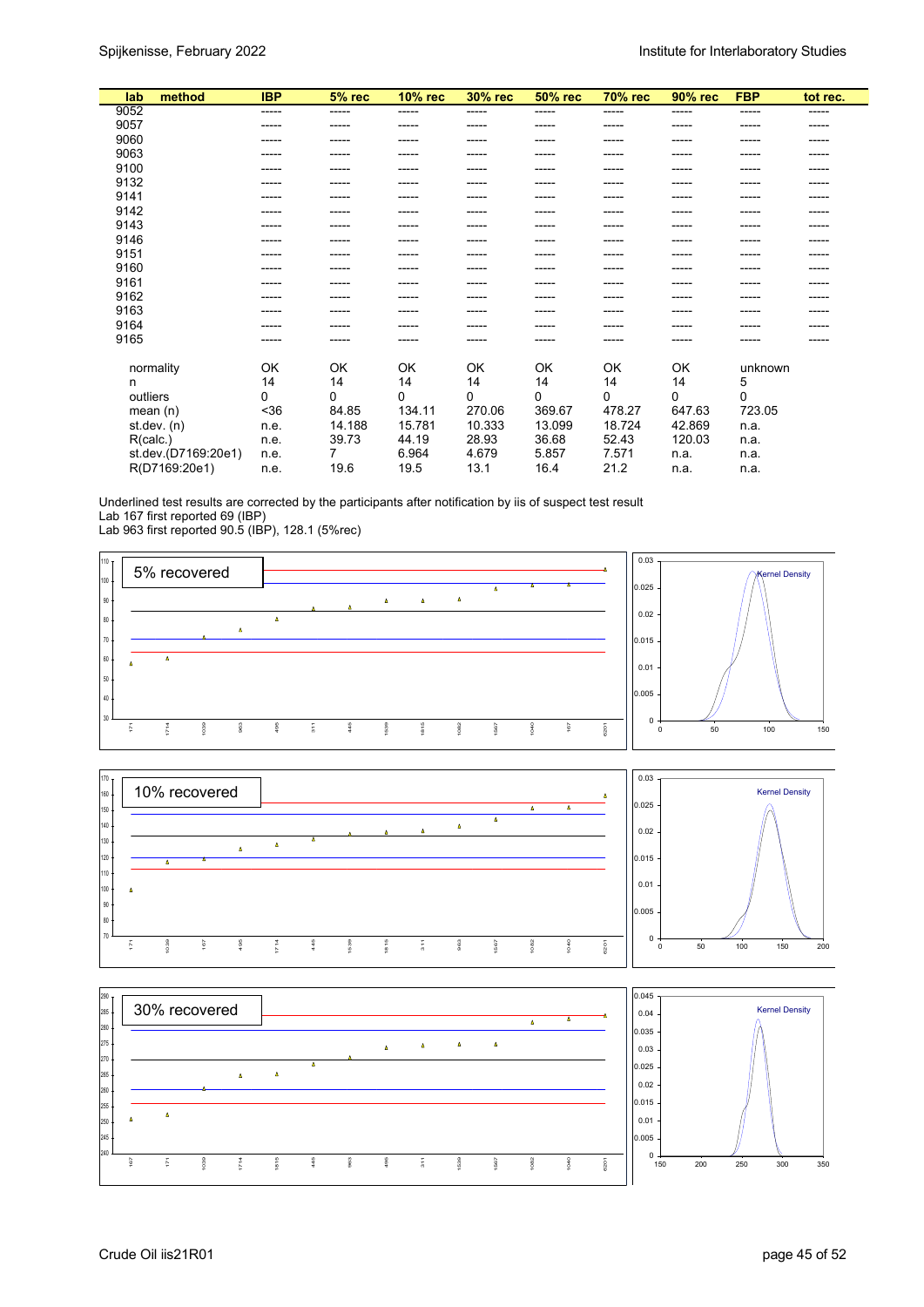| lab | method | IBP | 5% rec | 10% rec | 30% rec | 50% rec | 70% rec | 90% rec | FBP | tot rec. |
|---|---|---|---|---|---|---|---|---|---|---|
| 9052 | | ----- | ----- | ----- | ----- | ----- | ----- | ----- | ----- | ----- |
| 9057 | | ----- | ----- | ----- | ----- | ----- | ----- | ----- | ----- | ----- |
| 9060 | | ----- | ----- | ----- | ----- | ----- | ----- | ----- | ----- | ----- |
| 9063 | | ----- | ----- | ----- | ----- | ----- | ----- | ----- | ----- | ----- |
| 9100 | | ----- | ----- | ----- | ----- | ----- | ----- | ----- | ----- | ----- |
| 9132 | | ----- | ----- | ----- | ----- | ----- | ----- | ----- | ----- | ----- |
| 9141 | | ----- | ----- | ----- | ----- | ----- | ----- | ----- | ----- | ----- |
| 9142 | | ----- | ----- | ----- | ----- | ----- | ----- | ----- | ----- | ----- |
| 9143 | | ----- | ----- | ----- | ----- | ----- | ----- | ----- | ----- | ----- |
| 9146 | | ----- | ----- | ----- | ----- | ----- | ----- | ----- | ----- | ----- |
| 9151 | | ----- | ----- | ----- | ----- | ----- | ----- | ----- | ----- | ----- |
| 9160 | | ----- | ----- | ----- | ----- | ----- | ----- | ----- | ----- | ----- |
| 9161 | | ----- | ----- | ----- | ----- | ----- | ----- | ----- | ----- | ----- |
| 9162 | | ----- | ----- | ----- | ----- | ----- | ----- | ----- | ----- | ----- |
| 9163 | | ----- | ----- | ----- | ----- | ----- | ----- | ----- | ----- | ----- |
| 9164 | | ----- | ----- | ----- | ----- | ----- | ----- | ----- | ----- | ----- |
| 9165 | | ----- | ----- | ----- | ----- | ----- | ----- | ----- | ----- | ----- |
| | | | | | | | | | | |
| | normality | OK | OK | OK | OK | OK | OK | OK | unknown | |
| | n | 14 | 14 | 14 | 14 | 14 | 14 | 14 | 5 | |
| | outliers | 0 | 0 | 0 | 0 | 0 | 0 | 0 | 0 | |
| | mean (n) | <36 | 84.85 | 134.11 | 270.06 | 369.67 | 478.27 | 647.63 | 723.05 | |
| | st.dev. (n) | n.e. | 14.188 | 15.781 | 10.333 | 13.099 | 18.724 | 42.869 | n.a. | |
| | R(calc.) | n.e. | 39.73 | 44.19 | 28.93 | 36.68 | 52.43 | 120.03 | n.a. | |
| | st.dev.(D7169:20e1) | n.e. | 7 | 6.964 | 4.679 | 5.857 | 7.571 | n.a. | n.a. | |
| | R(D7169:20e1) | n.e. | 19.6 | 19.5 | 13.1 | 16.4 | 21.2 | n.a. | n.a. | |

Underlined test results are corrected by the participants after notification by iis of suspect test result
Lab 167 first reported 69 (IBP)
Lab 963 first reported 90.5 (IBP), 128.1 (5%rec)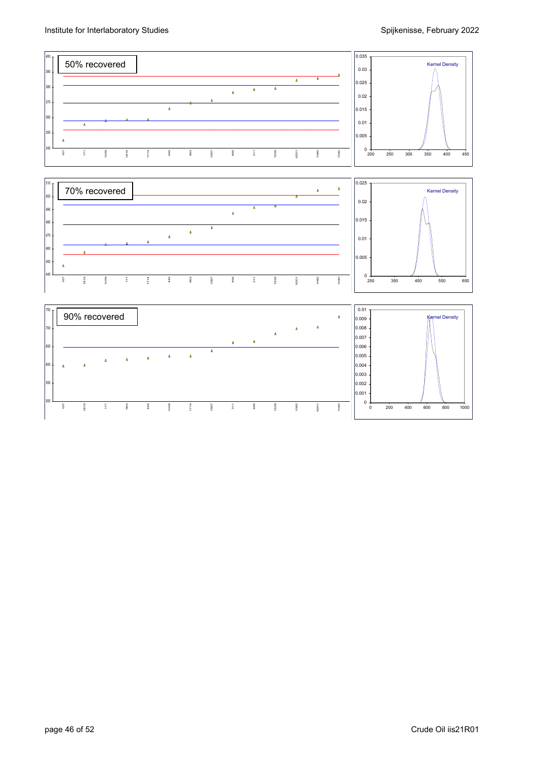50% recovered

70% recovered

90% recovered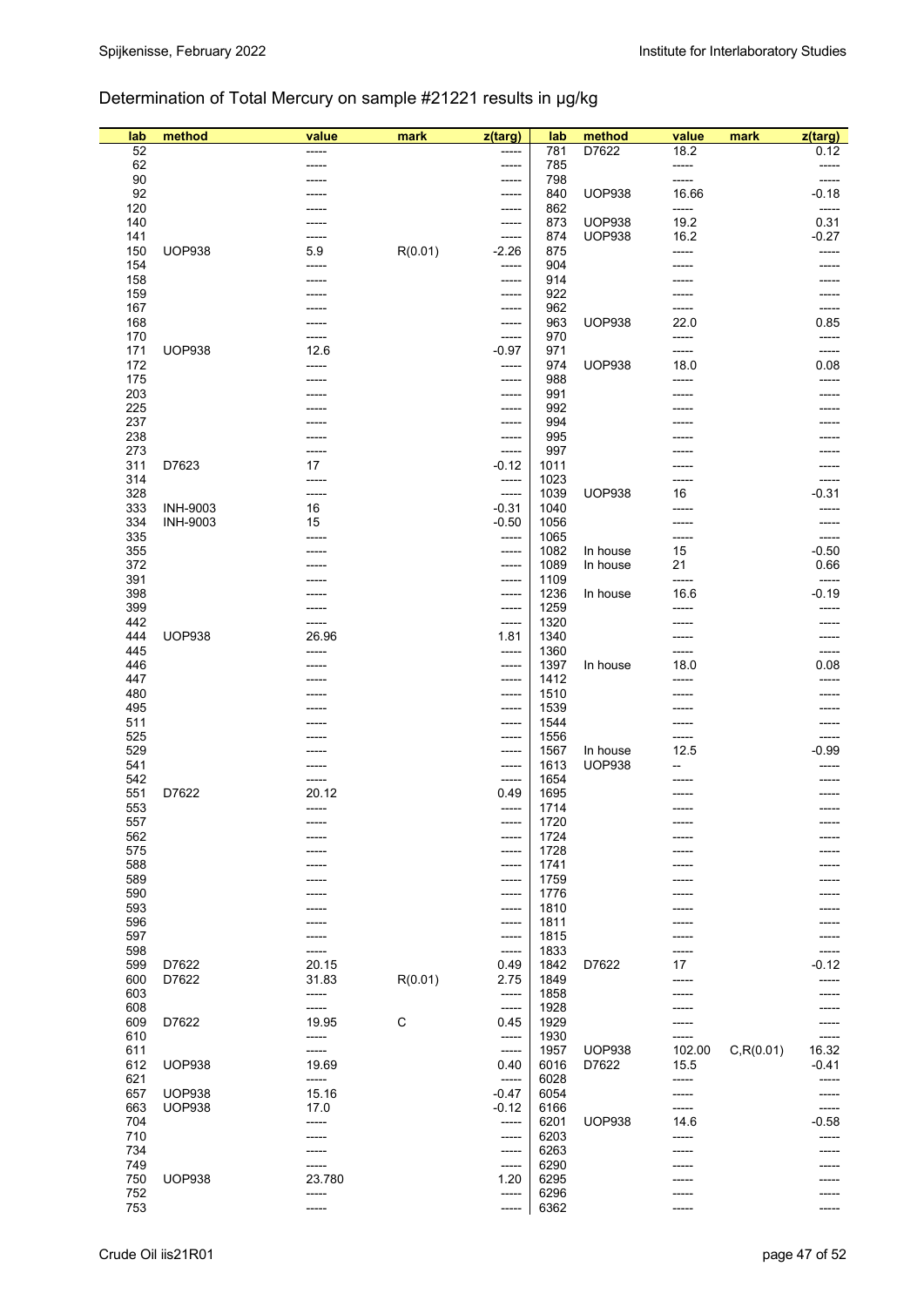## Determination of Total Mercury on sample #21221 results in µg/kg

| lab | method | value | mark | z(targ) | lab | method | value | mark | z(targ) |
|---|---|---|---|---|---|---|---|---|---|
| 52 | | ----- | | ----- | 781 | D7622 | 18.2 | | 0.12 |
| 62 | | ----- | | ----- | 785 | | ----- | | ----- |
| 90 | | ----- | | ----- | 798 | | ----- | | ----- |
| 92 | | ----- | | ----- | 840 | UOP938 | 16.66 | | -0.18 |
| 120 | | ----- | | ----- | 862 | | ----- | | ----- |
| 140 | | ----- | | ----- | 873 | UOP938 | 19.2 | | 0.31 |
| 141 | | ----- | | ----- | 874 | UOP938 | 16.2 | | -0.27 |
| 150 | UOP938 | 5.9 | R(0.01) | -2.26 | 875 | | ----- | | ----- |
| 154 | | ----- | | ----- | 904 | | ----- | | ----- |
| 158 | | ----- | | ----- | 914 | | ----- | | ----- |
| 159 | | ----- | | ----- | 922 | | ----- | | ----- |
| 167 | | ----- | | ----- | 962 | | ----- | | ----- |
| 168 | | ----- | | ----- | 963 | UOP938 | 22.0 | | 0.85 |
| 170 | | ----- | | ----- | 970 | | ----- | | ----- |
| 171 | UOP938 | 12.6 | | -0.97 | 971 | | ----- | | ----- |
| 172 | | ----- | | ----- | 974 | UOP938 | 18.0 | | 0.08 |
| 175 | | ----- | | ----- | 988 | | ----- | | ----- |
| 203 | | ----- | | ----- | 991 | | ----- | | ----- |
| 225 | | ----- | | ----- | 992 | | ----- | | ----- |
| 237 | | ----- | | ----- | 994 | | ----- | | ----- |
| 238 | | ----- | | ----- | 995 | | ----- | | ----- |
| 273 | | ----- | | ----- | 997 | | ----- | | ----- |
| 311 | D7623 | 17 | | -0.12 | 1011 | | ----- | | ----- |
| 314 | | ----- | | ----- | 1023 | | ----- | | ----- |
| 328 | | ----- | | ----- | 1039 | UOP938 | 16 | | -0.31 |
| 333 | INH-9003 | 16 | | -0.31 | 1040 | | ----- | | ----- |
| 334 | INH-9003 | 15 | | -0.50 | 1056 | | ----- | | ----- |
| 335 | | ----- | | ----- | 1065 | | ----- | | ----- |
| 355 | | ----- | | ----- | 1082 | In house | 15 | | -0.50 |
| 372 | | ----- | | ----- | 1089 | In house | 21 | | 0.66 |
| 391 | | ----- | | ----- | 1109 | | ----- | | ----- |
| 398 | | ----- | | ----- | 1236 | In house | 16.6 | | -0.19 |
| 399 | | ----- | | ----- | 1259 | | ----- | | ----- |
| 442 | | ----- | | ----- | 1320 | | ----- | | ----- |
| 444 | UOP938 | 26.96 | | 1.81 | 1340 | | ----- | | ----- |
| 445 | | ----- | | ----- | 1360 | | ----- | | ----- |
| 446 | | ----- | | ----- | 1397 | In house | 18.0 | | 0.08 |
| 447 | | ----- | | ----- | 1412 | | ----- | | ----- |
| 480 | | ----- | | ----- | 1510 | | ----- | | ----- |
| 495 | | ----- | | ----- | 1539 | | ----- | | ----- |
| 511 | | ----- | | ----- | 1544 | | ----- | | ----- |
| 525 | | ----- | | ----- | 1556 | | ----- | | ----- |
| 529 | | ----- | | ----- | 1567 | In house | 12.5 | | -0.99 |
| 541 | | ----- | | ----- | 1613 | UOP938 | -- | | ----- |
| 542 | | ----- | | ----- | 1654 | | ----- | | ----- |
| 551 | D7622 | 20.12 | | 0.49 | 1695 | | ----- | | ----- |
| 553 | | ----- | | ----- | 1714 | | ----- | | ----- |
| 557 | | ----- | | ----- | 1720 | | ----- | | ----- |
| 562 | | ----- | | ----- | 1724 | | ----- | | ----- |
| 575 | | ----- | | ----- | 1728 | | ----- | | ----- |
| 588 | | ----- | | ----- | 1741 | | ----- | | ----- |
| 589 | | ----- | | ----- | 1759 | | ----- | | ----- |
| 590 | | ----- | | ----- | 1776 | | ----- | | ----- |
| 593 | | ----- | | ----- | 1810 | | ----- | | ----- |
| 596 | | ----- | | ----- | 1811 | | ----- | | ----- |
| 597 | | ----- | | ----- | 1815 | | ----- | | ----- |
| 598 | | ----- | | ----- | 1833 | | ----- | | ----- |
| 599 | D7622 | 20.15 | | 0.49 | 1842 | D7622 | 17 | | -0.12 |
| 600 | D7622 | 31.83 | R(0.01) | 2.75 | 1849 | | ----- | | ----- |
| 603 | | ----- | | ----- | 1858 | | ----- | | ----- |
| 608 | | ----- | | ----- | 1928 | | ----- | | ----- |
| 609 | D7622 | 19.95 | C | 0.45 | 1929 | | ----- | | ----- |
| 610 | | ----- | | ----- | 1930 | | ----- | | ----- |
| 611 | | ----- | | ----- | 1957 | UOP938 | 102.00 | C,R(0.01) | 16.32 |
| 612 | UOP938 | 19.69 | | 0.40 | 6016 | D7622 | 15.5 | | -0.41 |
| 621 | | ----- | | ----- | 6028 | | ----- | | ----- |
| 657 | UOP938 | 15.16 | | -0.47 | 6054 | | ----- | | ----- |
| 663 | UOP938 | 17.0 | | -0.12 | 6166 | | ----- | | ----- |
| 704 | | ----- | | ----- | 6201 | UOP938 | 14.6 | | -0.58 |
| 710 | | ----- | | ----- | 6203 | | ----- | | ----- |
| 734 | | ----- | | ----- | 6263 | | ----- | | ----- |
| 749 | | ----- | | ----- | 6290 | | ----- | | ----- |
| 750 | UOP938 | 23.780 | | 1.20 | 6295 | | ----- | | ----- |
| 752 | | ----- | | ----- | 6296 | | ----- | | ----- |
| 753 | | ----- | | ----- | 6362 | | ----- | | ----- |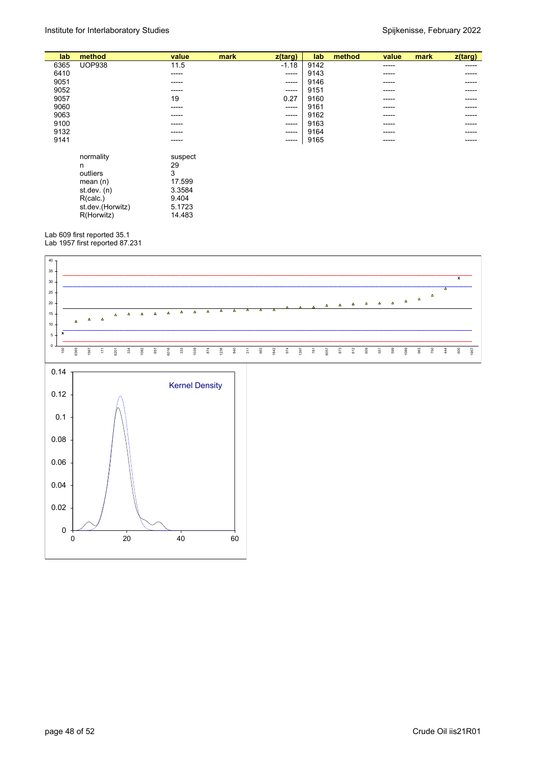| lab | method | value | mark | z(targ) | lab | method | value | mark | z(targ) |
|---|---|---|---|---|---|---|---|---|---|
| 6365 | UOP938 | 11.5 | | -1.18 | 9142 | | ----- | | ----- |
| 6410 | | ----- | | ----- | 9143 | | ----- | | ----- |
| 9051 | | ----- | | ----- | 9146 | | ----- | | ----- |
| 9052 | | ----- | | ----- | 9151 | | ----- | | ----- |
| 9057 | | 19 | | 0.27 | 9160 | | ----- | | ----- |
| 9060 | | ----- | | ----- | 9161 | | ----- | | ----- |
| 9063 | | ----- | | ----- | 9162 | | ----- | | ----- |
| 9100 | | ----- | | ----- | 9163 | | ----- | | ----- |
| 9132 | | ----- | | ----- | 9164 | | ----- | | ----- |
| 9141 | | ----- | | ----- | 9165 | | ----- | | ----- |

| | |
|---|---|
| normality | suspect |
| n | 29 |
| outliers | 3 |
| mean (n) | 17.599 |
| st.dev. (n) | 3.3584 |
| R(calc.) | 9.404 |
| st.dev.(Horwitz) | 5.1723 |
| R(Horwitz) | 14.483 |

Lab 609 first reported 35.1
Lab 1957 first reported 87.231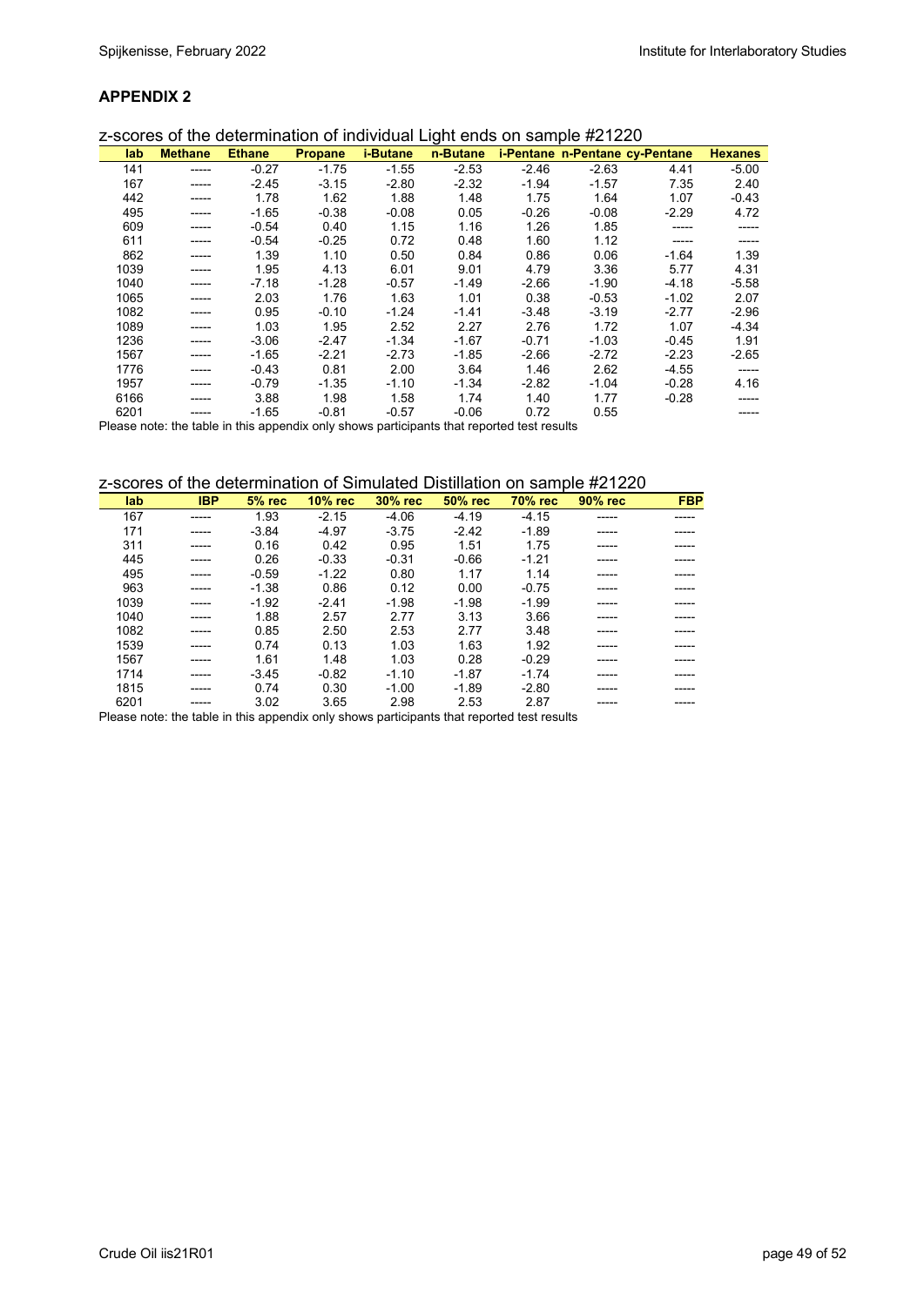## APPENDIX 2

z-scores of the determination of individual Light ends on sample #21220

| lab | Methane | Ethane | Propane | i-Butane | n-Butane | i-Pentane | n-Pentane | cy-Pentane | Hexanes |
|---|---|---|---|---|---|---|---|---|---|
| 141 | ----- | -0.27 | -1.75 | -1.55 | -2.53 | -2.46 | -2.63 | 4.41 | -5.00 |
| 167 | ----- | -2.45 | -3.15 | -2.80 | -2.32 | -1.94 | -1.57 | 7.35 | 2.40 |
| 442 | ----- | 1.78 | 1.62 | 1.88 | 1.48 | 1.75 | 1.64 | 1.07 | -0.43 |
| 495 | ----- | -1.65 | -0.38 | -0.08 | 0.05 | -0.26 | -0.08 | -2.29 | 4.72 |
| 609 | ----- | -0.54 | 0.40 | 1.15 | 1.16 | 1.26 | 1.85 | ----- | ----- |
| 611 | ----- | -0.54 | -0.25 | 0.72 | 0.48 | 1.60 | 1.12 | ----- | ----- |
| 862 | ----- | 1.39 | 1.10 | 0.50 | 0.84 | 0.86 | 0.06 | -1.64 | 1.39 |
| 1039 | ----- | 1.95 | 4.13 | 6.01 | 9.01 | 4.79 | 3.36 | 5.77 | 4.31 |
| 1040 | ----- | -7.18 | -1.28 | -0.57 | -1.49 | -2.66 | -1.90 | -4.18 | -5.58 |
| 1065 | ----- | 2.03 | 1.76 | 1.63 | 1.01 | 0.38 | -0.53 | -1.02 | 2.07 |
| 1082 | ----- | 0.95 | -0.10 | -1.24 | -1.41 | -3.48 | -3.19 | -2.77 | -2.96 |
| 1089 | ----- | 1.03 | 1.95 | 2.52 | 2.27 | 2.76 | 1.72 | 1.07 | -4.34 |
| 1236 | ----- | -3.06 | -2.47 | -1.34 | -1.67 | -0.71 | -1.03 | -0.45 | 1.91 |
| 1567 | ----- | -1.65 | -2.21 | -2.73 | -1.85 | -2.66 | -2.72 | -2.23 | -2.65 |
| 1776 | ----- | -0.43 | 0.81 | 2.00 | 3.64 | 1.46 | 2.62 | -4.55 | ----- |
| 1957 | ----- | -0.79 | -1.35 | -1.10 | -1.34 | -2.82 | -1.04 | -0.28 | 4.16 |
| 6166 | ----- | 3.88 | 1.98 | 1.58 | 1.74 | 1.40 | 1.77 | -0.28 | ----- |
| 6201 | ----- | -1.65 | -0.81 | -0.57 | -0.06 | 0.72 | 0.55 | | ----- |

Please note: the table in this appendix only shows participants that reported test results

z-scores of the determination of Simulated Distillation on sample #21220

| lab | IBP | 5% rec | 10% rec | 30% rec | 50% rec | 70% rec | 90% rec | FBP |
|---|---|---|---|---|---|---|---|---|
| 167 | ----- | 1.93 | -2.15 | -4.06 | -4.19 | -4.15 | ----- | ----- |
| 171 | ----- | -3.84 | -4.97 | -3.75 | -2.42 | -1.89 | ----- | ----- |
| 311 | ----- | 0.16 | 0.42 | 0.95 | 1.51 | 1.75 | ----- | ----- |
| 445 | ----- | 0.26 | -0.33 | -0.31 | -0.66 | -1.21 | ----- | ----- |
| 495 | ----- | -0.59 | -1.22 | 0.80 | 1.17 | 1.14 | ----- | ----- |
| 963 | ----- | -1.38 | 0.86 | 0.12 | 0.00 | -0.75 | ----- | ----- |
| 1039 | ----- | -1.92 | -2.41 | -1.98 | -1.98 | -1.99 | ----- | ----- |
| 1040 | ----- | 1.88 | 2.57 | 2.77 | 3.13 | 3.66 | ----- | ----- |
| 1082 | ----- | 0.85 | 2.50 | 2.53 | 2.77 | 3.48 | ----- | ----- |
| 1539 | ----- | 0.74 | 0.13 | 1.03 | 1.63 | 1.92 | ----- | ----- |
| 1567 | ----- | 1.61 | 1.48 | 1.03 | 0.28 | -0.29 | ----- | ----- |
| 1714 | ----- | -3.45 | -0.82 | -1.10 | -1.87 | -1.74 | ----- | ----- |
| 1815 | ----- | 0.74 | 0.30 | -1.00 | -1.89 | -2.80 | ----- | ----- |
| 6201 | ----- | 3.02 | 3.65 | 2.98 | 2.53 | 2.87 | ----- | ----- |

Please note: the table in this appendix only shows participants that reported test results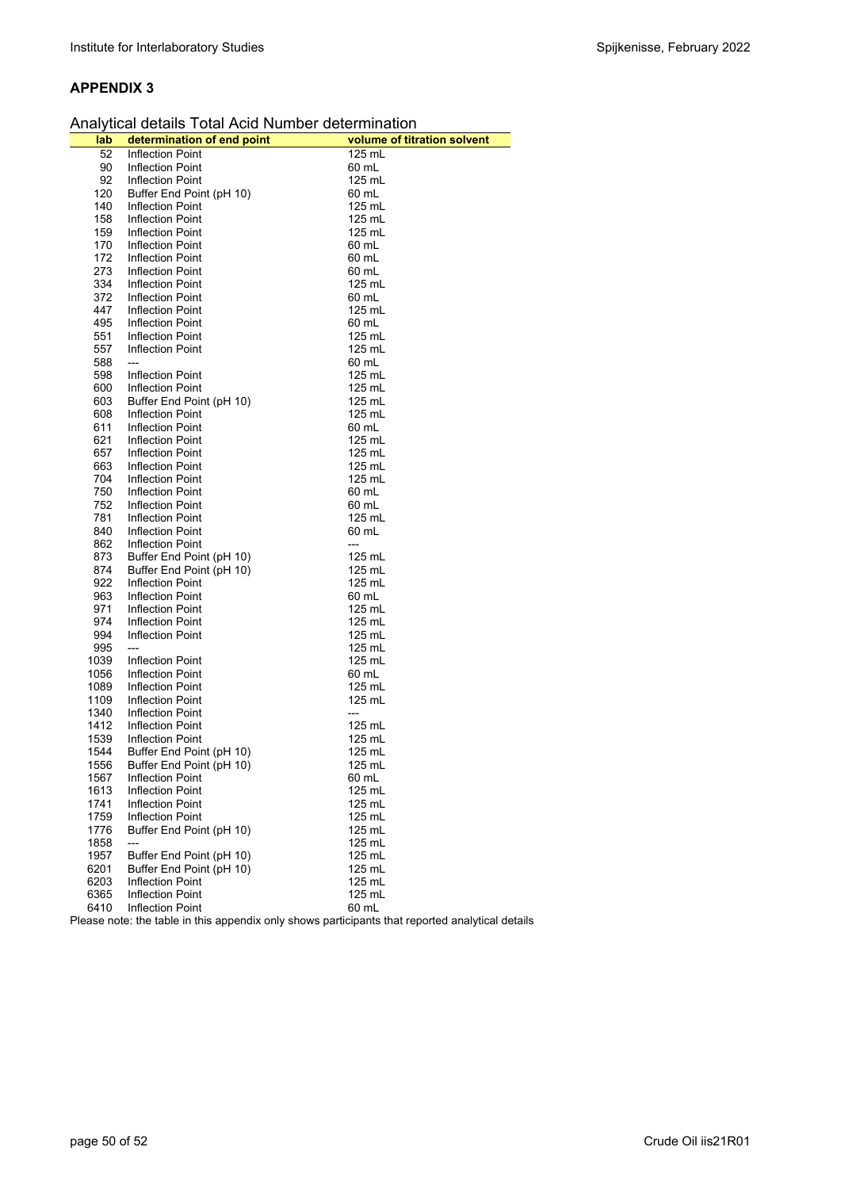## APPENDIX 3

Analytical details Total Acid Number determination

| lab | determination of end point | volume of titration solvent |
|---|---|---|
| 52 | Inflection Point | 125 mL |
| 90 | Inflection Point | 60 mL |
| 92 | Inflection Point | 125 mL |
| 120 | Buffer End Point (pH 10) | 60 mL |
| 140 | Inflection Point | 125 mL |
| 158 | Inflection Point | 125 mL |
| 159 | Inflection Point | 125 mL |
| 170 | Inflection Point | 60 mL |
| 172 | Inflection Point | 60 mL |
| 273 | Inflection Point | 60 mL |
| 334 | Inflection Point | 125 mL |
| 372 | Inflection Point | 60 mL |
| 447 | Inflection Point | 125 mL |
| 495 | Inflection Point | 60 mL |
| 551 | Inflection Point | 125 mL |
| 557 | Inflection Point | 125 mL |
| 588 | --- | 60 mL |
| 598 | Inflection Point | 125 mL |
| 600 | Inflection Point | 125 mL |
| 603 | Buffer End Point (pH 10) | 125 mL |
| 608 | Inflection Point | 125 mL |
| 611 | Inflection Point | 60 mL |
| 621 | Inflection Point | 125 mL |
| 657 | Inflection Point | 125 mL |
| 663 | Inflection Point | 125 mL |
| 704 | Inflection Point | 125 mL |
| 750 | Inflection Point | 60 mL |
| 752 | Inflection Point | 60 mL |
| 781 | Inflection Point | 125 mL |
| 840 | Inflection Point | 60 mL |
| 862 | Inflection Point | --- |
| 873 | Buffer End Point (pH 10) | 125 mL |
| 874 | Buffer End Point (pH 10) | 125 mL |
| 922 | Inflection Point | 125 mL |
| 963 | Inflection Point | 60 mL |
| 971 | Inflection Point | 125 mL |
| 974 | Inflection Point | 125 mL |
| 994 | Inflection Point | 125 mL |
| 995 | --- | 125 mL |
| 1039 | Inflection Point | 125 mL |
| 1056 | Inflection Point | 60 mL |
| 1089 | Inflection Point | 125 mL |
| 1109 | Inflection Point | 125 mL |
| 1340 | Inflection Point | --- |
| 1412 | Inflection Point | 125 mL |
| 1539 | Inflection Point | 125 mL |
| 1544 | Buffer End Point (pH 10) | 125 mL |
| 1556 | Buffer End Point (pH 10) | 125 mL |
| 1567 | Inflection Point | 60 mL |
| 1613 | Inflection Point | 125 mL |
| 1741 | Inflection Point | 125 mL |
| 1759 | Inflection Point | 125 mL |
| 1776 | Buffer End Point (pH 10) | 125 mL |
| 1858 | --- | 125 mL |
| 1957 | Buffer End Point (pH 10) | 125 mL |
| 6201 | Buffer End Point (pH 10) | 125 mL |
| 6203 | Inflection Point | 125 mL |
| 6365 | Inflection Point | 125 mL |
| 6410 | Inflection Point | 60 mL |

Please note: the table in this appendix only shows participants that reported analytical details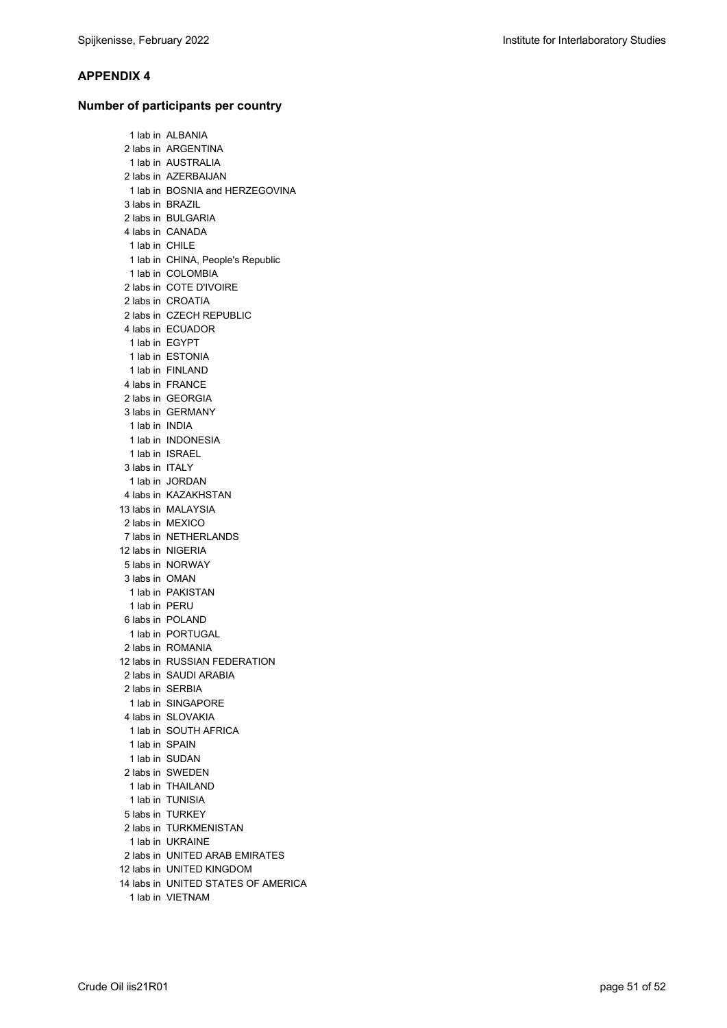## APPENDIX 4

### Number of participants per country

1 lab in ALBANIA
2 labs in ARGENTINA
1 lab in AUSTRALIA
2 labs in AZERBAIJAN
1 lab in BOSNIA and HERZEGOVINA
3 labs in BRAZIL
2 labs in BULGARIA
4 labs in CANADA
1 lab in CHILE
1 lab in CHINA, People's Republic
1 lab in COLOMBIA
2 labs in COTE D'IVOIRE
2 labs in CROATIA
2 labs in CZECH REPUBLIC
4 labs in ECUADOR
1 lab in EGYPT
1 lab in ESTONIA
1 lab in FINLAND
4 labs in FRANCE
2 labs in GEORGIA
3 labs in GERMANY
1 lab in INDIA
1 lab in INDONESIA
1 lab in ISRAEL
3 labs in ITALY
1 lab in JORDAN
4 labs in KAZAKHSTAN
13 labs in MALAYSIA
2 labs in MEXICO
7 labs in NETHERLANDS
12 labs in NIGERIA
5 labs in NORWAY
3 labs in OMAN
1 lab in PAKISTAN
1 lab in PERU
6 labs in POLAND
1 lab in PORTUGAL
2 labs in ROMANIA
12 labs in RUSSIAN FEDERATION
2 labs in SAUDI ARABIA
2 labs in SERBIA
1 lab in SINGAPORE
4 labs in SLOVAKIA
1 lab in SOUTH AFRICA
1 lab in SPAIN
1 lab in SUDAN
2 labs in SWEDEN
1 lab in THAILAND
1 lab in TUNISIA
5 labs in TURKEY
2 labs in TURKMENISTAN
1 lab in UKRAINE
2 labs in UNITED ARAB EMIRATES
12 labs in UNITED KINGDOM
14 labs in UNITED STATES OF AMERICA
1 lab in VIETNAM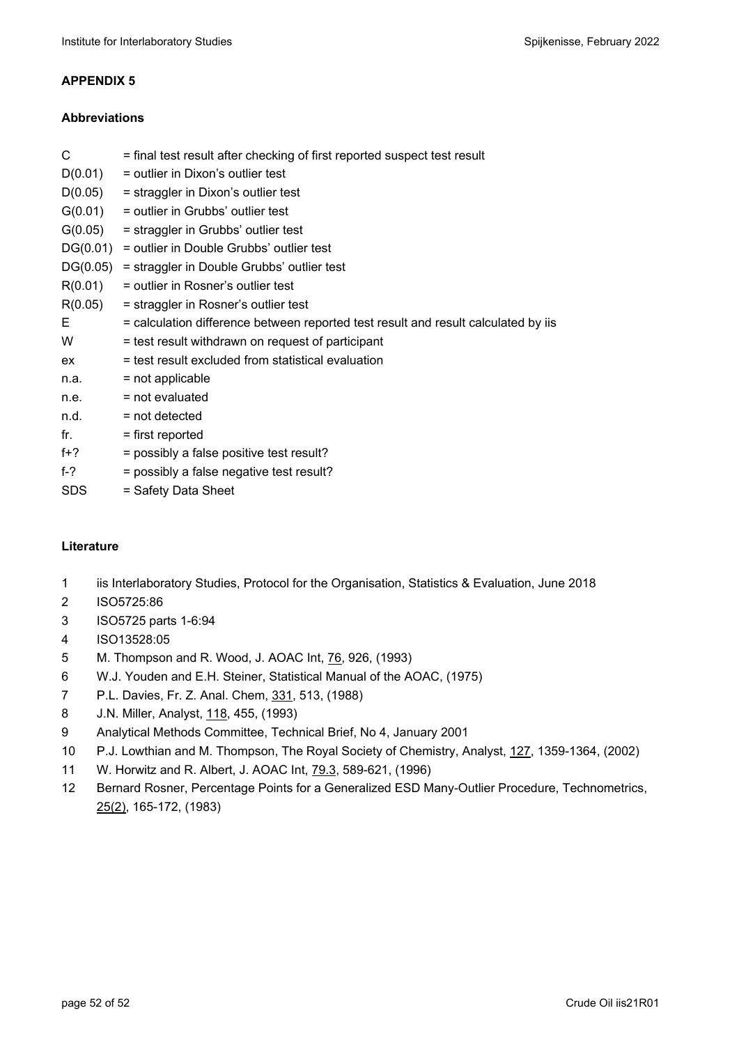**APPENDIX 5**

**Abbreviations**

| | |
|---|---|
| C | = final test result after checking of first reported suspect test result |
| D(0.01) | = outlier in Dixon's outlier test |
| D(0.05) | = straggler in Dixon's outlier test |
| G(0.01) | = outlier in Grubbs' outlier test |
| G(0.05) | = straggler in Grubbs' outlier test |
| DG(0.01) | = outlier in Double Grubbs' outlier test |
| DG(0.05) | = straggler in Double Grubbs' outlier test |
| R(0.01) | = outlier in Rosner's outlier test |
| R(0.05) | = straggler in Rosner's outlier test |
| E | = calculation difference between reported test result and result calculated by iis |
| W | = test result withdrawn on request of participant |
| ex | = test result excluded from statistical evaluation |
| n.a. | = not applicable |
| n.e. | = not evaluated |
| n.d. | = not detected |
| fr. | = first reported |
| f+? | = possibly a false positive test result? |
| f-? | = possibly a false negative test result? |
| SDS | = Safety Data Sheet |

**Literature**

1. iis Interlaboratory Studies, Protocol for the Organisation, Statistics & Evaluation, June 2018
2. ISO5725:86
3. ISO5725 parts 1-6:94
4. ISO13528:05
5. M. Thompson and R. Wood, J. AOAC Int, 76, 926, (1993)
6. W.J. Youden and E.H. Steiner, Statistical Manual of the AOAC, (1975)
7. P.L. Davies, Fr. Z. Anal. Chem, 331, 513, (1988)
8. J.N. Miller, Analyst, 118, 455, (1993)
9. Analytical Methods Committee, Technical Brief, No 4, January 2001
10. P.J. Lowthian and M. Thompson, The Royal Society of Chemistry, Analyst, 127, 1359-1364, (2002)
11. W. Horwitz and R. Albert, J. AOAC Int, 79.3, 589-621, (1996)
12. Bernard Rosner, Percentage Points for a Generalized ESD Many-Outlier Procedure, Technometrics, 25(2), 165-172, (1983)